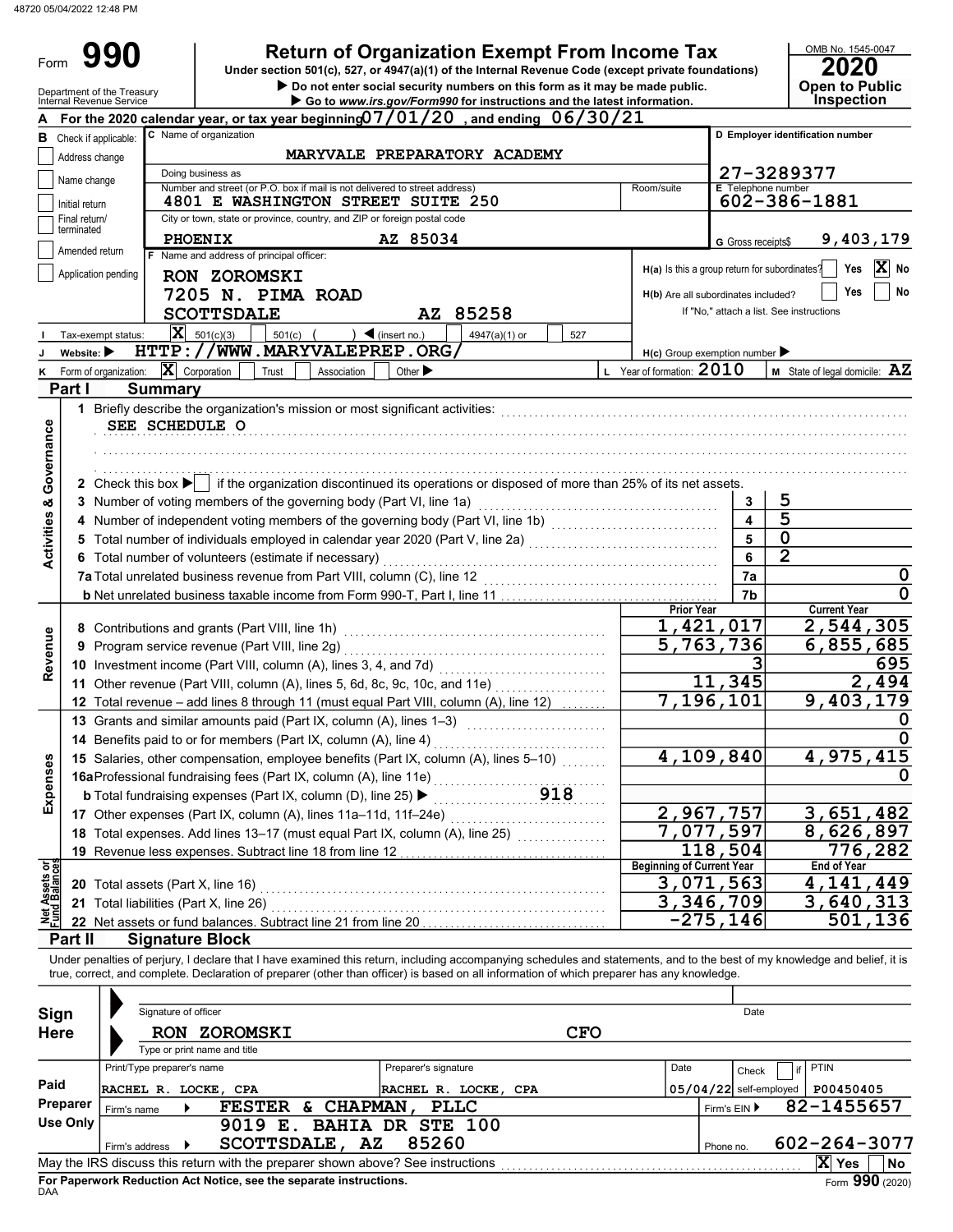48720 05/04/2022 12:48 PM

Form **990**

# Return of Organization Exempt From Income Tax

Under section 501(c), 527, or 4947(a)(1) of the Internal Revenue Code (except private foundations)

▶ Do not enter social security numbers on this form as it may be made public.

▶ Go to *www.irs.gov/Form990* for instructions and the latest information.

OMB No. 1545-0047

**2020**

**Open to Public Inspection**

Department of the Treasury
Internal Revenue Service

**A** For the 2020 calendar year, or tax year beginning 07/01/20 , and ending 06/30/21

**B** Check if applicable:
- [ ] Address change
- [ ] Name change
- [ ] Initial return
- [ ] Final return/terminated
- [ ] Amended return
- [ ] Application pending

**C** Name of organization: MARYVALE PREPARATORY ACADEMY

Doing business as

Number and street (or P.O. box if mail is not delivered to street address): 4801 E WASHINGTON STREET SUITE 250 — Room/suite

City or town, state or province, country, and ZIP or foreign postal code: PHOENIX AZ 85034

**D** Employer identification number: 27-3289377

**E** Telephone number: 602-386-1881

**G** Gross receipts$ 9,403,179

**F** Name and address of principal officer: RON ZOROMSKI, 7205 N. PIMA ROAD, SCOTTSDALE AZ 85258

H(a) Is this a group return for subordinates? [ ] Yes [X] No

H(b) Are all subordinates included? [ ] Yes [ ] No — If "No," attach a list. See instructions

**I** Tax-exempt status: [X] 501(c)(3) [ ] 501(c) ( ) ◀ (insert no.) [ ] 4947(a)(1) or [ ] 527

**J** Website: ▶ HTTP://WWW.MARYVALEPREP.ORG/

H(c) Group exemption number ▶

**K** Form of organization: [X] Corporation [ ] Trust [ ] Association [ ] Other ▶

**L** Year of formation: 2010

**M** State of legal domicile: AZ

## Part I Summary

**Activities & Governance**

1 Briefly describe the organization's mission or most significant activities: SEE SCHEDULE O

2 Check this box ▶ [ ] if the organization discontinued its operations or disposed of more than 25% of its net assets.

| | | Line | Value |
|---|---|---|---|
| 3 | Number of voting members of the governing body (Part VI, line 1a) | 3 | 5 |
| 4 | Number of independent voting members of the governing body (Part VI, line 1b) | 4 | 5 |
| 5 | Total number of individuals employed in calendar year 2020 (Part V, line 2a) | 5 | 0 |
| 6 | Total number of volunteers (estimate if necessary) | 6 | 2 |
| 7a | Total unrelated business revenue from Part VIII, column (C), line 12 | 7a | 0 |
| b | Net unrelated business taxable income from Form 990-T, Part I, line 11 | 7b | 0 |

| | | Prior Year | Current Year |
|---|---|---|---|
| **Revenue** | | | |
| 8 | Contributions and grants (Part VIII, line 1h) | 1,421,017 | 2,544,305 |
| 9 | Program service revenue (Part VIII, line 2g) | 5,763,736 | 6,855,685 |
| 10 | Investment income (Part VIII, column (A), lines 3, 4, and 7d) | 3 | 695 |
| 11 | Other revenue (Part VIII, column (A), lines 5, 6d, 8c, 9c, 10c, and 11e) | 11,345 | 2,494 |
| 12 | Total revenue – add lines 8 through 11 (must equal Part VIII, column (A), line 12) | 7,196,101 | 9,403,179 |
| **Expenses** | | | |
| 13 | Grants and similar amounts paid (Part IX, column (A), lines 1–3) | | 0 |
| 14 | Benefits paid to or for members (Part IX, column (A), line 4) | | 0 |
| 15 | Salaries, other compensation, employee benefits (Part IX, column (A), lines 5–10) | 4,109,840 | 4,975,415 |
| 16a | Professional fundraising fees (Part IX, column (A), line 11e) | | 0 |
| b | Total fundraising expenses (Part IX, column (D), line 25) ▶ 918 | | |
| 17 | Other expenses (Part IX, column (A), lines 11a–11d, 11f–24e) | 2,967,757 | 3,651,482 |
| 18 | Total expenses. Add lines 13–17 (must equal Part IX, column (A), line 25) | 7,077,597 | 8,626,897 |
| 19 | Revenue less expenses. Subtract line 18 from line 12 | 118,504 | 776,282 |

| **Net Assets or Fund Balances** | | Beginning of Current Year | End of Year |
|---|---|---|---|
| 20 | Total assets (Part X, line 16) | 3,071,563 | 4,141,449 |
| 21 | Total liabilities (Part X, line 26) | 3,346,709 | 3,640,313 |
| 22 | Net assets or fund balances. Subtract line 21 from line 20 | -275,146 | 501,136 |

## Part II Signature Block

Under penalties of perjury, I declare that I have examined this return, including accompanying schedules and statements, and to the best of my knowledge and belief, it is true, correct, and complete. Declaration of preparer (other than officer) is based on all information of which preparer has any knowledge.

**Sign Here** — Signature of officer — Date

RON ZOROMSKI CFO
Type or print name and title

**Paid Preparer Use Only**

| Print/Type preparer's name | Preparer's signature | Date | Check [ ] if self-employed | PTIN |
|---|---|---|---|---|
| RACHEL R. LOCKE, CPA | RACHEL R. LOCKE, CPA | 05/04/22 | | P00450405 |

Firm's name ▶ FESTER & CHAPMAN, PLLC — Firm's EIN ▶ 82-1455657

Firm's address ▶ 9019 E. BAHIA DR STE 100, SCOTTSDALE, AZ 85260 — Phone no. 602-264-3077

May the IRS discuss this return with the preparer shown above? See instructions [X] Yes [ ] No

**For Paperwork Reduction Act Notice, see the separate instructions.**

DAA Form **990** (2020)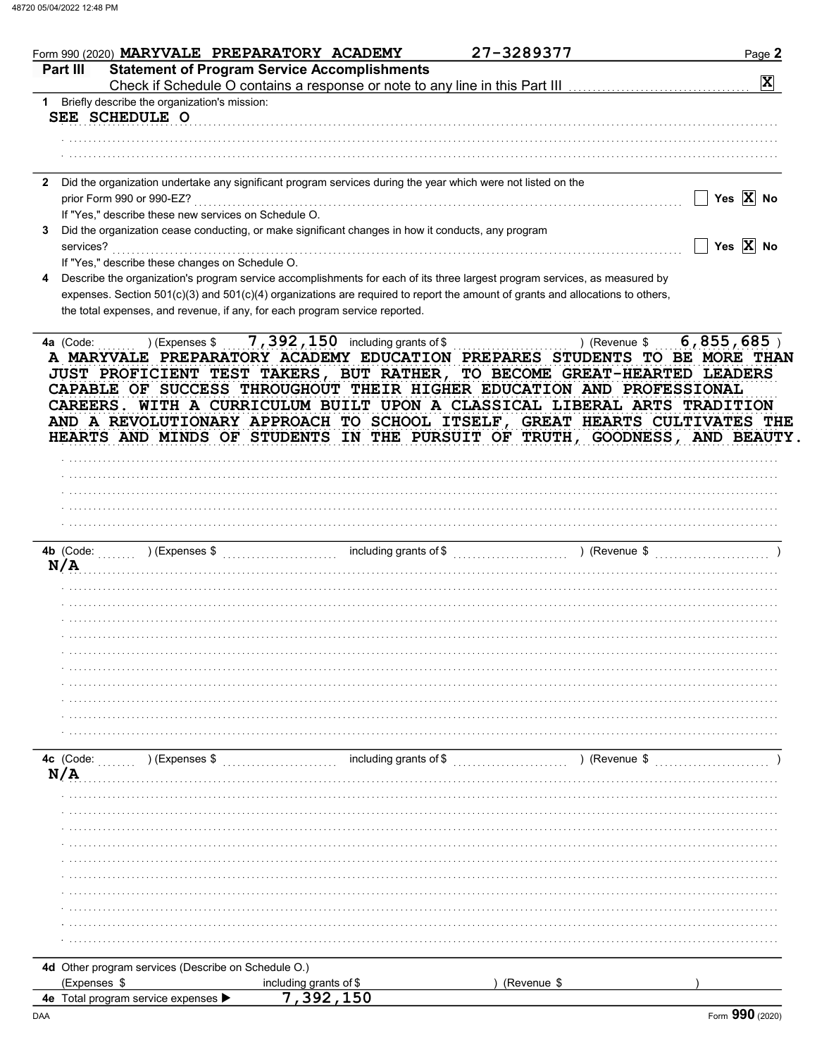Form 990 (2020) **MARYVALE PREPARATORY ACADEMY** 27-3289377 Page **2**

## Part III Statement of Program Service Accomplishments

Check if Schedule O contains a response or note to any line in this Part III .......... [X]

**1** Briefly describe the organization's mission:

SEE SCHEDULE O

**2** Did the organization undertake any significant program services during the year which were not listed on the prior Form 990 or 990-EZ? .......... [ ] Yes [X] No

If "Yes," describe these new services on Schedule O.

**3** Did the organization cease conducting, or make significant changes in how it conducts, any program services? .......... [ ] Yes [X] No

If "Yes," describe these changes on Schedule O.

**4** Describe the organization's program service accomplishments for each of its three largest program services, as measured by expenses. Section 501(c)(3) and 501(c)(4) organizations are required to report the amount of grants and allocations to others, the total expenses, and revenue, if any, for each program service reported.

**4a** (Code: ) (Expenses $ 7,392,150 including grants of $ ) (Revenue $ 6,855,685 )

A MARYVALE PREPARATORY ACADEMY EDUCATION PREPARES STUDENTS TO BE MORE THAN JUST PROFICIENT TEST TAKERS, BUT RATHER, TO BECOME GREAT-HEARTED LEADERS CAPABLE OF SUCCESS THROUGHOUT THEIR HIGHER EDUCATION AND PROFESSIONAL CAREERS. WITH A CURRICULUM BUILT UPON A CLASSICAL LIBERAL ARTS TRADITION AND A REVOLUTIONARY APPROACH TO SCHOOL ITSELF, GREAT HEARTS CULTIVATES THE HEARTS AND MINDS OF STUDENTS IN THE PURSUIT OF TRUTH, GOODNESS, AND BEAUTY.

**4b** (Code: ) (Expenses $ including grants of $ ) (Revenue $ )

N/A

**4c** (Code: ) (Expenses $ including grants of $ ) (Revenue $ )

N/A

**4d** Other program services (Describe on Schedule O.)

(Expenses $ including grants of $ ) (Revenue $ )

**4e** Total program service expenses ▶ 7,392,150

Form **990** (2020)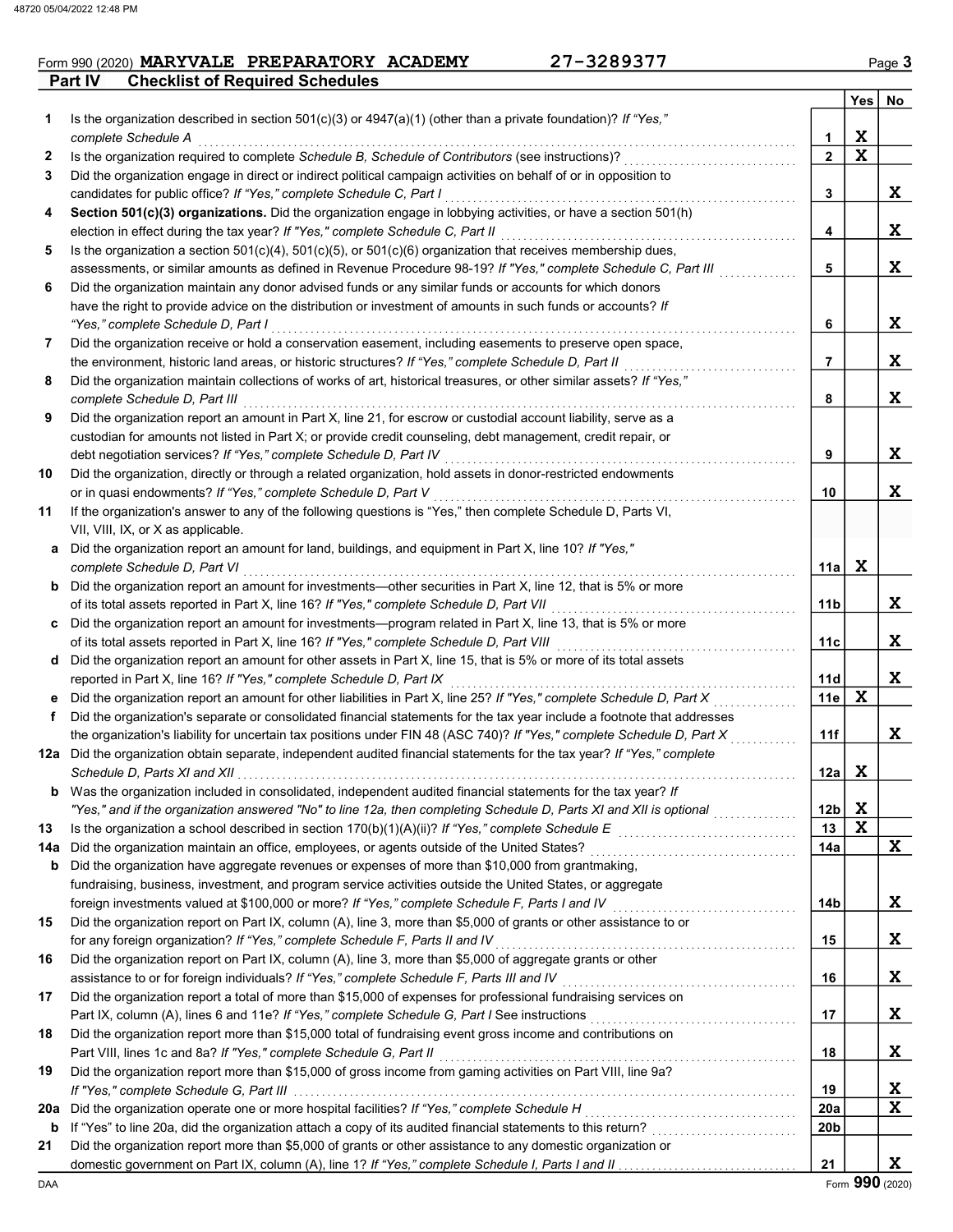Form 990 (2020) **MARYVALE PREPARATORY ACADEMY** 27-3289377

## Part IV Checklist of Required Schedules

| | | | Yes | No |
|---|---|---|---|---|
| **1** | Is the organization described in section 501(c)(3) or 4947(a)(1) (other than a private foundation)? *If "Yes," complete Schedule A* | **1** | X | |
| **2** | Is the organization required to complete *Schedule B, Schedule of Contributors* (see instructions)? | **2** | X | |
| **3** | Did the organization engage in direct or indirect political campaign activities on behalf of or in opposition to candidates for public office? *If "Yes," complete Schedule C, Part I* | **3** | | X |
| **4** | **Section 501(c)(3) organizations.** Did the organization engage in lobbying activities, or have a section 501(h) election in effect during the tax year? *If "Yes," complete Schedule C, Part II* | **4** | | X |
| **5** | Is the organization a section 501(c)(4), 501(c)(5), or 501(c)(6) organization that receives membership dues, assessments, or similar amounts as defined in Revenue Procedure 98-19? *If "Yes," complete Schedule C, Part III* | **5** | | X |
| **6** | Did the organization maintain any donor advised funds or any similar funds or accounts for which donors have the right to provide advice on the distribution or investment of amounts in such funds or accounts? *If "Yes," complete Schedule D, Part I* | **6** | | X |
| **7** | Did the organization receive or hold a conservation easement, including easements to preserve open space, the environment, historic land areas, or historic structures? *If "Yes," complete Schedule D, Part II* | **7** | | X |
| **8** | Did the organization maintain collections of works of art, historical treasures, or other similar assets? *If "Yes," complete Schedule D, Part III* | **8** | | X |
| **9** | Did the organization report an amount in Part X, line 21, for escrow or custodial account liability, serve as a custodian for amounts not listed in Part X; or provide credit counseling, debt management, credit repair, or debt negotiation services? *If "Yes," complete Schedule D, Part IV* | **9** | | X |
| **10** | Did the organization, directly or through a related organization, hold assets in donor-restricted endowments or in quasi endowments? *If "Yes," complete Schedule D, Part V* | **10** | | X |
| **11** | If the organization's answer to any of the following questions is "Yes," then complete Schedule D, Parts VI, VII, VIII, IX, or X as applicable. | | | |
| **a** | Did the organization report an amount for land, buildings, and equipment in Part X, line 10? *If "Yes," complete Schedule D, Part VI* | **11a** | X | |
| **b** | Did the organization report an amount for investments—other securities in Part X, line 12, that is 5% or more of its total assets reported in Part X, line 16? *If "Yes," complete Schedule D, Part VII* | **11b** | | X |
| **c** | Did the organization report an amount for investments—program related in Part X, line 13, that is 5% or more of its total assets reported in Part X, line 16? *If "Yes," complete Schedule D, Part VIII* | **11c** | | X |
| **d** | Did the organization report an amount for other assets in Part X, line 15, that is 5% or more of its total assets reported in Part X, line 16? *If "Yes," complete Schedule D, Part IX* | **11d** | | X |
| **e** | Did the organization report an amount for other liabilities in Part X, line 25? *If "Yes," complete Schedule D, Part X* | **11e** | X | |
| **f** | Did the organization's separate or consolidated financial statements for the tax year include a footnote that addresses the organization's liability for uncertain tax positions under FIN 48 (ASC 740)? *If "Yes," complete Schedule D, Part X* | **11f** | | X |
| **12a** | Did the organization obtain separate, independent audited financial statements for the tax year? *If "Yes," complete Schedule D, Parts XI and XII* | **12a** | X | |
| **b** | Was the organization included in consolidated, independent audited financial statements for the tax year? *If "Yes," and if the organization answered "No" to line 12a, then completing Schedule D, Parts XI and XII is optional* | **12b** | X | |
| **13** | Is the organization a school described in section 170(b)(1)(A)(ii)? *If "Yes," complete Schedule E* | **13** | X | |
| **14a** | Did the organization maintain an office, employees, or agents outside of the United States? | **14a** | | X |
| **b** | Did the organization have aggregate revenues or expenses of more than $10,000 from grantmaking, fundraising, business, investment, and program service activities outside the United States, or aggregate foreign investments valued at $100,000 or more? *If "Yes," complete Schedule F, Parts I and IV* | **14b** | | X |
| **15** | Did the organization report on Part IX, column (A), line 3, more than $5,000 of grants or other assistance to or for any foreign organization? *If "Yes," complete Schedule F, Parts II and IV* | **15** | | X |
| **16** | Did the organization report on Part IX, column (A), line 3, more than $5,000 of aggregate grants or other assistance to or for foreign individuals? *If "Yes," complete Schedule F, Parts III and IV* | **16** | | X |
| **17** | Did the organization report a total of more than $15,000 of expenses for professional fundraising services on Part IX, column (A), lines 6 and 11e? *If "Yes," complete Schedule G, Part I* See instructions | **17** | | X |
| **18** | Did the organization report more than $15,000 total of fundraising event gross income and contributions on Part VIII, lines 1c and 8a? *If "Yes," complete Schedule G, Part II* | **18** | | X |
| **19** | Did the organization report more than $15,000 of gross income from gaming activities on Part VIII, line 9a? *If "Yes," complete Schedule G, Part III* | **19** | | X |
| **20a** | Did the organization operate one or more hospital facilities? *If "Yes," complete Schedule H* | **20a** | | X |
| **b** | If "Yes" to line 20a, did the organization attach a copy of its audited financial statements to this return? | **20b** | | |
| **21** | Did the organization report more than $5,000 of grants or other assistance to any domestic organization or domestic government on Part IX, column (A), line 1? *If "Yes," complete Schedule I, Parts I and II* | **21** | | X |

Form **990** (2020)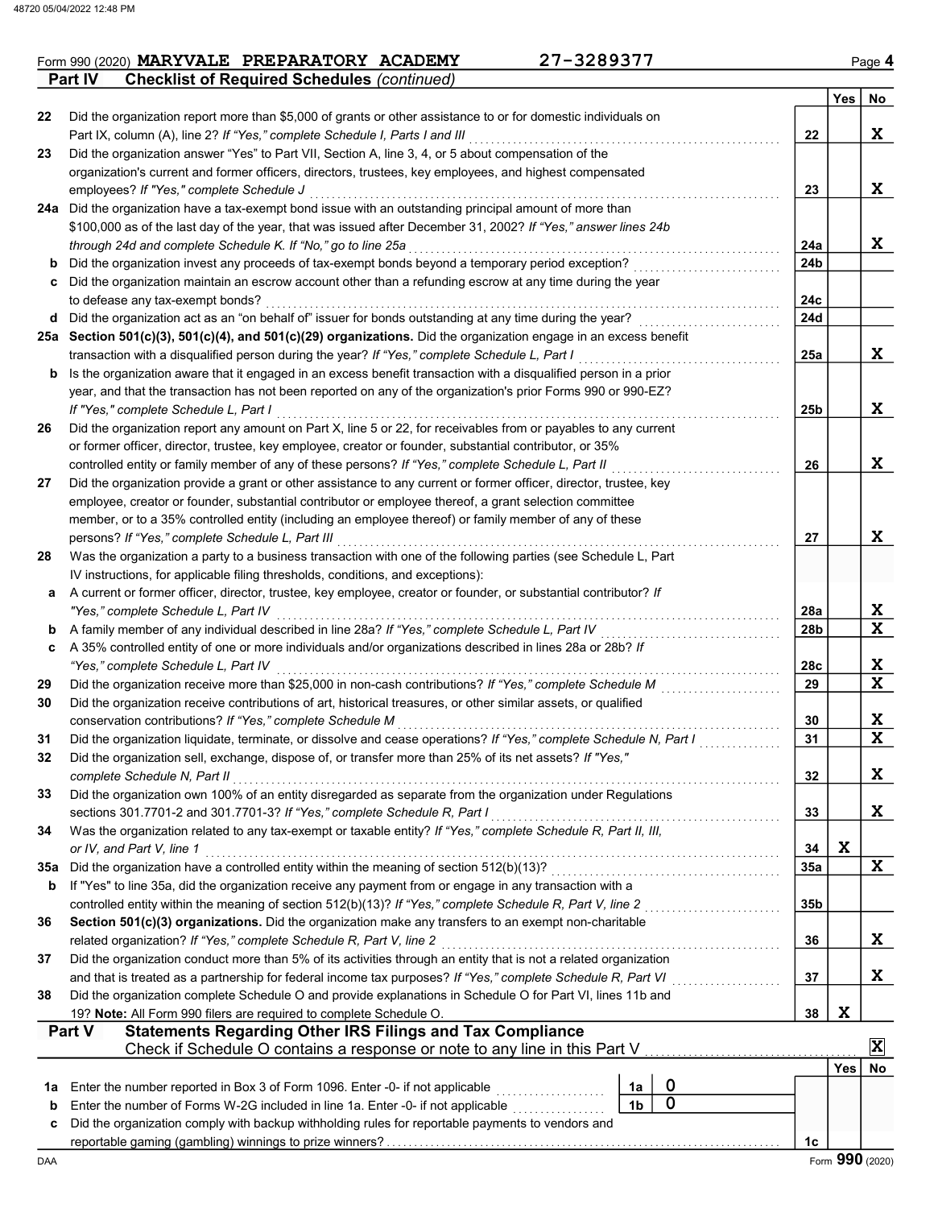Form 990 (2020) **MARYVALE PREPARATORY ACADEMY** 27-3289377 Page 4

**Part IV Checklist of Required Schedules** *(continued)*

| | | | Yes | No |
|---|---|---|---|---|
| 22 | Did the organization report more than $5,000 of grants or other assistance to or for domestic individuals on Part IX, column (A), line 2? *If "Yes," complete Schedule I, Parts I and III* | 22 | | X |
| 23 | Did the organization answer "Yes" to Part VII, Section A, line 3, 4, or 5 about compensation of the organization's current and former officers, directors, trustees, key employees, and highest compensated employees? *If "Yes," complete Schedule J* | 23 | | X |
| 24a | Did the organization have a tax-exempt bond issue with an outstanding principal amount of more than $100,000 as of the last day of the year, that was issued after December 31, 2002? *If "Yes," answer lines 24b through 24d and complete Schedule K. If "No," go to line 25a* | 24a | | X |
| b | Did the organization invest any proceeds of tax-exempt bonds beyond a temporary period exception? | 24b | | |
| c | Did the organization maintain an escrow account other than a refunding escrow at any time during the year to defease any tax-exempt bonds? | 24c | | |
| d | Did the organization act as an "on behalf of" issuer for bonds outstanding at any time during the year? | 24d | | |
| 25a | **Section 501(c)(3), 501(c)(4), and 501(c)(29) organizations.** Did the organization engage in an excess benefit transaction with a disqualified person during the year? *If "Yes," complete Schedule L, Part I* | 25a | | X |
| b | Is the organization aware that it engaged in an excess benefit transaction with a disqualified person in a prior year, and that the transaction has not been reported on any of the organization's prior Forms 990 or 990-EZ? *If "Yes," complete Schedule L, Part I* | 25b | | X |
| 26 | Did the organization report any amount on Part X, line 5 or 22, for receivables from or payables to any current or former officer, director, trustee, key employee, creator or founder, substantial contributor, or 35% controlled entity or family member of any of these persons? *If "Yes," complete Schedule L, Part II* | 26 | | X |
| 27 | Did the organization provide a grant or other assistance to any current or former officer, director, trustee, key employee, creator or founder, substantial contributor or employee thereof, a grant selection committee member, or to a 35% controlled entity (including an employee thereof) or family member of any of these persons? *If "Yes," complete Schedule L, Part III* | 27 | | X |
| 28 | Was the organization a party to a business transaction with one of the following parties (see Schedule L, Part IV instructions, for applicable filing thresholds, conditions, and exceptions): | | | |
| a | A current or former officer, director, trustee, key employee, creator or founder, or substantial contributor? *If "Yes," complete Schedule L, Part IV* | 28a | | X |
| b | A family member of any individual described in line 28a? *If "Yes," complete Schedule L, Part IV* | 28b | | X |
| c | A 35% controlled entity of one or more individuals and/or organizations described in lines 28a or 28b? *If "Yes," complete Schedule L, Part IV* | 28c | | X |
| 29 | Did the organization receive more than $25,000 in non-cash contributions? *If "Yes," complete Schedule M* | 29 | | X |
| 30 | Did the organization receive contributions of art, historical treasures, or other similar assets, or qualified conservation contributions? *If "Yes," complete Schedule M* | 30 | | X |
| 31 | Did the organization liquidate, terminate, or dissolve and cease operations? *If "Yes," complete Schedule N, Part I* | 31 | | X |
| 32 | Did the organization sell, exchange, dispose of, or transfer more than 25% of its net assets? *If "Yes," complete Schedule N, Part II* | 32 | | X |
| 33 | Did the organization own 100% of an entity disregarded as separate from the organization under Regulations sections 301.7701-2 and 301.7701-3? *If "Yes," complete Schedule R, Part I* | 33 | | X |
| 34 | Was the organization related to any tax-exempt or taxable entity? *If "Yes," complete Schedule R, Part II, III, or IV, and Part V, line 1* | 34 | X | |
| 35a | Did the organization have a controlled entity within the meaning of section 512(b)(13)? | 35a | | X |
| b | If "Yes" to line 35a, did the organization receive any payment from or engage in any transaction with a controlled entity within the meaning of section 512(b)(13)? *If "Yes," complete Schedule R, Part V, line 2* | 35b | | |
| 36 | **Section 501(c)(3) organizations.** Did the organization make any transfers to an exempt non-charitable related organization? *If "Yes," complete Schedule R, Part V, line 2* | 36 | | X |
| 37 | Did the organization conduct more than 5% of its activities through an entity that is not a related organization and that is treated as a partnership for federal income tax purposes? *If "Yes," complete Schedule R, Part VI* | 37 | | X |
| 38 | Did the organization complete Schedule O and provide explanations in Schedule O for Part VI, lines 11b and 19? **Note:** All Form 990 filers are required to complete Schedule O. | 38 | X | |

**Part V Statements Regarding Other IRS Filings and Tax Compliance**

Check if Schedule O contains a response or note to any line in this Part V [X]

| | | | | | Yes | No |
|---|---|---|---|---|---|---|
| 1a | Enter the number reported in Box 3 of Form 1096. Enter -0- if not applicable | 1a | 0 | | | |
| b | Enter the number of Forms W-2G included in line 1a. Enter -0- if not applicable | 1b | 0 | | | |
| c | Did the organization comply with backup withholding rules for reportable payments to vendors and reportable gaming (gambling) winnings to prize winners? | | | 1c | | |

Form **990** (2020)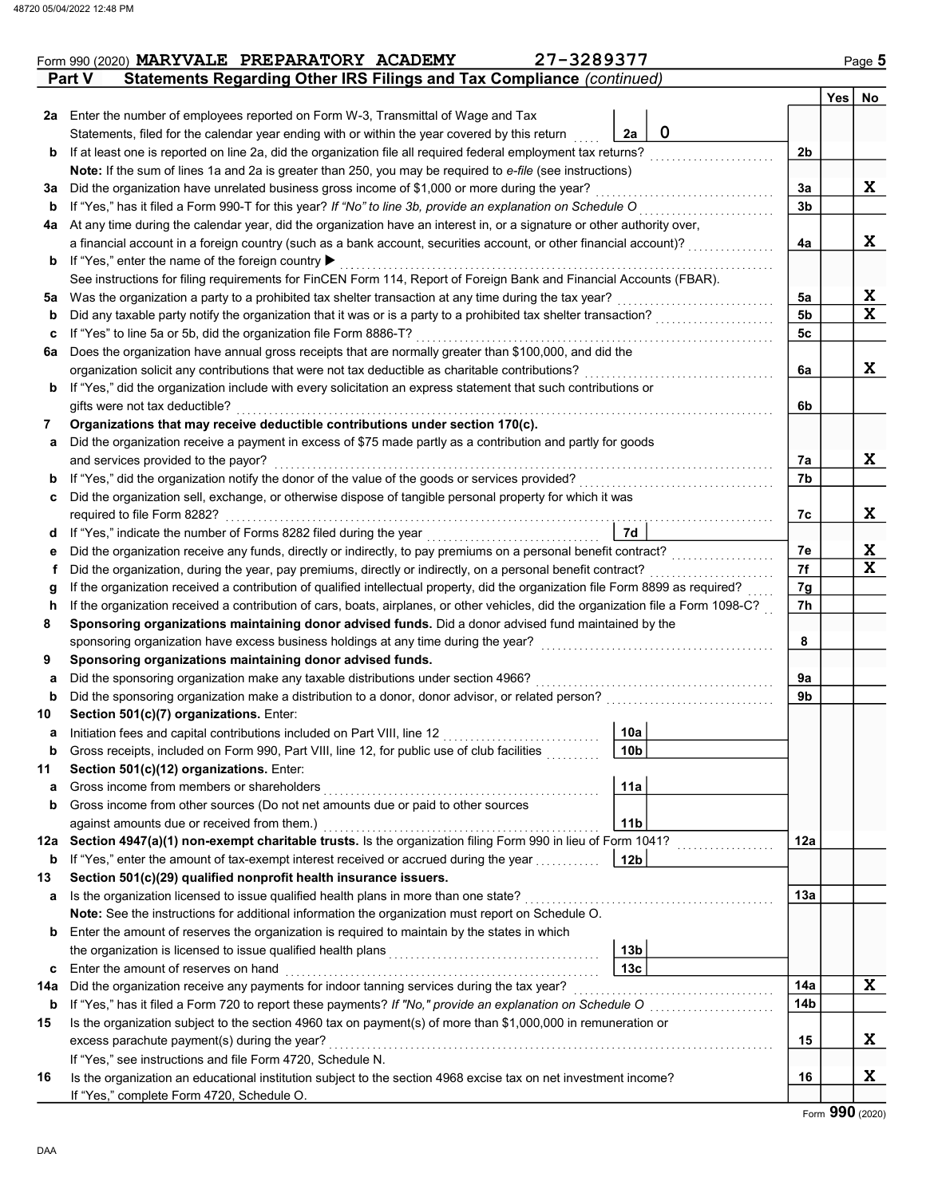Form 990 (2020) **MARYVALE PREPARATORY ACADEMY** 27-3289377

## Part V Statements Regarding Other IRS Filings and Tax Compliance *(continued)*

| | | | | | Yes | No |
|---|---|---|---|---|---|---|
| **2a** | Enter the number of employees reported on Form W-3, Transmittal of Wage and Tax Statements, filed for the calendar year ending with or within the year covered by this return | 2a | 0 | | | |
| **b** | If at least one is reported on line 2a, did the organization file all required federal employment tax returns? | | | 2b | | |
| | **Note:** If the sum of lines 1a and 2a is greater than 250, you may be required to *e-file* (see instructions) | | | | | |
| **3a** | Did the organization have unrelated business gross income of $1,000 or more during the year? | | | 3a | | X |
| **b** | If "Yes," has it filed a Form 990-T for this year? *If "No" to line 3b, provide an explanation on Schedule O* | | | 3b | | |
| **4a** | At any time during the calendar year, did the organization have an interest in, or a signature or other authority over, a financial account in a foreign country (such as a bank account, securities account, or other financial account)? | | | 4a | | X |
| **b** | If "Yes," enter the name of the foreign country ▶ | | | | | |
| | See instructions for filing requirements for FinCEN Form 114, Report of Foreign Bank and Financial Accounts (FBAR). | | | | | |
| **5a** | Was the organization a party to a prohibited tax shelter transaction at any time during the tax year? | | | 5a | | X |
| **b** | Did any taxable party notify the organization that it was or is a party to a prohibited tax shelter transaction? | | | 5b | | X |
| **c** | If "Yes" to line 5a or 5b, did the organization file Form 8886-T? | | | 5c | | |
| **6a** | Does the organization have annual gross receipts that are normally greater than $100,000, and did the organization solicit any contributions that were not tax deductible as charitable contributions? | | | 6a | | X |
| **b** | If "Yes," did the organization include with every solicitation an express statement that such contributions or gifts were not tax deductible? | | | 6b | | |
| **7** | **Organizations that may receive deductible contributions under section 170(c).** | | | | | |
| **a** | Did the organization receive a payment in excess of $75 made partly as a contribution and partly for goods and services provided to the payor? | | | 7a | | X |
| **b** | If "Yes," did the organization notify the donor of the value of the goods or services provided? | | | 7b | | |
| **c** | Did the organization sell, exchange, or otherwise dispose of tangible personal property for which it was required to file Form 8282? | | | 7c | | X |
| **d** | If "Yes," indicate the number of Forms 8282 filed during the year | 7d | | | | |
| **e** | Did the organization receive any funds, directly or indirectly, to pay premiums on a personal benefit contract? | | | 7e | | X |
| **f** | Did the organization, during the year, pay premiums, directly or indirectly, on a personal benefit contract? | | | 7f | | X |
| **g** | If the organization received a contribution of qualified intellectual property, did the organization file Form 8899 as required? | | | 7g | | |
| **h** | If the organization received a contribution of cars, boats, airplanes, or other vehicles, did the organization file a Form 1098-C? | | | 7h | | |
| **8** | **Sponsoring organizations maintaining donor advised funds.** Did a donor advised fund maintained by the sponsoring organization have excess business holdings at any time during the year? | | | 8 | | |
| **9** | **Sponsoring organizations maintaining donor advised funds.** | | | | | |
| **a** | Did the sponsoring organization make any taxable distributions under section 4966? | | | 9a | | |
| **b** | Did the sponsoring organization make a distribution to a donor, donor advisor, or related person? | | | 9b | | |
| **10** | **Section 501(c)(7) organizations.** Enter: | | | | | |
| **a** | Initiation fees and capital contributions included on Part VIII, line 12 | 10a | | | | |
| **b** | Gross receipts, included on Form 990, Part VIII, line 12, for public use of club facilities | 10b | | | | |
| **11** | **Section 501(c)(12) organizations.** Enter: | | | | | |
| **a** | Gross income from members or shareholders | 11a | | | | |
| **b** | Gross income from other sources (Do not net amounts due or paid to other sources against amounts due or received from them.) | 11b | | | | |
| **12a** | **Section 4947(a)(1) non-exempt charitable trusts.** Is the organization filing Form 990 in lieu of Form 1041? | | | 12a | | |
| **b** | If "Yes," enter the amount of tax-exempt interest received or accrued during the year | 12b | | | | |
| **13** | **Section 501(c)(29) qualified nonprofit health insurance issuers.** | | | | | |
| **a** | Is the organization licensed to issue qualified health plans in more than one state? | | | 13a | | |
| | **Note:** See the instructions for additional information the organization must report on Schedule O. | | | | | |
| **b** | Enter the amount of reserves the organization is required to maintain by the states in which the organization is licensed to issue qualified health plans | 13b | | | | |
| **c** | Enter the amount of reserves on hand | 13c | | | | |
| **14a** | Did the organization receive any payments for indoor tanning services during the tax year? | | | 14a | | X |
| **b** | If "Yes," has it filed a Form 720 to report these payments? *If "No," provide an explanation on Schedule O* | | | 14b | | |
| **15** | Is the organization subject to the section 4960 tax on payment(s) of more than $1,000,000 in remuneration or excess parachute payment(s) during the year? | | | 15 | | X |
| | If "Yes," see instructions and file Form 4720, Schedule N. | | | | | |
| **16** | Is the organization an educational institution subject to the section 4968 excise tax on net investment income? | | | 16 | | X |
| | If "Yes," complete Form 4720, Schedule O. | | | | | |

Form **990** (2020)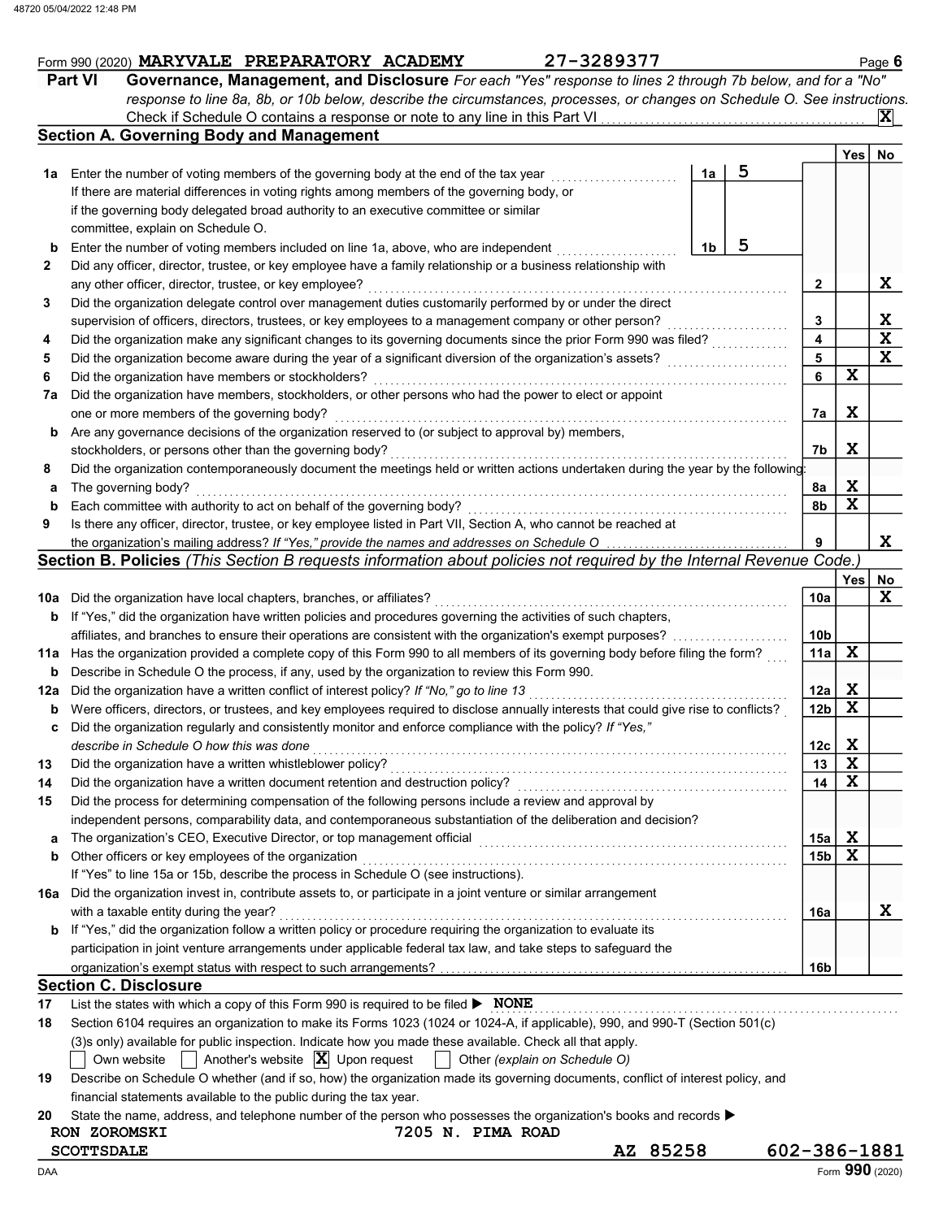Form 990 (2020) **MARYVALE PREPARATORY ACADEMY** 27-3289377 Page **6**

## Part VI Governance, Management, and Disclosure

*For each "Yes" response to lines 2 through 7b below, and for a "No" response to line 8a, 8b, or 10b below, describe the circumstances, processes, or changes on Schedule O. See instructions.*

Check if Schedule O contains a response or note to any line in this Part VI .......... **X**

### Section A. Governing Body and Management

| | | | | Line | Yes | No |
|---|---|---|---|---|---|---|
| **1a** | Enter the number of voting members of the governing body at the end of the tax year. If there are material differences in voting rights among members of the governing body, or if the governing body delegated broad authority to an executive committee or similar committee, explain on Schedule O. | 1a | 5 | | | |
| **b** | Enter the number of voting members included on line 1a, above, who are independent | 1b | 5 | | | |
| **2** | Did any officer, director, trustee, or key employee have a family relationship or a business relationship with any other officer, director, trustee, or key employee? | | | 2 | | X |
| **3** | Did the organization delegate control over management duties customarily performed by or under the direct supervision of officers, directors, trustees, or key employees to a management company or other person? | | | 3 | | X |
| **4** | Did the organization make any significant changes to its governing documents since the prior Form 990 was filed? | | | 4 | | X |
| **5** | Did the organization become aware during the year of a significant diversion of the organization's assets? | | | 5 | | X |
| **6** | Did the organization have members or stockholders? | | | 6 | X | |
| **7a** | Did the organization have members, stockholders, or other persons who had the power to elect or appoint one or more members of the governing body? | | | 7a | X | |
| **b** | Are any governance decisions of the organization reserved to (or subject to approval by) members, stockholders, or persons other than the governing body? | | | 7b | X | |
| **8** | Did the organization contemporaneously document the meetings held or written actions undertaken during the year by the following: | | | | | |
| **a** | The governing body? | | | 8a | X | |
| **b** | Each committee with authority to act on behalf of the governing body? | | | 8b | X | |
| **9** | Is there any officer, director, trustee, or key employee listed in Part VII, Section A, who cannot be reached at the organization's mailing address? *If "Yes," provide the names and addresses on Schedule O* | | | 9 | | X |

### Section B. Policies *(This Section B requests information about policies not required by the Internal Revenue Code.)*

| | | Line | Yes | No |
|---|---|---|---|---|
| **10a** | Did the organization have local chapters, branches, or affiliates? | 10a | | X |
| **b** | If "Yes," did the organization have written policies and procedures governing the activities of such chapters, affiliates, and branches to ensure their operations are consistent with the organization's exempt purposes? | 10b | | |
| **11a** | Has the organization provided a complete copy of this Form 990 to all members of its governing body before filing the form? | 11a | X | |
| **b** | Describe in Schedule O the process, if any, used by the organization to review this Form 990. | | | |
| **12a** | Did the organization have a written conflict of interest policy? *If "No," go to line 13* | 12a | X | |
| **b** | Were officers, directors, or trustees, and key employees required to disclose annually interests that could give rise to conflicts? | 12b | X | |
| **c** | Did the organization regularly and consistently monitor and enforce compliance with the policy? *If "Yes," describe in Schedule O how this was done* | 12c | X | |
| **13** | Did the organization have a written whistleblower policy? | 13 | X | |
| **14** | Did the organization have a written document retention and destruction policy? | 14 | X | |
| **15** | Did the process for determining compensation of the following persons include a review and approval by independent persons, comparability data, and contemporaneous substantiation of the deliberation and decision? | | | |
| **a** | The organization's CEO, Executive Director, or top management official | 15a | X | |
| **b** | Other officers or key employees of the organization | 15b | X | |
| | If "Yes" to line 15a or 15b, describe the process in Schedule O (see instructions). | | | |
| **16a** | Did the organization invest in, contribute assets to, or participate in a joint venture or similar arrangement with a taxable entity during the year? | 16a | | X |
| **b** | If "Yes," did the organization follow a written policy or procedure requiring the organization to evaluate its participation in joint venture arrangements under applicable federal tax law, and take steps to safeguard the organization's exempt status with respect to such arrangements? | 16b | | |

### Section C. Disclosure

**17** List the states with which a copy of this Form 990 is required to be filed ▶ **NONE**

**18** Section 6104 requires an organization to make its Forms 1023 (1024 or 1024-A, if applicable), 990, and 990-T (Section 501(c)(3)s only) available for public inspection. Indicate how you made these available. Check all that apply.

☐ Own website ☐ Another's website ☒ Upon request ☐ Other *(explain on Schedule O)*

**19** Describe on Schedule O whether (and if so, how) the organization made its governing documents, conflict of interest policy, and financial statements available to the public during the tax year.

**20** State the name, address, and telephone number of the person who possesses the organization's books and records ▶

RON ZOROMSKI 7205 N. PIMA ROAD
SCOTTSDALE AZ 85258 602-386-1881

Form **990** (2020)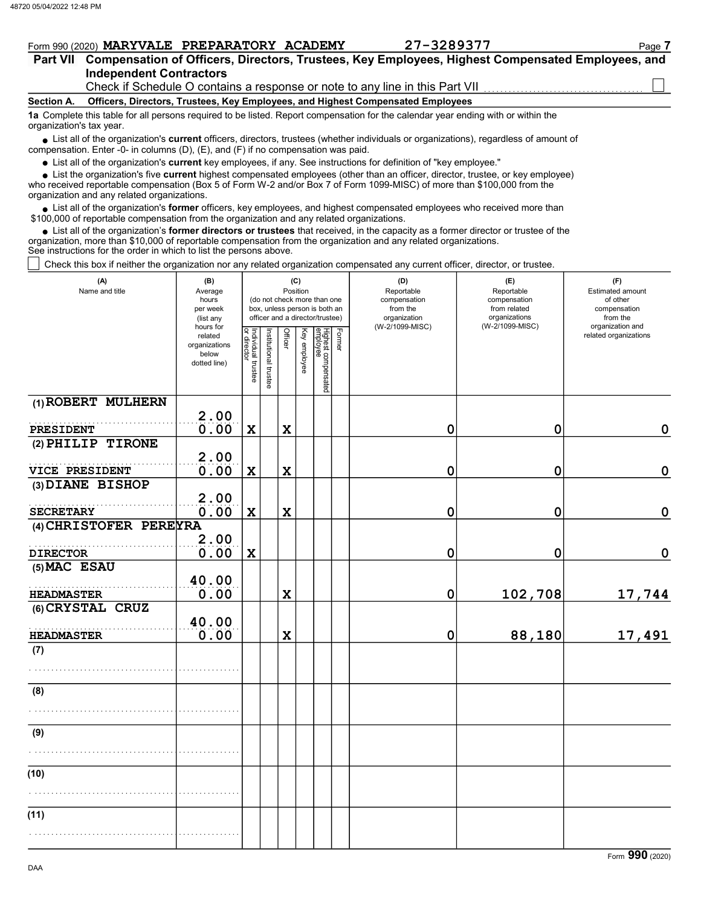Form 990 (2020) **MARYVALE PREPARATORY ACADEMY** 27-3289377

## Part VII Compensation of Officers, Directors, Trustees, Key Employees, Highest Compensated Employees, and Independent Contractors

Check if Schedule O contains a response or note to any line in this Part VII ☐

**Section A. Officers, Directors, Trustees, Key Employees, and Highest Compensated Employees**

**1a** Complete this table for all persons required to be listed. Report compensation for the calendar year ending with or within the organization's tax year.

- List all of the organization's **current** officers, directors, trustees (whether individuals or organizations), regardless of amount of compensation. Enter -0- in columns (D), (E), and (F) if no compensation was paid.
- List all of the organization's **current** key employees, if any. See instructions for definition of "key employee."
- List the organization's five **current** highest compensated employees (other than an officer, director, trustee, or key employee) who received reportable compensation (Box 5 of Form W-2 and/or Box 7 of Form 1099-MISC) of more than $100,000 from the organization and any related organizations.
- List all of the organization's **former** officers, key employees, and highest compensated employees who received more than $100,000 of reportable compensation from the organization and any related organizations.
- List all of the organization's **former directors or trustees** that received, in the capacity as a former director or trustee of the organization, more than $10,000 of reportable compensation from the organization and any related organizations.

See instructions for the order in which to list the persons above.

☐ Check this box if neither the organization nor any related organization compensated any current officer, director, or trustee.

| (A) Name and title | (B) Average hours per week (list any hours for related organizations below dotted line) | (C) Position: Individual trustee or director | Institutional trustee | Officer | Key employee | Highest compensated employee | Former | (D) Reportable compensation from the organization (W-2/1099-MISC) | (E) Reportable compensation from related organizations (W-2/1099-MISC) | (F) Estimated amount of other compensation from the organization and related organizations |
|---|---|---|---|---|---|---|---|---|---|---|
| (1) ROBERT MULHERN<br>PRESIDENT | 2.00<br>0.00 | X | | X | | | | 0 | 0 | 0 |
| (2) PHILIP TIRONE<br>VICE PRESIDENT | 2.00<br>0.00 | X | | X | | | | 0 | 0 | 0 |
| (3) DIANE BISHOP<br>SECRETARY | 2.00<br>0.00 | X | | X | | | | 0 | 0 | 0 |
| (4) CHRISTOFER PEREYRA<br>DIRECTOR | 2.00<br>0.00 | X | | | | | | 0 | 0 | 0 |
| (5) MAC ESAU<br>HEADMASTER | 40.00<br>0.00 | | | X | | | | 0 | 102,708 | 17,744 |
| (6) CRYSTAL CRUZ<br>HEADMASTER | 40.00<br>0.00 | | | X | | | | 0 | 88,180 | 17,491 |
| (7) | | | | | | | | | | |
| (8) | | | | | | | | | | |
| (9) | | | | | | | | | | |
| (10) | | | | | | | | | | |
| (11) | | | | | | | | | | |

Form **990** (2020)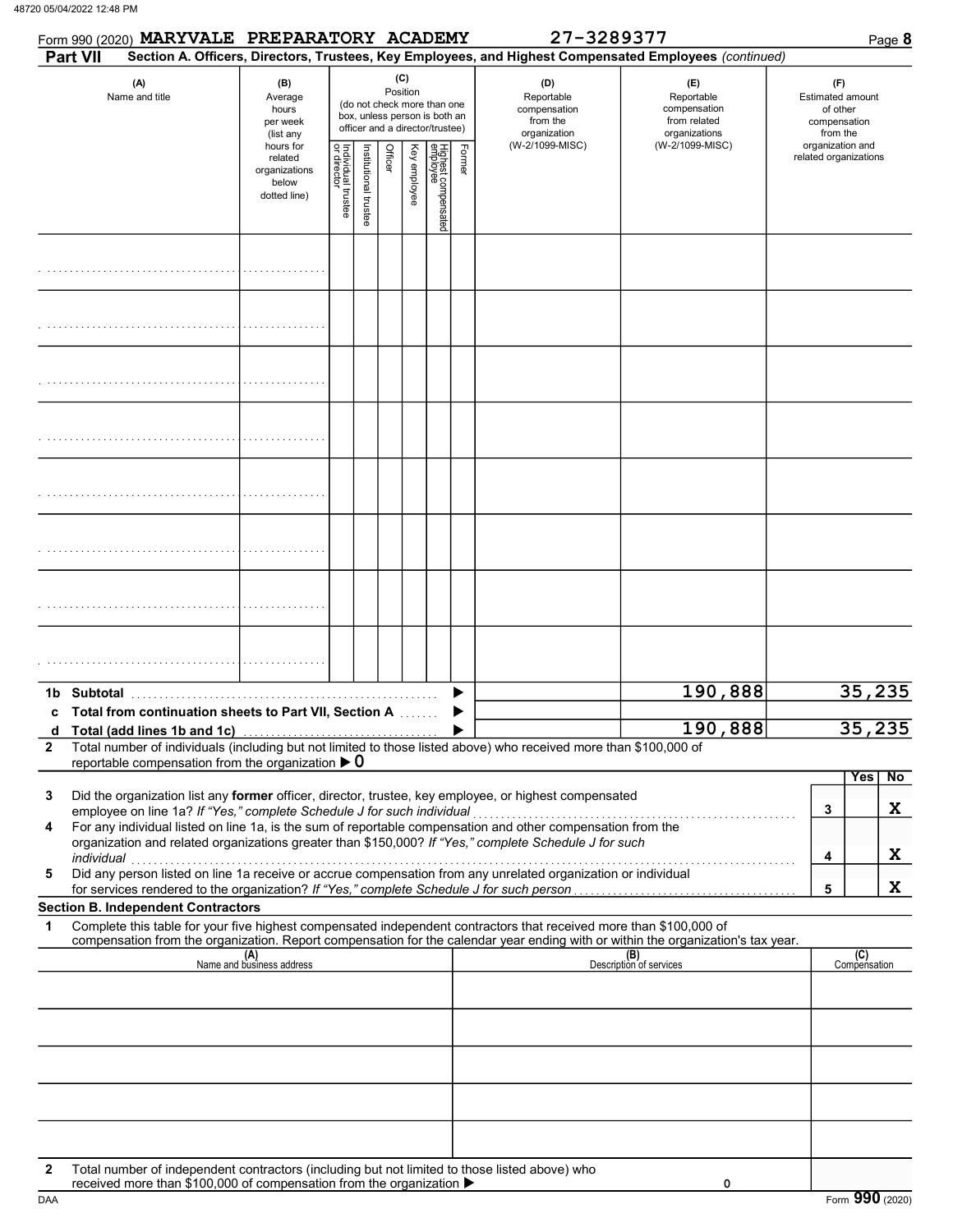Form 990 (2020) **MARYVALE PREPARATORY ACADEMY** 27-3289377

**Part VII** **Section A. Officers, Directors, Trustees, Key Employees, and Highest Compensated Employees** *(continued)*

| (A) Name and title | (B) Average hours per week (list any hours for related organizations below dotted line) | (C) Position (do not check more than one box, unless person is both an officer and a director/trustee): Individual trustee or director | Institutional trustee | Officer | Key employee | Highest compensated employee | Former | (D) Reportable compensation from the organization (W-2/1099-MISC) | (E) Reportable compensation from related organizations (W-2/1099-MISC) | (F) Estimated amount of other compensation from the organization and related organizations |
|---|---|---|---|---|---|---|---|---|---|---|
| | | | | | | | | | | |
| | | | | | | | | | | |
| | | | | | | | | | | |
| | | | | | | | | | | |
| | | | | | | | | | | |
| | | | | | | | | | | |
| | | | | | | | | | | |
| | | | | | | | | | | |
| **1b Subtotal** | | | | | | | | | 190,888 | 35,235 |
| **c Total from continuation sheets to Part VII, Section A** | | | | | | | | | | |
| **d Total (add lines 1b and 1c)** | | | | | | | | | 190,888 | 35,235 |

**2** Total number of individuals (including but not limited to those listed above) who received more than $100,000 of reportable compensation from the organization ▶ 0

| | | | Yes | No |
|---|---|---|---|---|
| **3** | Did the organization list any **former** officer, director, trustee, key employee, or highest compensated employee on line 1a? *If "Yes," complete Schedule J for such individual* | 3 | | X |
| **4** | For any individual listed on line 1a, is the sum of reportable compensation and other compensation from the organization and related organizations greater than $150,000? *If "Yes," complete Schedule J for such individual* | 4 | | X |
| **5** | Did any person listed on line 1a receive or accrue compensation from any unrelated organization or individual for services rendered to the organization? *If "Yes," complete Schedule J for such person* | 5 | | X |

**Section B. Independent Contractors**

**1** Complete this table for your five highest compensated independent contractors that received more than $100,000 of compensation from the organization. Report compensation for the calendar year ending with or within the organization's tax year.

| (A) Name and business address | (B) Description of services | (C) Compensation |
|---|---|---|
| | | |
| | | |
| | | |
| | | |
| | | |

**2** Total number of independent contractors (including but not limited to those listed above) who received more than $100,000 of compensation from the organization ▶ 0

Form **990** (2020)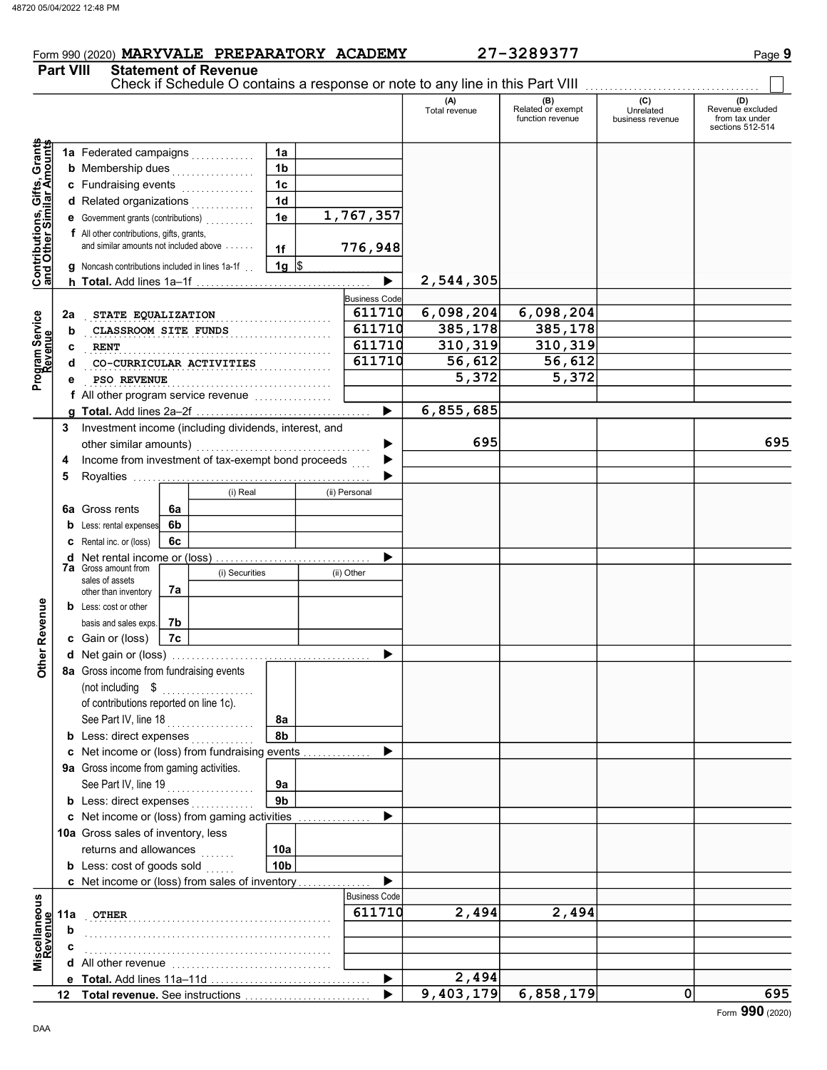Form 990 (2020) MARYVALE PREPARATORY ACADEMY 27-3289377

## Part VIII Statement of Revenue

Check if Schedule O contains a response or note to any line in this Part VIII ☐

| | | | | (A) Total revenue | (B) Related or exempt function revenue | (C) Unrelated business revenue | (D) Revenue excluded from tax under sections 512-514 |
|---|---|---|---|---|---|---|---|
| **Contributions, Gifts, Grants and Other Similar Amounts** | 1a Federated campaigns | 1a | | | | | |
| | b Membership dues | 1b | | | | | |
| | c Fundraising events | 1c | | | | | |
| | d Related organizations | 1d | | | | | |
| | e Government grants (contributions) | 1e | 1,767,357 | | | | |
| | f All other contributions, gifts, grants, and similar amounts not included above | 1f | 776,948 | | | | |
| | g Noncash contributions included in lines 1a-1f | 1g | $ | | | | |
| | h **Total.** Add lines 1a–1f | | ▶ | 2,544,305 | | | |
| **Program Service Revenue** | | | Business Code | | | | |
| | 2a STATE EQUALIZATION | | 611710 | 6,098,204 | 6,098,204 | | |
| | b CLASSROOM SITE FUNDS | | 611710 | 385,178 | 385,178 | | |
| | c RENT | | 611710 | 310,319 | 310,319 | | |
| | d CO-CURRICULAR ACTIVITIES | | 611710 | 56,612 | 56,612 | | |
| | e PSO REVENUE | | | 5,372 | 5,372 | | |
| | f All other program service revenue | | | | | | |
| | g **Total.** Add lines 2a–2f | | ▶ | 6,855,685 | | | |
| **Other Revenue** | 3 Investment income (including dividends, interest, and other similar amounts) | | ▶ | 695 | | | 695 |
| | 4 Income from investment of tax-exempt bond proceeds | | ▶ | | | | |
| | 5 Royalties | | ▶ | | | | |
| | | (i) Real | (ii) Personal | | | | |
| | 6a Gross rents | 6a | | | | | |
| | b Less: rental expenses | 6b | | | | | |
| | c Rental inc. or (loss) | 6c | | | | | |
| | d Net rental income or (loss) | | ▶ | | | | |
| | 7a Gross amount from sales of assets other than inventory | (i) Securities 7a | (ii) Other | | | | |
| | b Less: cost or other basis and sales exps. | 7b | | | | | |
| | c Gain or (loss) | 7c | | | | | |
| | d Net gain or (loss) | | ▶ | | | | |
| | 8a Gross income from fundraising events (not including $ of contributions reported on line 1c). See Part IV, line 18 | 8a | | | | | |
| | b Less: direct expenses | 8b | | | | | |
| | c Net income or (loss) from fundraising events | | ▶ | | | | |
| | 9a Gross income from gaming activities. See Part IV, line 19 | 9a | | | | | |
| | b Less: direct expenses | 9b | | | | | |
| | c Net income or (loss) from gaming activities | | ▶ | | | | |
| | 10a Gross sales of inventory, less returns and allowances | 10a | | | | | |
| | b Less: cost of goods sold | 10b | | | | | |
| | c Net income or (loss) from sales of inventory | | ▶ | | | | |
| **Miscellaneous Revenue** | | | Business Code | | | | |
| | 11a OTHER | | 611710 | 2,494 | 2,494 | | |
| | b | | | | | | |
| | c | | | | | | |
| | d All other revenue | | | | | | |
| | e **Total.** Add lines 11a–11d | | ▶ | 2,494 | | | |
| | 12 **Total revenue.** See instructions | | ▶ | 9,403,179 | 6,858,179 | 0 | 695 |

Form **990** (2020)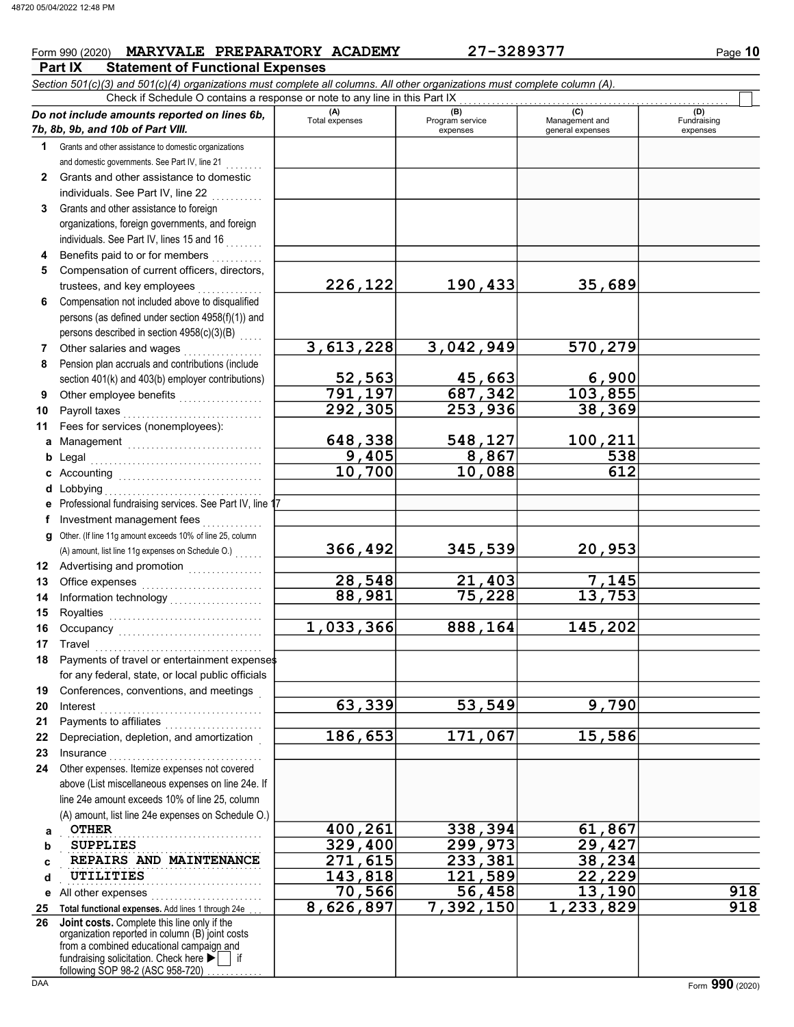Form 990 (2020) **MARYVALE PREPARATORY ACADEMY** 27-3289377

## Part IX Statement of Functional Expenses

*Section 501(c)(3) and 501(c)(4) organizations must complete all columns. All other organizations must complete column (A).*

Check if Schedule O contains a response or note to any line in this Part IX ☐

| *Do not include amounts reported on lines 6b, 7b, 8b, 9b, and 10b of Part VIII.* | (A) Total expenses | (B) Program service expenses | (C) Management and general expenses | (D) Fundraising expenses |
|---|---|---|---|---|
| 1 Grants and other assistance to domestic organizations and domestic governments. See Part IV, line 21 | | | | |
| 2 Grants and other assistance to domestic individuals. See Part IV, line 22 | | | | |
| 3 Grants and other assistance to foreign organizations, foreign governments, and foreign individuals. See Part IV, lines 15 and 16 | | | | |
| 4 Benefits paid to or for members | | | | |
| 5 Compensation of current officers, directors, trustees, and key employees | 226,122 | 190,433 | 35,689 | |
| 6 Compensation not included above to disqualified persons (as defined under section 4958(f)(1)) and persons described in section 4958(c)(3)(B) | | | | |
| 7 Other salaries and wages | 3,613,228 | 3,042,949 | 570,279 | |
| 8 Pension plan accruals and contributions (include section 401(k) and 403(b) employer contributions) | 52,563 | 45,663 | 6,900 | |
| 9 Other employee benefits | 791,197 | 687,342 | 103,855 | |
| 10 Payroll taxes | 292,305 | 253,936 | 38,369 | |
| 11 Fees for services (nonemployees): | | | | |
| a Management | 648,338 | 548,127 | 100,211 | |
| b Legal | 9,405 | 8,867 | 538 | |
| c Accounting | 10,700 | 10,088 | 612 | |
| d Lobbying | | | | |
| e Professional fundraising services. See Part IV, line 17 | | | | |
| f Investment management fees | | | | |
| g Other. (If line 11g amount exceeds 10% of line 25, column (A) amount, list line 11g expenses on Schedule O.) | 366,492 | 345,539 | 20,953 | |
| 12 Advertising and promotion | | | | |
| 13 Office expenses | 28,548 | 21,403 | 7,145 | |
| 14 Information technology | 88,981 | 75,228 | 13,753 | |
| 15 Royalties | | | | |
| 16 Occupancy | 1,033,366 | 888,164 | 145,202 | |
| 17 Travel | | | | |
| 18 Payments of travel or entertainment expenses for any federal, state, or local public officials | | | | |
| 19 Conferences, conventions, and meetings | | | | |
| 20 Interest | 63,339 | 53,549 | 9,790 | |
| 21 Payments to affiliates | | | | |
| 22 Depreciation, depletion, and amortization | 186,653 | 171,067 | 15,586 | |
| 23 Insurance | | | | |
| 24 Other expenses. Itemize expenses not covered above (List miscellaneous expenses on line 24e. If line 24e amount exceeds 10% of line 25, column (A) amount, list line 24e expenses on Schedule O.) | | | | |
| a OTHER | 400,261 | 338,394 | 61,867 | |
| b SUPPLIES | 329,400 | 299,973 | 29,427 | |
| c REPAIRS AND MAINTENANCE | 271,615 | 233,381 | 38,234 | |
| d UTILITIES | 143,818 | 121,589 | 22,229 | |
| e All other expenses | 70,566 | 56,458 | 13,190 | 918 |
| 25 **Total functional expenses.** Add lines 1 through 24e | 8,626,897 | 7,392,150 | 1,233,829 | 918 |
| 26 **Joint costs.** Complete this line only if the organization reported in column (B) joint costs from a combined educational campaign and fundraising solicitation. Check here ▶ ☐ if following SOP 98-2 (ASC 958-720) | | | | |

Form **990** (2020)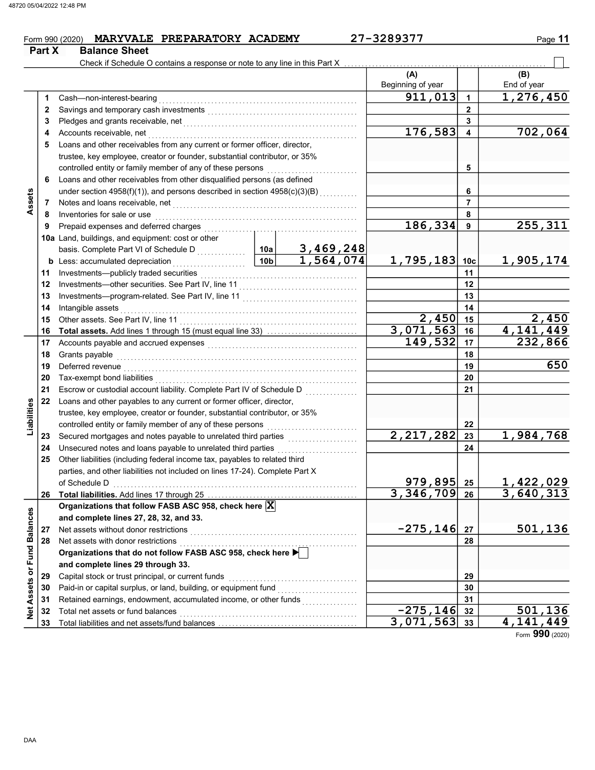Form 990 (2020) MARYVALE PREPARATORY ACADEMY 27-3289377

## Part X Balance Sheet

Check if Schedule O contains a response or note to any line in this Part X ☐

| Section | Line | Description | | | (A) Beginning of year | Line | (B) End of year |
|---|---|---|---|---|---|---|---|
| Assets | 1 | Cash—non-interest-bearing | | | 911,013 | 1 | 1,276,450 |
| | 2 | Savings and temporary cash investments | | | | 2 | |
| | 3 | Pledges and grants receivable, net | | | | 3 | |
| | 4 | Accounts receivable, net | | | 176,583 | 4 | 702,064 |
| | 5 | Loans and other receivables from any current or former officer, director, trustee, key employee, creator or founder, substantial contributor, or 35% controlled entity or family member of any of these persons | | | | 5 | |
| | 6 | Loans and other receivables from other disqualified persons (as defined under section 4958(f)(1)), and persons described in section 4958(c)(3)(B) | | | | 6 | |
| | 7 | Notes and loans receivable, net | | | | 7 | |
| | 8 | Inventories for sale or use | | | | 8 | |
| | 9 | Prepaid expenses and deferred charges | | | 186,334 | 9 | 255,311 |
| | 10a | Land, buildings, and equipment: cost or other basis. Complete Part VI of Schedule D | 10a | 3,469,248 | | | |
| | b | Less: accumulated depreciation | 10b | 1,564,074 | 1,795,183 | 10c | 1,905,174 |
| | 11 | Investments—publicly traded securities | | | | 11 | |
| | 12 | Investments—other securities. See Part IV, line 11 | | | | 12 | |
| | 13 | Investments—program-related. See Part IV, line 11 | | | | 13 | |
| | 14 | Intangible assets | | | | 14 | |
| | 15 | Other assets. See Part IV, line 11 | | | 2,450 | 15 | 2,450 |
| | 16 | **Total assets.** Add lines 1 through 15 (must equal line 33) | | | 3,071,563 | 16 | 4,141,449 |
| Liabilities | 17 | Accounts payable and accrued expenses | | | 149,532 | 17 | 232,866 |
| | 18 | Grants payable | | | | 18 | |
| | 19 | Deferred revenue | | | | 19 | 650 |
| | 20 | Tax-exempt bond liabilities | | | | 20 | |
| | 21 | Escrow or custodial account liability. Complete Part IV of Schedule D | | | | 21 | |
| | 22 | Loans and other payables to any current or former officer, director, trustee, key employee, creator or founder, substantial contributor, or 35% controlled entity or family member of any of these persons | | | | 22 | |
| | 23 | Secured mortgages and notes payable to unrelated third parties | | | 2,217,282 | 23 | 1,984,768 |
| | 24 | Unsecured notes and loans payable to unrelated third parties | | | | 24 | |
| | 25 | Other liabilities (including federal income tax, payables to related third parties, and other liabilities not included on lines 17-24). Complete Part X of Schedule D | | | 979,895 | 25 | 1,422,029 |
| | 26 | **Total liabilities.** Add lines 17 through 25 | | | 3,346,709 | 26 | 3,640,313 |
| Net Assets or Fund Balances | | **Organizations that follow FASB ASC 958, check here** ☒ **and complete lines 27, 28, 32, and 33.** | | | | | |
| | 27 | Net assets without donor restrictions | | | -275,146 | 27 | 501,136 |
| | 28 | Net assets with donor restrictions | | | | 28 | |
| | | **Organizations that do not follow FASB ASC 958, check here** ☐ **and complete lines 29 through 33.** | | | | | |
| | 29 | Capital stock or trust principal, or current funds | | | | 29 | |
| | 30 | Paid-in or capital surplus, or land, building, or equipment fund | | | | 30 | |
| | 31 | Retained earnings, endowment, accumulated income, or other funds | | | | 31 | |
| | 32 | Total net assets or fund balances | | | -275,146 | 32 | 501,136 |
| | 33 | Total liabilities and net assets/fund balances | | | 3,071,563 | 33 | 4,141,449 |

Form **990** (2020)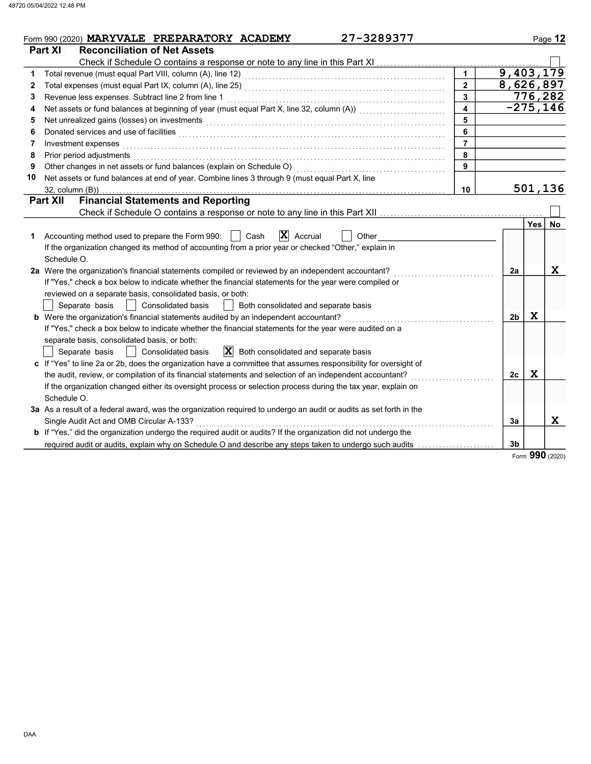Form 990 (2020) **MARYVALE PREPARATORY ACADEMY** 27-3289377

## Part XI Reconciliation of Net Assets

Check if Schedule O contains a response or note to any line in this Part XI ☐

| | | | |
|---|---|---|---|
| 1 | Total revenue (must equal Part VIII, column (A), line 12) | 1 | 9,403,179 |
| 2 | Total expenses (must equal Part IX, column (A), line 25) | 2 | 8,626,897 |
| 3 | Revenue less expenses. Subtract line 2 from line 1 | 3 | 776,282 |
| 4 | Net assets or fund balances at beginning of year (must equal Part X, line 32, column (A)) | 4 | -275,146 |
| 5 | Net unrealized gains (losses) on investments | 5 | |
| 6 | Donated services and use of facilities | 6 | |
| 7 | Investment expenses | 7 | |
| 8 | Prior period adjustments | 8 | |
| 9 | Other changes in net assets or fund balances (explain on Schedule O) | 9 | |
| 10 | Net assets or fund balances at end of year. Combine lines 3 through 9 (must equal Part X, line 32, column (B)) | 10 | 501,136 |

## Part XII Financial Statements and Reporting

Check if Schedule O contains a response or note to any line in this Part XII ☐

| | | | Yes | No |
|---|---|---|---|---|
| 1 | Accounting method used to prepare the Form 990: ☐ Cash ☒ Accrual ☐ Other<br>If the organization changed its method of accounting from a prior year or checked "Other," explain in Schedule O. | | | |
| 2a | Were the organization's financial statements compiled or reviewed by an independent accountant?<br>If "Yes," check a box below to indicate whether the financial statements for the year were compiled or reviewed on a separate basis, consolidated basis, or both:<br>☐ Separate basis ☐ Consolidated basis ☐ Both consolidated and separate basis | 2a | | X |
| b | Were the organization's financial statements audited by an independent accountant?<br>If "Yes," check a box below to indicate whether the financial statements for the year were audited on a separate basis, consolidated basis, or both:<br>☐ Separate basis ☐ Consolidated basis ☒ Both consolidated and separate basis | 2b | X | |
| c | If "Yes" to line 2a or 2b, does the organization have a committee that assumes responsibility for oversight of the audit, review, or compilation of its financial statements and selection of an independent accountant?<br>If the organization changed either its oversight process or selection process during the tax year, explain on Schedule O. | 2c | X | |
| 3a | As a result of a federal award, was the organization required to undergo an audit or audits as set forth in the Single Audit Act and OMB Circular A-133? | 3a | | X |
| b | If "Yes," did the organization undergo the required audit or audits? If the organization did not undergo the required audit or audits, explain why on Schedule O and describe any steps taken to undergo such audits | 3b | | |

Form **990** (2020)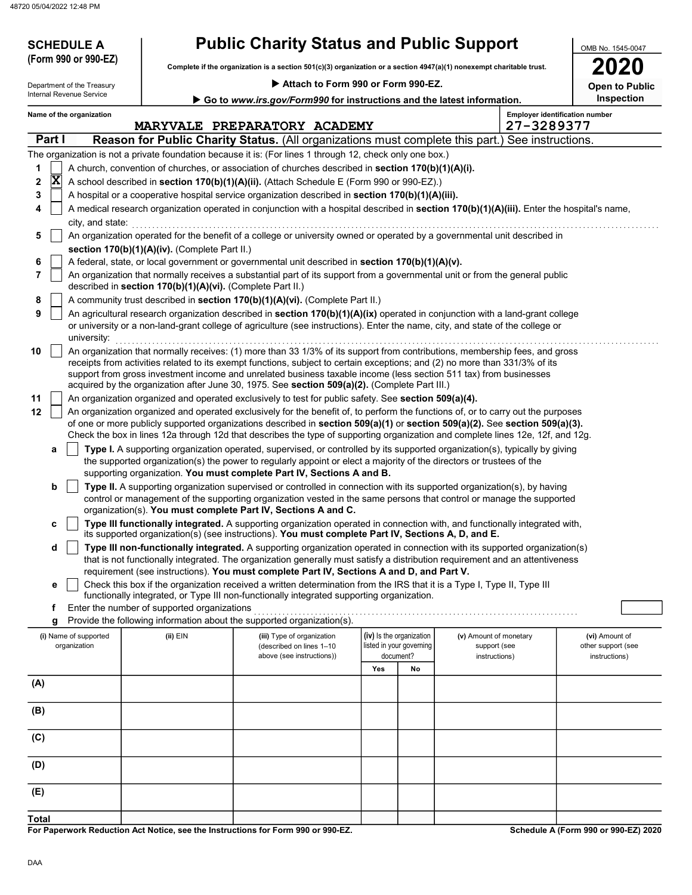**SCHEDULE A (Form 990 or 990-EZ)**

Department of the Treasury
Internal Revenue Service

# Public Charity Status and Public Support

**Complete if the organization is a section 501(c)(3) organization or a section 4947(a)(1) nonexempt charitable trust.**

▶ **Attach to Form 990 or Form 990-EZ.**

▶ **Go to *www.irs.gov/Form990* for instructions and the latest information.**

OMB No. 1545-0047

**2020**

**Open to Public Inspection**

Name of the organization: MARYVALE PREPARATORY ACADEMY

Employer identification number: 27-3289377

## Part I Reason for Public Charity Status. (All organizations must complete this part.) See instructions.

The organization is not a private foundation because it is: (For lines 1 through 12, check only one box.)

1. [ ] A church, convention of churches, or association of churches described in **section 170(b)(1)(A)(i).**
2. [X] A school described in **section 170(b)(1)(A)(ii).** (Attach Schedule E (Form 990 or 990-EZ).)
3. [ ] A hospital or a cooperative hospital service organization described in **section 170(b)(1)(A)(iii).**
4. [ ] A medical research organization operated in conjunction with a hospital described in **section 170(b)(1)(A)(iii).** Enter the hospital's name, city, and state:
5. [ ] An organization operated for the benefit of a college or university owned or operated by a governmental unit described in **section 170(b)(1)(A)(iv).** (Complete Part II.)
6. [ ] A federal, state, or local government or governmental unit described in **section 170(b)(1)(A)(v).**
7. [ ] An organization that normally receives a substantial part of its support from a governmental unit or from the general public described in **section 170(b)(1)(A)(vi).** (Complete Part II.)
8. [ ] A community trust described in **section 170(b)(1)(A)(vi).** (Complete Part II.)
9. [ ] An agricultural research organization described in **section 170(b)(1)(A)(ix)** operated in conjunction with a land-grant college or university or a non-land-grant college of agriculture (see instructions). Enter the name, city, and state of the college or university:
10. [ ] An organization that normally receives: (1) more than 33 1/3% of its support from contributions, membership fees, and gross receipts from activities related to its exempt functions, subject to certain exceptions; and (2) no more than 331/3% of its support from gross investment income and unrelated business taxable income (less section 511 tax) from businesses acquired by the organization after June 30, 1975. See **section 509(a)(2).** (Complete Part III.)
11. [ ] An organization organized and operated exclusively to test for public safety. See **section 509(a)(4).**
12. [ ] An organization organized and operated exclusively for the benefit of, to perform the functions of, or to carry out the purposes of one or more publicly supported organizations described in **section 509(a)(1)** or **section 509(a)(2).** See **section 509(a)(3).** Check the box in lines 12a through 12d that describes the type of supporting organization and complete lines 12e, 12f, and 12g.
   - **a** [ ] **Type I.** A supporting organization operated, supervised, or controlled by its supported organization(s), typically by giving the supported organization(s) the power to regularly appoint or elect a majority of the directors or trustees of the supporting organization. **You must complete Part IV, Sections A and B.**
   - **b** [ ] **Type II.** A supporting organization supervised or controlled in connection with its supported organization(s), by having control or management of the supporting organization vested in the same persons that control or manage the supported organization(s). **You must complete Part IV, Sections A and C.**
   - **c** [ ] **Type III functionally integrated.** A supporting organization operated in connection with, and functionally integrated with, its supported organization(s) (see instructions). **You must complete Part IV, Sections A, D, and E.**
   - **d** [ ] **Type III non-functionally integrated.** A supporting organization operated in connection with its supported organization(s) that is not functionally integrated. The organization generally must satisfy a distribution requirement and an attentiveness requirement (see instructions). **You must complete Part IV, Sections A and D, and Part V.**
   - **e** [ ] Check this box if the organization received a written determination from the IRS that it is a Type I, Type II, Type III functionally integrated, or Type III non-functionally integrated supporting organization.
   - **f** Enter the number of supported organizations
   - **g** Provide the following information about the supported organization(s).

| (i) Name of supported organization | (ii) EIN | (iii) Type of organization (described on lines 1–10 above (see instructions)) | (iv) Is the organization listed in your governing document? Yes | No | (v) Amount of monetary support (see instructions) | (vi) Amount of other support (see instructions) |
|---|---|---|---|---|---|---|
| (A) | | | | | | |
| (B) | | | | | | |
| (C) | | | | | | |
| (D) | | | | | | |
| (E) | | | | | | |
| **Total** | | | | | | |

**For Paperwork Reduction Act Notice, see the Instructions for Form 990 or 990-EZ.**

**Schedule A (Form 990 or 990-EZ) 2020**

DAA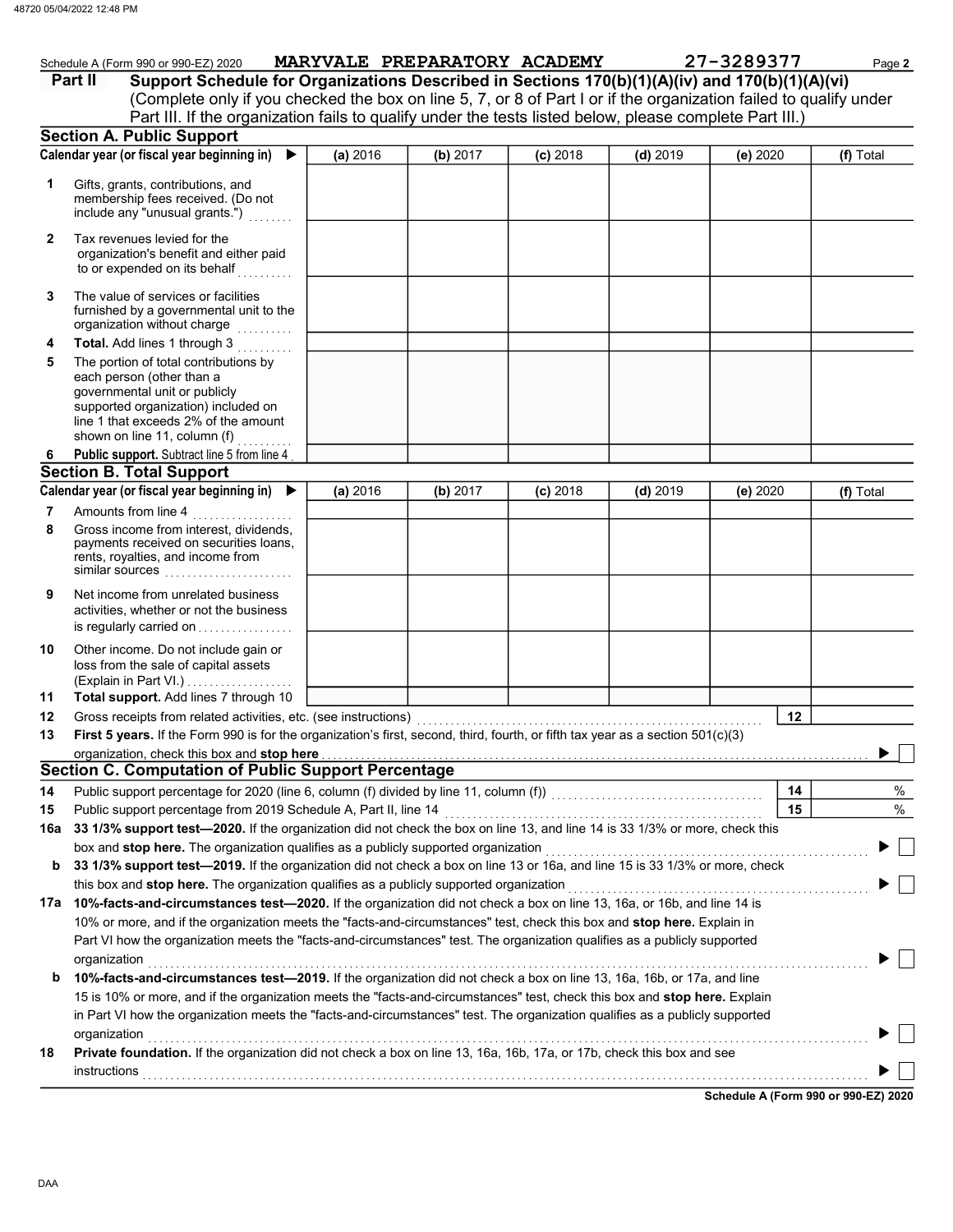Schedule A (Form 990 or 990-EZ) 2020 MARYVALE PREPARATORY ACADEMY 27-3289377 Page **2**

## Part II Support Schedule for Organizations Described in Sections 170(b)(1)(A)(iv) and 170(b)(1)(A)(vi)

(Complete only if you checked the box on line 5, 7, or 8 of Part I or if the organization failed to qualify under Part III. If the organization fails to qualify under the tests listed below, please complete Part III.)

### Section A. Public Support

| Calendar year (or fiscal year beginning in) ▶ | (a) 2016 | (b) 2017 | (c) 2018 | (d) 2019 | (e) 2020 | (f) Total |
|---|---|---|---|---|---|---|
| **1** Gifts, grants, contributions, and membership fees received. (Do not include any "unusual grants.") | | | | | | |
| **2** Tax revenues levied for the organization's benefit and either paid to or expended on its behalf | | | | | | |
| **3** The value of services or facilities furnished by a governmental unit to the organization without charge | | | | | | |
| **4** **Total.** Add lines 1 through 3 | | | | | | |
| **5** The portion of total contributions by each person (other than a governmental unit or publicly supported organization) included on line 1 that exceeds 2% of the amount shown on line 11, column (f) | | | | | | |
| **6** **Public support.** Subtract line 5 from line 4 | | | | | | |

### Section B. Total Support

| Calendar year (or fiscal year beginning in) ▶ | (a) 2016 | (b) 2017 | (c) 2018 | (d) 2019 | (e) 2020 | (f) Total |
|---|---|---|---|---|---|---|
| **7** Amounts from line 4 | | | | | | |
| **8** Gross income from interest, dividends, payments received on securities loans, rents, royalties, and income from similar sources | | | | | | |
| **9** Net income from unrelated business activities, whether or not the business is regularly carried on | | | | | | |
| **10** Other income. Do not include gain or loss from the sale of capital assets (Explain in Part VI.) | | | | | | |
| **11** **Total support.** Add lines 7 through 10 | | | | | | |

**12** Gross receipts from related activities, etc. (see instructions) | **12** |

**13** **First 5 years.** If the Form 990 is for the organization's first, second, third, fourth, or fifth tax year as a section 501(c)(3) organization, check this box and **stop here** ▶ ☐

### Section C. Computation of Public Support Percentage

**14** Public support percentage for 2020 (line 6, column (f) divided by line 11, column (f)) | **14** | %

**15** Public support percentage from 2019 Schedule A, Part II, line 14 | **15** | %

**16a** **33 1/3% support test—2020.** If the organization did not check the box on line 13, and line 14 is 33 1/3% or more, check this box and **stop here.** The organization qualifies as a publicly supported organization ▶ ☐

**b** **33 1/3% support test—2019.** If the organization did not check a box on line 13 or 16a, and line 15 is 33 1/3% or more, check this box and **stop here.** The organization qualifies as a publicly supported organization ▶ ☐

**17a** **10%-facts-and-circumstances test—2020.** If the organization did not check a box on line 13, 16a, or 16b, and line 14 is 10% or more, and if the organization meets the "facts-and-circumstances" test, check this box and **stop here.** Explain in Part VI how the organization meets the "facts-and-circumstances" test. The organization qualifies as a publicly supported organization ▶ ☐

**b** **10%-facts-and-circumstances test—2019.** If the organization did not check a box on line 13, 16a, 16b, or 17a, and line 15 is 10% or more, and if the organization meets the "facts-and-circumstances" test, check this box and **stop here.** Explain in Part VI how the organization meets the "facts-and-circumstances" test. The organization qualifies as a publicly supported organization ▶ ☐

**18** **Private foundation.** If the organization did not check a box on line 13, 16a, 16b, 17a, or 17b, check this box and see instructions ▶ ☐

**Schedule A (Form 990 or 990-EZ) 2020**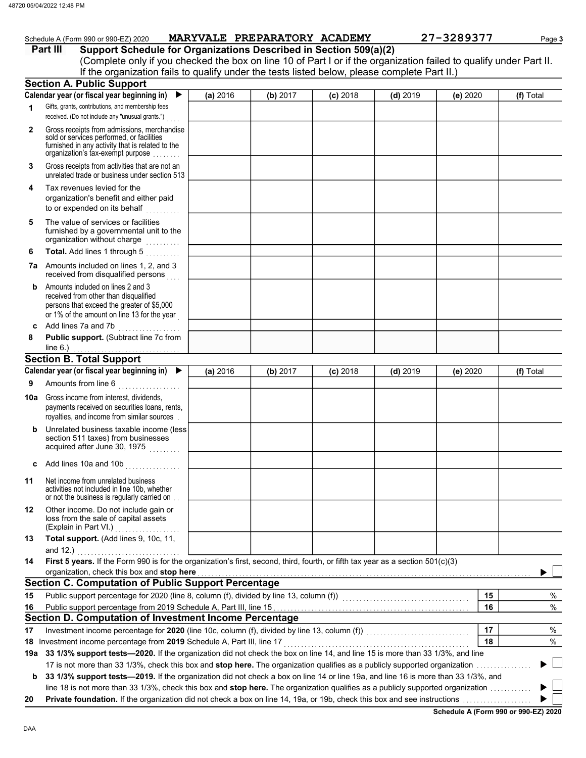Schedule A (Form 990 or 990-EZ) 2020 **MARYVALE PREPARATORY ACADEMY** 27-3289377 Page **3**

**Part III** **Support Schedule for Organizations Described in Section 509(a)(2)**

(Complete only if you checked the box on line 10 of Part I or if the organization failed to qualify under Part II. If the organization fails to qualify under the tests listed below, please complete Part II.)

## Section A. Public Support

| Calendar year (or fiscal year beginning in) ▶ | (a) 2016 | (b) 2017 | (c) 2018 | (d) 2019 | (e) 2020 | (f) Total |
|---|---|---|---|---|---|---|
| **1** Gifts, grants, contributions, and membership fees received. (Do not include any "unusual grants.") | | | | | | |
| **2** Gross receipts from admissions, merchandise sold or services performed, or facilities furnished in any activity that is related to the organization's tax-exempt purpose | | | | | | |
| **3** Gross receipts from activities that are not an unrelated trade or business under section 513 | | | | | | |
| **4** Tax revenues levied for the organization's benefit and either paid to or expended on its behalf | | | | | | |
| **5** The value of services or facilities furnished by a governmental unit to the organization without charge | | | | | | |
| **6** **Total.** Add lines 1 through 5 | | | | | | |
| **7a** Amounts included on lines 1, 2, and 3 received from disqualified persons | | | | | | |
| **b** Amounts included on lines 2 and 3 received from other than disqualified persons that exceed the greater of \$5,000 or 1% of the amount on line 13 for the year | | | | | | |
| **c** Add lines 7a and 7b | | | | | | |
| **8** **Public support.** (Subtract line 7c from line 6.) | | | | | | |

## Section B. Total Support

| Calendar year (or fiscal year beginning in) ▶ | (a) 2016 | (b) 2017 | (c) 2018 | (d) 2019 | (e) 2020 | (f) Total |
|---|---|---|---|---|---|---|
| **9** Amounts from line 6 | | | | | | |
| **10a** Gross income from interest, dividends, payments received on securities loans, rents, royalties, and income from similar sources | | | | | | |
| **b** Unrelated business taxable income (less section 511 taxes) from businesses acquired after June 30, 1975 | | | | | | |
| **c** Add lines 10a and 10b | | | | | | |
| **11** Net income from unrelated business activities not included in line 10b, whether or not the business is regularly carried on | | | | | | |
| **12** Other income. Do not include gain or loss from the sale of capital assets (Explain in Part VI.) | | | | | | |
| **13** **Total support.** (Add lines 9, 10c, 11, and 12.) | | | | | | |

**14** **First 5 years.** If the Form 990 is for the organization's first, second, third, fourth, or fifth tax year as a section 501(c)(3) organization, check this box and **stop here** ▶ ☐

## Section C. Computation of Public Support Percentage

| | | | |
|---|---|---|---|
| **15** | Public support percentage for 2020 (line 8, column (f), divided by line 13, column (f)) | **15** | % |
| **16** | Public support percentage from 2019 Schedule A, Part III, line 15 | **16** | % |

## Section D. Computation of Investment Income Percentage

| | | | |
|---|---|---|---|
| **17** | Investment income percentage for **2020** (line 10c, column (f), divided by line 13, column (f)) | **17** | % |
| **18** | Investment income percentage from **2019** Schedule A, Part III, line 17 | **18** | % |

**19a** **33 1/3% support tests—2020.** If the organization did not check the box on line 14, and line 15 is more than 33 1/3%, and line 17 is not more than 33 1/3%, check this box and **stop here.** The organization qualifies as a publicly supported organization ▶ ☐

**b** **33 1/3% support tests—2019.** If the organization did not check a box on line 14 or line 19a, and line 16 is more than 33 1/3%, and line 18 is not more than 33 1/3%, check this box and **stop here.** The organization qualifies as a publicly supported organization ▶ ☐

**20** **Private foundation.** If the organization did not check a box on line 14, 19a, or 19b, check this box and see instructions ▶ ☐

**Schedule A (Form 990 or 990-EZ) 2020**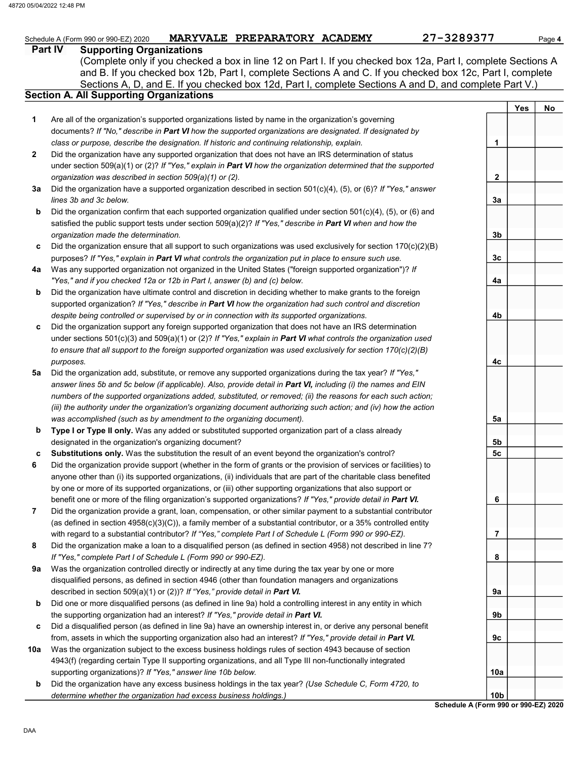Schedule A (Form 990 or 990-EZ) 2020 **MARYVALE PREPARATORY ACADEMY** 27-3289377 Page **4**

## Part IV Supporting Organizations

(Complete only if you checked a box in line 12 on Part I. If you checked box 12a, Part I, complete Sections A and B. If you checked box 12b, Part I, complete Sections A and C. If you checked box 12c, Part I, complete Sections A, D, and E. If you checked box 12d, Part I, complete Sections A and D, and complete Part V.)

### Section A. All Supporting Organizations

| | | | Yes | No |
|---|---|---|---|---|
| **1** | Are all of the organization's supported organizations listed by name in the organization's governing documents? *If "No," describe in* ***Part VI*** *how the supported organizations are designated. If designated by class or purpose, describe the designation. If historic and continuing relationship, explain.* | 1 | | |
| **2** | Did the organization have any supported organization that does not have an IRS determination of status under section 509(a)(1) or (2)? *If "Yes," explain in* ***Part VI*** *how the organization determined that the supported organization was described in section 509(a)(1) or (2).* | 2 | | |
| **3a** | Did the organization have a supported organization described in section 501(c)(4), (5), or (6)? *If "Yes," answer lines 3b and 3c below.* | 3a | | |
| **b** | Did the organization confirm that each supported organization qualified under section 501(c)(4), (5), or (6) and satisfied the public support tests under section 509(a)(2)? *If "Yes," describe in* ***Part VI*** *when and how the organization made the determination.* | 3b | | |
| **c** | Did the organization ensure that all support to such organizations was used exclusively for section 170(c)(2)(B) purposes? *If "Yes," explain in* ***Part VI*** *what controls the organization put in place to ensure such use.* | 3c | | |
| **4a** | Was any supported organization not organized in the United States ("foreign supported organization")? *If "Yes," and if you checked 12a or 12b in Part I, answer (b) and (c) below.* | 4a | | |
| **b** | Did the organization have ultimate control and discretion in deciding whether to make grants to the foreign supported organization? *If "Yes," describe in* ***Part VI*** *how the organization had such control and discretion despite being controlled or supervised by or in connection with its supported organizations.* | 4b | | |
| **c** | Did the organization support any foreign supported organization that does not have an IRS determination under sections 501(c)(3) and 509(a)(1) or (2)? *If "Yes," explain in* ***Part VI*** *what controls the organization used to ensure that all support to the foreign supported organization was used exclusively for section 170(c)(2)(B) purposes.* | 4c | | |
| **5a** | Did the organization add, substitute, or remove any supported organizations during the tax year? *If "Yes," answer lines 5b and 5c below (if applicable). Also, provide detail in* ***Part VI,*** *including (i) the names and EIN numbers of the supported organizations added, substituted, or removed; (ii) the reasons for each such action; (iii) the authority under the organization's organizing document authorizing such action; and (iv) how the action was accomplished (such as by amendment to the organizing document).* | 5a | | |
| **b** | **Type I or Type II only.** Was any added or substituted supported organization part of a class already designated in the organization's organizing document? | 5b | | |
| **c** | **Substitutions only.** Was the substitution the result of an event beyond the organization's control? | 5c | | |
| **6** | Did the organization provide support (whether in the form of grants or the provision of services or facilities) to anyone other than (i) its supported organizations, (ii) individuals that are part of the charitable class benefited by one or more of its supported organizations, or (iii) other supporting organizations that also support or benefit one or more of the filing organization's supported organizations? *If "Yes," provide detail in* ***Part VI.*** | 6 | | |
| **7** | Did the organization provide a grant, loan, compensation, or other similar payment to a substantial contributor (as defined in section 4958(c)(3)(C)), a family member of a substantial contributor, or a 35% controlled entity with regard to a substantial contributor? *If "Yes," complete Part I of Schedule L (Form 990 or 990-EZ).* | 7 | | |
| **8** | Did the organization make a loan to a disqualified person (as defined in section 4958) not described in line 7? *If "Yes," complete Part I of Schedule L (Form 990 or 990-EZ).* | 8 | | |
| **9a** | Was the organization controlled directly or indirectly at any time during the tax year by one or more disqualified persons, as defined in section 4946 (other than foundation managers and organizations described in section 509(a)(1) or (2))? *If "Yes," provide detail in* ***Part VI.*** | 9a | | |
| **b** | Did one or more disqualified persons (as defined in line 9a) hold a controlling interest in any entity in which the supporting organization had an interest? *If "Yes," provide detail in* ***Part VI.*** | 9b | | |
| **c** | Did a disqualified person (as defined in line 9a) have an ownership interest in, or derive any personal benefit from, assets in which the supporting organization also had an interest? *If "Yes," provide detail in* ***Part VI.*** | 9c | | |
| **10a** | Was the organization subject to the excess business holdings rules of section 4943 because of section 4943(f) (regarding certain Type II supporting organizations, and all Type III non-functionally integrated supporting organizations)? *If "Yes," answer line 10b below.* | 10a | | |
| **b** | Did the organization have any excess business holdings in the tax year? *(Use Schedule C, Form 4720, to determine whether the organization had excess business holdings.)* | 10b | | |

**Schedule A (Form 990 or 990-EZ) 2020**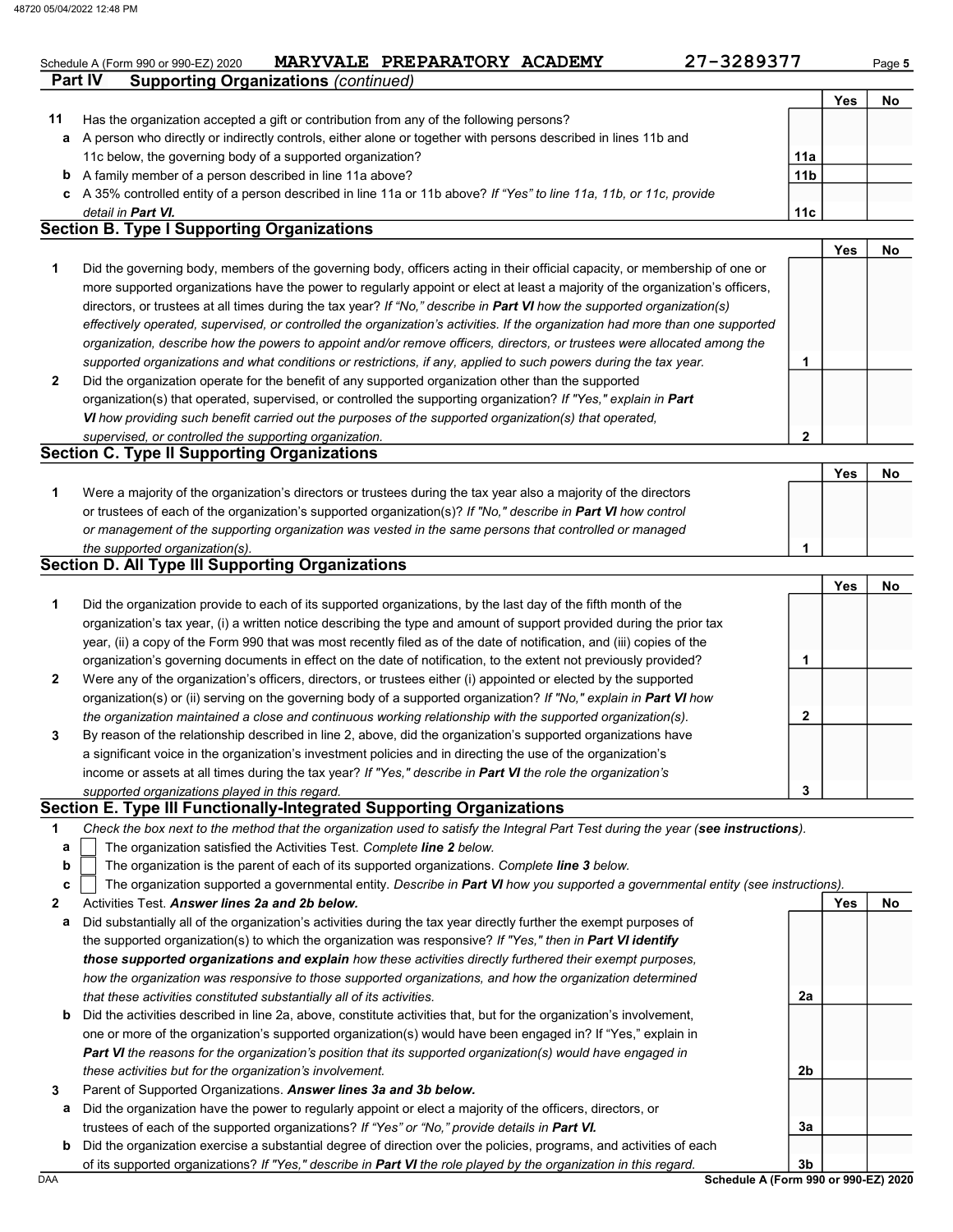Schedule A (Form 990 or 990-EZ) 2020 **MARYVALE PREPARATORY ACADEMY** 27-3289377

## Part IV Supporting Organizations *(continued)*

| | | | Yes | No |
|---|---|---|---|---|
| **11** | Has the organization accepted a gift or contribution from any of the following persons? | | | |
| **a** | A person who directly or indirectly controls, either alone or together with persons described in lines 11b and 11c below, the governing body of a supported organization? | **11a** | | |
| **b** | A family member of a person described in line 11a above? | **11b** | | |
| **c** | A 35% controlled entity of a person described in line 11a or 11b above? *If "Yes" to line 11a, 11b, or 11c, provide detail in* ***Part VI.*** | **11c** | | |

### Section B. Type I Supporting Organizations

| | | | Yes | No |
|---|---|---|---|---|
| **1** | Did the governing body, members of the governing body, officers acting in their official capacity, or membership of one or more supported organizations have the power to regularly appoint or elect at least a majority of the organization's officers, directors, or trustees at all times during the tax year? *If "No," describe in* ***Part VI*** *how the supported organization(s) effectively operated, supervised, or controlled the organization's activities. If the organization had more than one supported organization, describe how the powers to appoint and/or remove officers, directors, or trustees were allocated among the supported organizations and what conditions or restrictions, if any, applied to such powers during the tax year.* | **1** | | |
| **2** | Did the organization operate for the benefit of any supported organization other than the supported organization(s) that operated, supervised, or controlled the supporting organization? *If "Yes," explain in* ***Part VI*** *how providing such benefit carried out the purposes of the supported organization(s) that operated, supervised, or controlled the supporting organization.* | **2** | | |

### Section C. Type II Supporting Organizations

| | | | Yes | No |
|---|---|---|---|---|
| **1** | Were a majority of the organization's directors or trustees during the tax year also a majority of the directors or trustees of each of the organization's supported organization(s)? *If "No," describe in* ***Part VI*** *how control or management of the supporting organization was vested in the same persons that controlled or managed the supported organization(s).* | **1** | | |

### Section D. All Type III Supporting Organizations

| | | | Yes | No |
|---|---|---|---|---|
| **1** | Did the organization provide to each of its supported organizations, by the last day of the fifth month of the organization's tax year, (i) a written notice describing the type and amount of support provided during the prior tax year, (ii) a copy of the Form 990 that was most recently filed as of the date of notification, and (iii) copies of the organization's governing documents in effect on the date of notification, to the extent not previously provided? | **1** | | |
| **2** | Were any of the organization's officers, directors, or trustees either (i) appointed or elected by the supported organization(s) or (ii) serving on the governing body of a supported organization? *If "No," explain in* ***Part VI*** *how the organization maintained a close and continuous working relationship with the supported organization(s).* | **2** | | |
| **3** | By reason of the relationship described in line 2, above, did the organization's supported organizations have a significant voice in the organization's investment policies and in directing the use of the organization's income or assets at all times during the tax year? *If "Yes," describe in* ***Part VI*** *the role the organization's supported organizations played in this regard.* | **3** | | |

### Section E. Type III Functionally-Integrated Supporting Organizations

**1** *Check the box next to the method that the organization used to satisfy the Integral Part Test during the year (****see instructions****).*

- **a** ☐ The organization satisfied the Activities Test. *Complete* ***line 2*** *below.*
- **b** ☐ The organization is the parent of each of its supported organizations. *Complete* ***line 3*** *below.*
- **c** ☐ The organization supported a governmental entity. *Describe in* ***Part VI*** *how you supported a governmental entity (see instructions).*

| | | | Yes | No |
|---|---|---|---|---|
| **2** | Activities Test. ***Answer lines 2a and 2b below.*** | | | |
| **a** | Did substantially all of the organization's activities during the tax year directly further the exempt purposes of the supported organization(s) to which the organization was responsive? *If "Yes," then in* ***Part VI identify those supported organizations and explain*** *how these activities directly furthered their exempt purposes, how the organization was responsive to those supported organizations, and how the organization determined that these activities constituted substantially all of its activities.* | **2a** | | |
| **b** | Did the activities described in line 2a, above, constitute activities that, but for the organization's involvement, one or more of the organization's supported organization(s) would have been engaged in? If "Yes," explain in ***Part VI*** *the reasons for the organization's position that its supported organization(s) would have engaged in these activities but for the organization's involvement.* | **2b** | | |
| **3** | Parent of Supported Organizations. ***Answer lines 3a and 3b below.*** | | | |
| **a** | Did the organization have the power to regularly appoint or elect a majority of the officers, directors, or trustees of each of the supported organizations? *If "Yes" or "No," provide details in* ***Part VI.*** | **3a** | | |
| **b** | Did the organization exercise a substantial degree of direction over the policies, programs, and activities of each of its supported organizations? *If "Yes," describe in* ***Part VI*** *the role played by the organization in this regard.* | **3b** | | |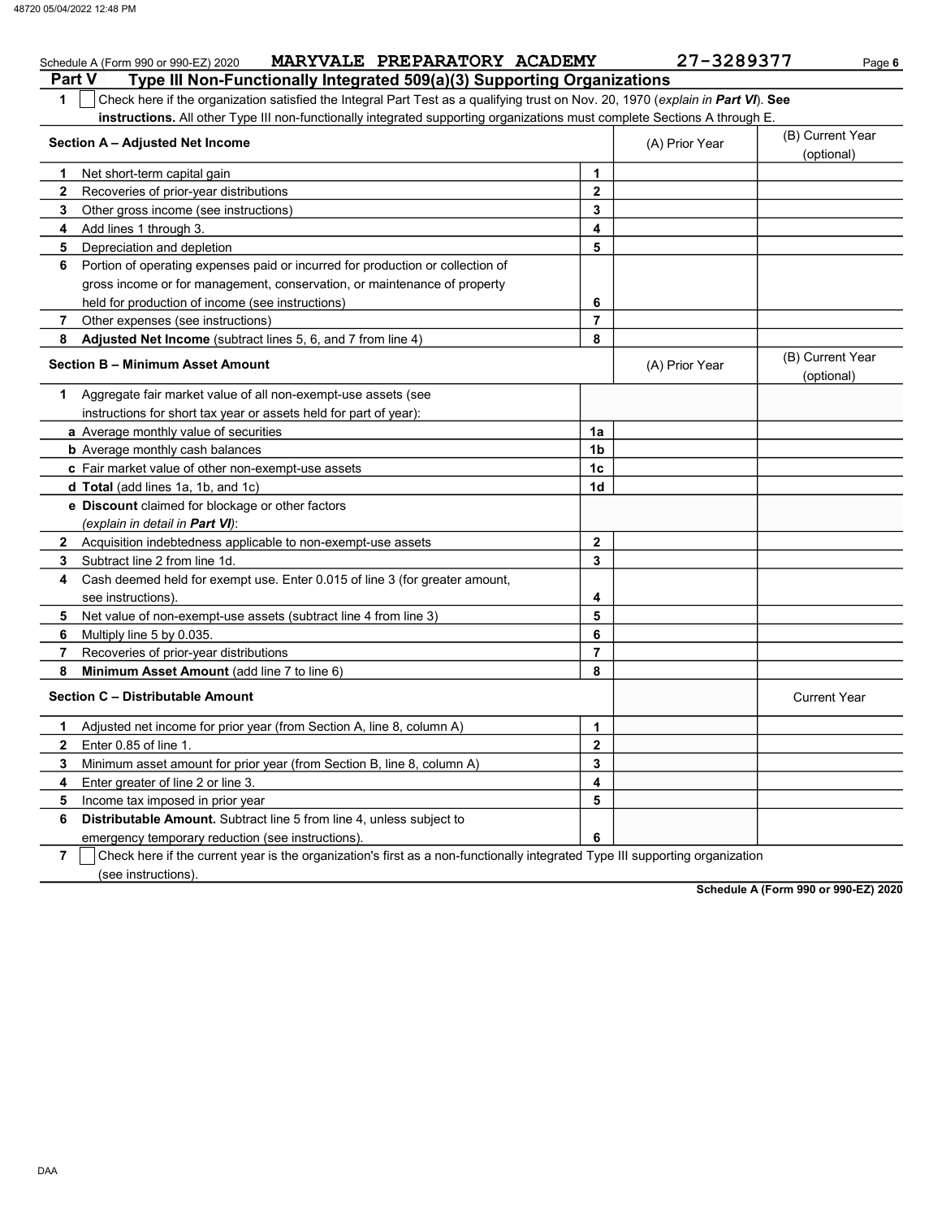Schedule A (Form 990 or 990-EZ) 2020 **MARYVALE PREPARATORY ACADEMY** 27-3289377

## Part V Type III Non-Functionally Integrated 509(a)(3) Supporting Organizations

**1** ☐ Check here if the organization satisfied the Integral Part Test as a qualifying trust on Nov. 20, 1970 (*explain in **Part VI***). **See instructions.** All other Type III non-functionally integrated supporting organizations must complete Sections A through E.

| **Section A – Adjusted Net Income** | | (A) Prior Year | (B) Current Year (optional) |
|---|---|---|---|
| **1** Net short-term capital gain | 1 | | |
| **2** Recoveries of prior-year distributions | 2 | | |
| **3** Other gross income (see instructions) | 3 | | |
| **4** Add lines 1 through 3. | 4 | | |
| **5** Depreciation and depletion | 5 | | |
| **6** Portion of operating expenses paid or incurred for production or collection of gross income or for management, conservation, or maintenance of property held for production of income (see instructions) | 6 | | |
| **7** Other expenses (see instructions) | 7 | | |
| **8** **Adjusted Net Income** (subtract lines 5, 6, and 7 from line 4) | 8 | | |

| **Section B – Minimum Asset Amount** | | (A) Prior Year | (B) Current Year (optional) |
|---|---|---|---|
| **1** Aggregate fair market value of all non-exempt-use assets (see instructions for short tax year or assets held for part of year): | | | |
| **a** Average monthly value of securities | 1a | | |
| **b** Average monthly cash balances | 1b | | |
| **c** Fair market value of other non-exempt-use assets | 1c | | |
| **d** **Total** (add lines 1a, 1b, and 1c) | 1d | | |
| **e** **Discount** claimed for blockage or other factors (*explain in detail in **Part VI***): | | | |
| **2** Acquisition indebtedness applicable to non-exempt-use assets | 2 | | |
| **3** Subtract line 2 from line 1d. | 3 | | |
| **4** Cash deemed held for exempt use. Enter 0.015 of line 3 (for greater amount, see instructions). | 4 | | |
| **5** Net value of non-exempt-use assets (subtract line 4 from line 3) | 5 | | |
| **6** Multiply line 5 by 0.035. | 6 | | |
| **7** Recoveries of prior-year distributions | 7 | | |
| **8** **Minimum Asset Amount** (add line 7 to line 6) | 8 | | |

| **Section C – Distributable Amount** | | | Current Year |
|---|---|---|---|
| **1** Adjusted net income for prior year (from Section A, line 8, column A) | 1 | | |
| **2** Enter 0.85 of line 1. | 2 | | |
| **3** Minimum asset amount for prior year (from Section B, line 8, column A) | 3 | | |
| **4** Enter greater of line 2 or line 3. | 4 | | |
| **5** Income tax imposed in prior year | 5 | | |
| **6** **Distributable Amount.** Subtract line 5 from line 4, unless subject to emergency temporary reduction (see instructions). | 6 | | |

**7** ☐ Check here if the current year is the organization's first as a non-functionally integrated Type III supporting organization (see instructions).

**Schedule A (Form 990 or 990-EZ) 2020**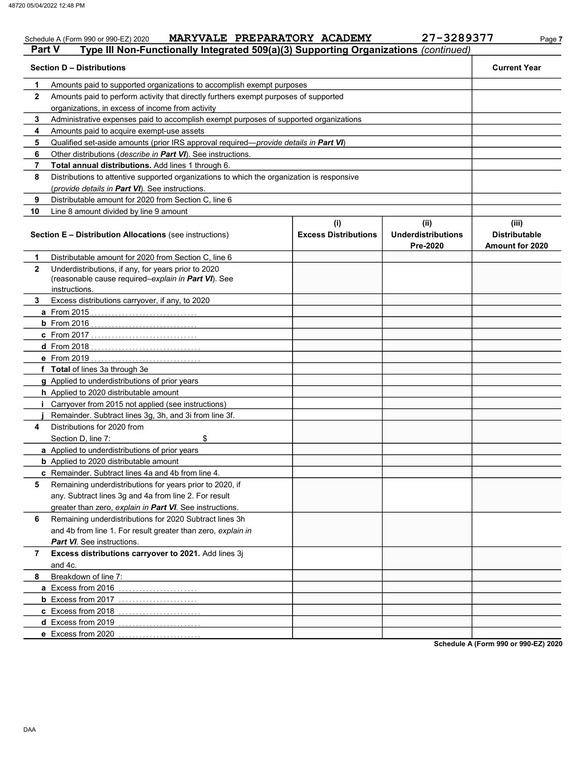Schedule A (Form 990 or 990-EZ) 2020 MARYVALE PREPARATORY ACADEMY 27-3289377 Page 7

## Part V Type III Non-Functionally Integrated 509(a)(3) Supporting Organizations *(continued)*

| | Section D – Distributions | Current Year |
|---|---|---|
| 1 | Amounts paid to supported organizations to accomplish exempt purposes | |
| 2 | Amounts paid to perform activity that directly furthers exempt purposes of supported organizations, in excess of income from activity | |
| 3 | Administrative expenses paid to accomplish exempt purposes of supported organizations | |
| 4 | Amounts paid to acquire exempt-use assets | |
| 5 | Qualified set-aside amounts (prior IRS approval required—*provide details in* ***Part VI***) | |
| 6 | Other distributions (*describe in* ***Part VI***). See instructions. | |
| 7 | **Total annual distributions.** Add lines 1 through 6. | |
| 8 | Distributions to attentive supported organizations to which the organization is responsive (*provide details in* ***Part VI***). See instructions. | |
| 9 | Distributable amount for 2020 from Section C, line 6 | |
| 10 | Line 8 amount divided by line 9 amount | |

| | Section E – Distribution Allocations (see instructions) | (i) Excess Distributions | (ii) Underdistributions Pre-2020 | (iii) Distributable Amount for 2020 |
|---|---|---|---|---|
| 1 | Distributable amount for 2020 from Section C, line 6 | | | |
| 2 | Underdistributions, if any, for years prior to 2020 (reasonable cause required–*explain in* ***Part VI***). See instructions. | | | |
| 3 | Excess distributions carryover, if any, to 2020 | | | |
| a | From 2015 | | | |
| b | From 2016 | | | |
| c | From 2017 | | | |
| d | From 2018 | | | |
| e | From 2019 | | | |
| f | **Total** of lines 3a through 3e | | | |
| g | Applied to underdistributions of prior years | | | |
| h | Applied to 2020 distributable amount | | | |
| i | Carryover from 2015 not applied (see instructions) | | | |
| j | Remainder. Subtract lines 3g, 3h, and 3i from line 3f. | | | |
| 4 | Distributions for 2020 from Section D, line 7: $ | | | |
| a | Applied to underdistributions of prior years | | | |
| b | Applied to 2020 distributable amount | | | |
| c | Remainder. Subtract lines 4a and 4b from line 4. | | | |
| 5 | Remaining underdistributions for years prior to 2020, if any. Subtract lines 3g and 4a from line 2. For result greater than zero, *explain in* ***Part VI***. See instructions. | | | |
| 6 | Remaining underdistributions for 2020 Subtract lines 3h and 4b from line 1. For result greater than zero, *explain in* ***Part VI***. See instructions. | | | |
| 7 | **Excess distributions carryover to 2021.** Add lines 3j and 4c. | | | |
| 8 | Breakdown of line 7: | | | |
| a | Excess from 2016 | | | |
| b | Excess from 2017 | | | |
| c | Excess from 2018 | | | |
| d | Excess from 2019 | | | |
| e | Excess from 2020 | | | |

**Schedule A (Form 990 or 990-EZ) 2020**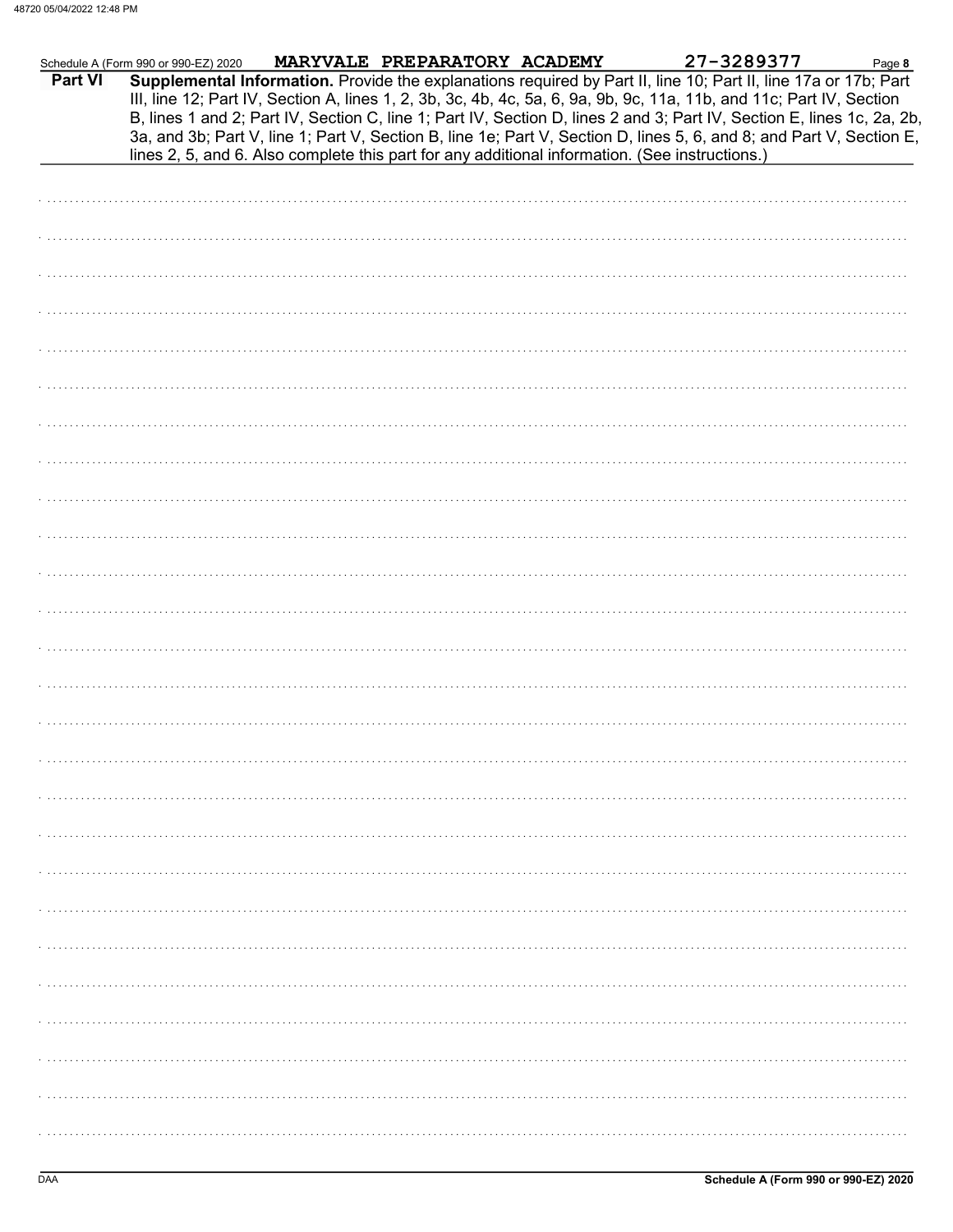Schedule A (Form 990 or 990-EZ) 2020 MARYVALE PREPARATORY ACADEMY 27-3289377 Page 8

**Part VI** **Supplemental Information.** Provide the explanations required by Part II, line 10; Part II, line 17a or 17b; Part III, line 12; Part IV, Section A, lines 1, 2, 3b, 3c, 4b, 4c, 5a, 6, 9a, 9b, 9c, 11a, 11b, and 11c; Part IV, Section B, lines 1 and 2; Part IV, Section C, line 1; Part IV, Section D, lines 2 and 3; Part IV, Section E, lines 1c, 2a, 2b, 3a, and 3b; Part V, line 1; Part V, Section B, line 1e; Part V, Section D, lines 5, 6, and 8; and Part V, Section E, lines 2, 5, and 6. Also complete this part for any additional information. (See instructions.)

Schedule A (Form 990 or 990-EZ) 2020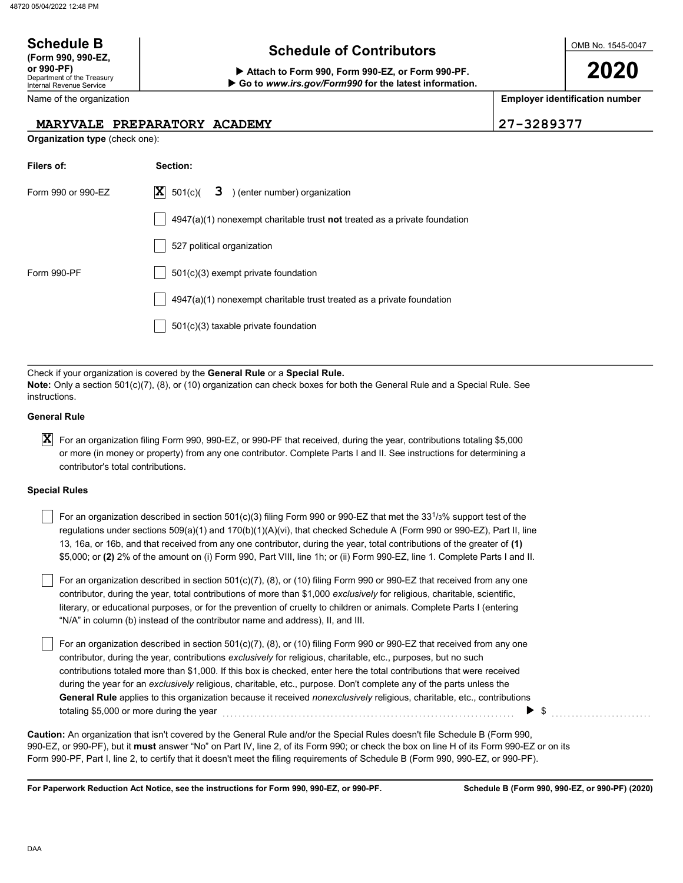**Schedule B**
**(Form 990, 990-EZ, or 990-PF)**
Department of the Treasury
Internal Revenue Service

# Schedule of Contributors

▶ **Attach to Form 990, Form 990-EZ, or Form 990-PF.**
▶ **Go to *www.irs.gov/Form990* for the latest information.**

OMB No. 1545-0047

**2020**

| Name of the organization | Employer identification number |
|---|---|
| MARYVALE PREPARATORY ACADEMY | 27-3289377 |

**Organization type** (check one):

| Filers of: | Section: |
|---|---|
| Form 990 or 990-EZ | [X] 501(c)( 3 ) (enter number) organization |
| | [ ] 4947(a)(1) nonexempt charitable trust **not** treated as a private foundation |
| | [ ] 527 political organization |
| Form 990-PF | [ ] 501(c)(3) exempt private foundation |
| | [ ] 4947(a)(1) nonexempt charitable trust treated as a private foundation |
| | [ ] 501(c)(3) taxable private foundation |

Check if your organization is covered by the **General Rule** or a **Special Rule.**
**Note:** Only a section 501(c)(7), (8), or (10) organization can check boxes for both the General Rule and a Special Rule. See instructions.

**General Rule**

[X] For an organization filing Form 990, 990-EZ, or 990-PF that received, during the year, contributions totaling $5,000 or more (in money or property) from any one contributor. Complete Parts I and II. See instructions for determining a contributor's total contributions.

**Special Rules**

[ ] For an organization described in section 501(c)(3) filing Form 990 or 990-EZ that met the 33 1/3% support test of the regulations under sections 509(a)(1) and 170(b)(1)(A)(vi), that checked Schedule A (Form 990 or 990-EZ), Part II, line 13, 16a, or 16b, and that received from any one contributor, during the year, total contributions of the greater of **(1)** $5,000; or **(2)** 2% of the amount on (i) Form 990, Part VIII, line 1h; or (ii) Form 990-EZ, line 1. Complete Parts I and II.

[ ] For an organization described in section 501(c)(7), (8), or (10) filing Form 990 or 990-EZ that received from any one contributor, during the year, total contributions of more than $1,000 *exclusively* for religious, charitable, scientific, literary, or educational purposes, or for the prevention of cruelty to children or animals. Complete Parts I (entering "N/A" in column (b) instead of the contributor name and address), II, and III.

[ ] For an organization described in section 501(c)(7), (8), or (10) filing Form 990 or 990-EZ that received from any one contributor, during the year, contributions *exclusively* for religious, charitable, etc., purposes, but no such contributions totaled more than $1,000. If this box is checked, enter here the total contributions that were received during the year for an *exclusively* religious, charitable, etc., purpose. Don't complete any of the parts unless the **General Rule** applies to this organization because it received *nonexclusively* religious, charitable, etc., contributions totaling $5,000 or more during the year . . . . . . . . ▶ $ ..........

**Caution:** An organization that isn't covered by the General Rule and/or the Special Rules doesn't file Schedule B (Form 990, 990-EZ, or 990-PF), but it **must** answer "No" on Part IV, line 2, of its Form 990; or check the box on line H of its Form 990-EZ or on its Form 990-PF, Part I, line 2, to certify that it doesn't meet the filing requirements of Schedule B (Form 990, 990-EZ, or 990-PF).

**For Paperwork Reduction Act Notice, see the instructions for Form 990, 990-EZ, or 990-PF.** **Schedule B (Form 990, 990-EZ, or 990-PF) (2020)**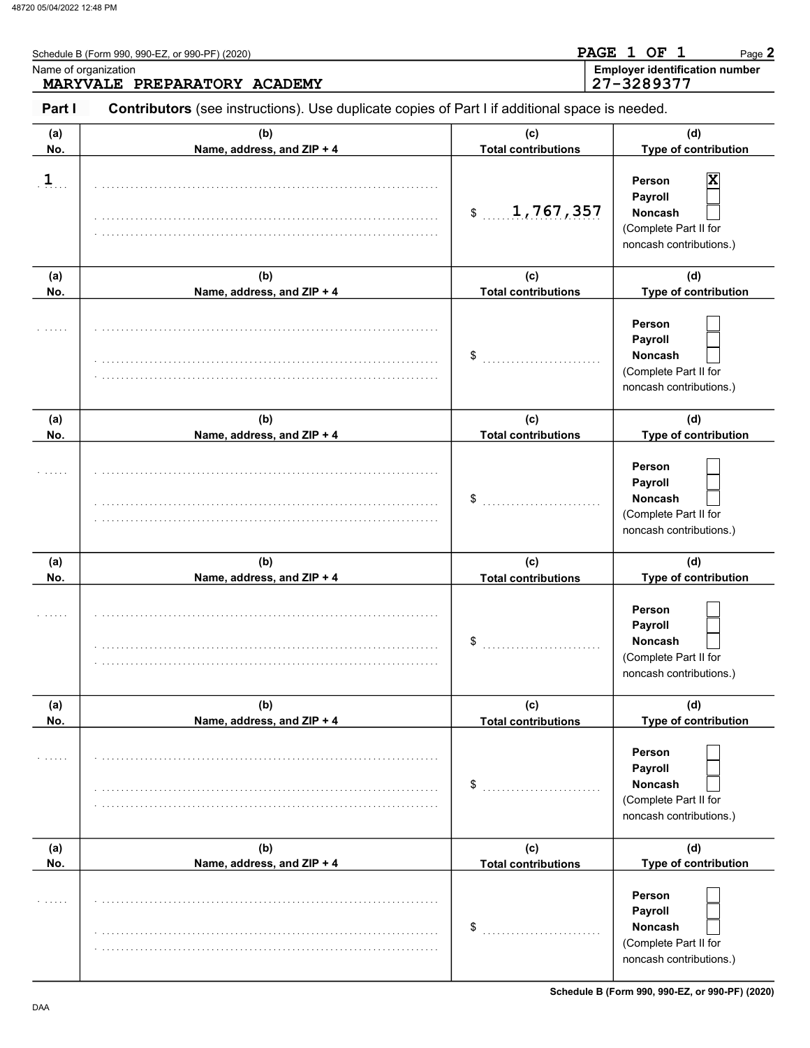Schedule B (Form 990, 990-EZ, or 990-PF) (2020)

Name of organization
**MARYVALE PREPARATORY ACADEMY**

**Employer identification number**
27-3289377

**Part I** **Contributors** (see instructions). Use duplicate copies of Part I if additional space is needed.

| (a) No. | (b) Name, address, and ZIP + 4 | (c) Total contributions | (d) Type of contribution |
|---|---|---|---|
| 1 | | $ 1,767,357 | Person [X] Payroll [ ] Noncash [ ] (Complete Part II for noncash contributions.) |
| | | $ | Person [ ] Payroll [ ] Noncash [ ] (Complete Part II for noncash contributions.) |
| | | $ | Person [ ] Payroll [ ] Noncash [ ] (Complete Part II for noncash contributions.) |
| | | $ | Person [ ] Payroll [ ] Noncash [ ] (Complete Part II for noncash contributions.) |
| | | $ | Person [ ] Payroll [ ] Noncash [ ] (Complete Part II for noncash contributions.) |
| | | $ | Person [ ] Payroll [ ] Noncash [ ] (Complete Part II for noncash contributions.) |

Schedule B (Form 990, 990-EZ, or 990-PF) (2020)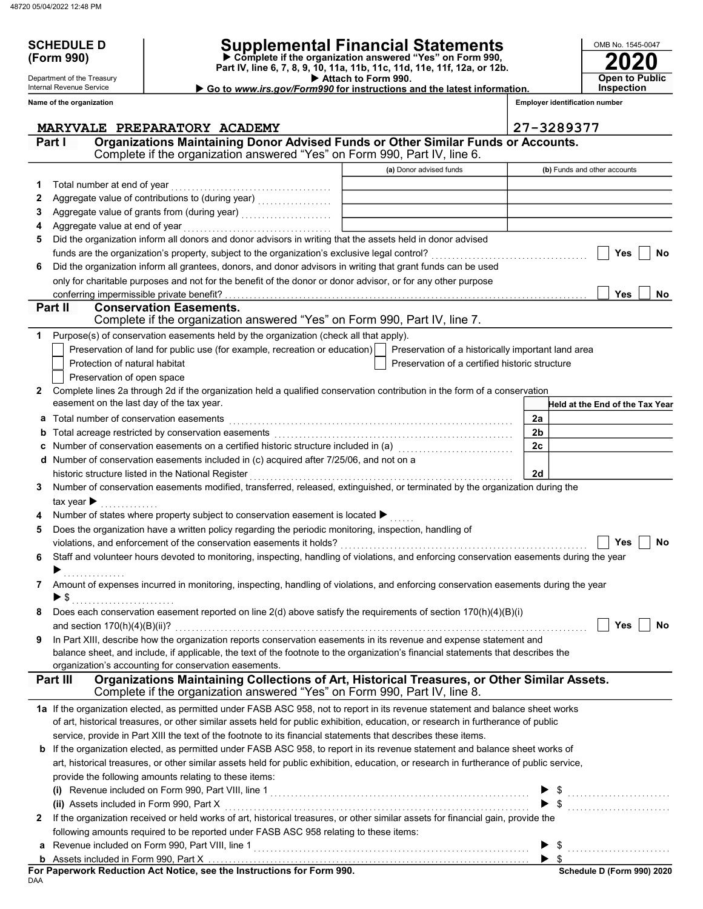**SCHEDULE D (Form 990)**

Department of the Treasury
Internal Revenue Service

# Supplemental Financial Statements

▶ Complete if the organization answered "Yes" on Form 990, Part IV, line 6, 7, 8, 9, 10, 11a, 11b, 11c, 11d, 11e, 11f, 12a, or 12b.
▶ Attach to Form 990.
▶ Go to *www.irs.gov/Form990* for instructions and the latest information.

OMB No. 1545-0047
**2020**
**Open to Public Inspection**

**Name of the organization:** MARYVALE PREPARATORY ACADEMY

**Employer identification number:** 27-3289377

## Part I — Organizations Maintaining Donor Advised Funds or Other Similar Funds or Accounts.
Complete if the organization answered "Yes" on Form 990, Part IV, line 6.

| | | (a) Donor advised funds | (b) Funds and other accounts |
|---|---|---|---|
| 1 | Total number at end of year | | |
| 2 | Aggregate value of contributions to (during year) | | |
| 3 | Aggregate value of grants from (during year) | | |
| 4 | Aggregate value at end of year | | |

5 Did the organization inform all donors and donor advisors in writing that the assets held in donor advised funds are the organization's property, subject to the organization's exclusive legal control? ☐ Yes ☐ No

6 Did the organization inform all grantees, donors, and donor advisors in writing that grant funds can be used only for charitable purposes and not for the benefit of the donor or donor advisor, or for any other purpose conferring impermissible private benefit? ☐ Yes ☐ No

## Part II — Conservation Easements.
Complete if the organization answered "Yes" on Form 990, Part IV, line 7.

1 Purpose(s) of conservation easements held by the organization (check all that apply).

- ☐ Preservation of land for public use (for example, recreation or education)
- ☐ Preservation of a historically important land area
- ☐ Protection of natural habitat
- ☐ Preservation of a certified historic structure
- ☐ Preservation of open space

2 Complete lines 2a through 2d if the organization held a qualified conservation contribution in the form of a conservation easement on the last day of the tax year.

| | | | Held at the End of the Tax Year |
|---|---|---|---|
| a | Total number of conservation easements | 2a | |
| b | Total acreage restricted by conservation easements | 2b | |
| c | Number of conservation easements on a certified historic structure included in (a) | 2c | |
| d | Number of conservation easements included in (c) acquired after 7/25/06, and not on a historic structure listed in the National Register | 2d | |

3 Number of conservation easements modified, transferred, released, extinguished, or terminated by the organization during the tax year ▶

4 Number of states where property subject to conservation easement is located ▶

5 Does the organization have a written policy regarding the periodic monitoring, inspection, handling of violations, and enforcement of the conservation easements it holds? ☐ Yes ☐ No

6 Staff and volunteer hours devoted to monitoring, inspecting, handling of violations, and enforcing conservation easements during the year ▶

7 Amount of expenses incurred in monitoring, inspecting, handling of violations, and enforcing conservation easements during the year ▶ $

8 Does each conservation easement reported on line 2(d) above satisfy the requirements of section 170(h)(4)(B)(i) and section 170(h)(4)(B)(ii)? ☐ Yes ☐ No

9 In Part XIII, describe how the organization reports conservation easements in its revenue and expense statement and balance sheet, and include, if applicable, the text of the footnote to the organization's financial statements that describes the organization's accounting for conservation easements.

## Part III — Organizations Maintaining Collections of Art, Historical Treasures, or Other Similar Assets.
Complete if the organization answered "Yes" on Form 990, Part IV, line 8.

**1a** If the organization elected, as permitted under FASB ASC 958, not to report in its revenue statement and balance sheet works of art, historical treasures, or other similar assets held for public exhibition, education, or research in furtherance of public service, provide in Part XIII the text of the footnote to its financial statements that describes these items.

**b** If the organization elected, as permitted under FASB ASC 958, to report in its revenue statement and balance sheet works of art, historical treasures, or other similar assets held for public exhibition, education, or research in furtherance of public service, provide the following amounts relating to these items:

(i) Revenue included on Form 990, Part VIII, line 1 ▶ $

(ii) Assets included in Form 990, Part X ▶ $

**2** If the organization received or held works of art, historical treasures, or other similar assets for financial gain, provide the following amounts required to be reported under FASB ASC 958 relating to these items:

a Revenue included on Form 990, Part VIII, line 1 ▶ $

b Assets included in Form 990, Part X ▶ $

**For Paperwork Reduction Act Notice, see the Instructions for Form 990.**
DAA

**Schedule D (Form 990) 2020**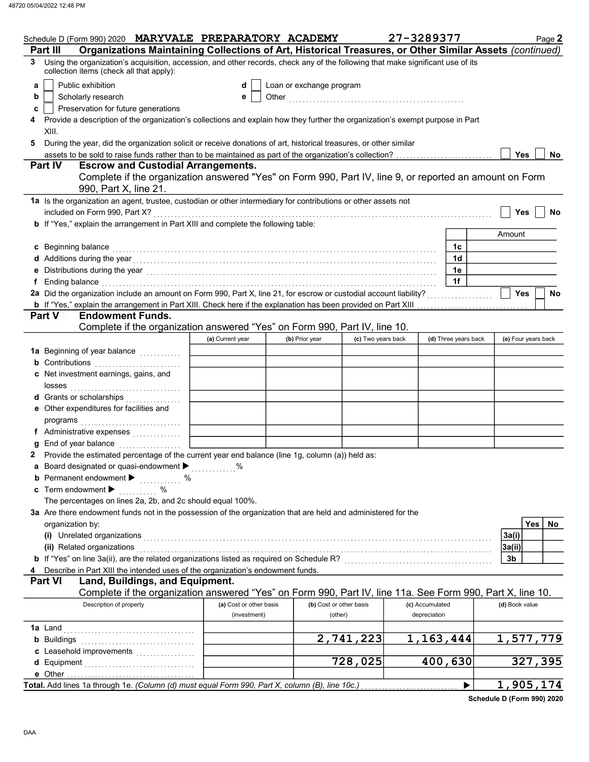Schedule D (Form 990) 2020 **MARYVALE PREPARATORY ACADEMY** 27-3289377

## Part III Organizations Maintaining Collections of Art, Historical Treasures, or Other Similar Assets *(continued)*

**3** Using the organization's acquisition, accession, and other records, check any of the following that make significant use of its collection items (check all that apply):

- **a** ☐ Public exhibition
- **b** ☐ Scholarly research
- **c** ☐ Preservation for future generations
- **d** ☐ Loan or exchange program
- **e** ☐ Other ..................................

**4** Provide a description of the organization's collections and explain how they further the organization's exempt purpose in Part XIII.

**5** During the year, did the organization solicit or receive donations of art, historical treasures, or other similar assets to be sold to raise funds rather than to be maintained as part of the organization's collection? ☐ Yes ☐ No

## Part IV Escrow and Custodial Arrangements.

Complete if the organization answered "Yes" on Form 990, Part IV, line 9, or reported an amount on Form 990, Part X, line 21.

**1a** Is the organization an agent, trustee, custodian or other intermediary for contributions or other assets not included on Form 990, Part X? ☐ Yes ☐ No

**b** If "Yes," explain the arrangement in Part XIII and complete the following table:

| | | Amount |
|---|---|---|
| **c** Beginning balance | 1c | |
| **d** Additions during the year | 1d | |
| **e** Distributions during the year | 1e | |
| **f** Ending balance | 1f | |

**2a** Did the organization include an amount on Form 990, Part X, line 21, for escrow or custodial account liability? ☐ Yes ☐ No

**b** If "Yes," explain the arrangement in Part XIII. Check here if the explanation has been provided on Part XIII ☐

## Part V Endowment Funds.

Complete if the organization answered "Yes" on Form 990, Part IV, line 10.

| | (a) Current year | (b) Prior year | (c) Two years back | (d) Three years back | (e) Four years back |
|---|---|---|---|---|---|
| **1a** Beginning of year balance | | | | | |
| **b** Contributions | | | | | |
| **c** Net investment earnings, gains, and losses | | | | | |
| **d** Grants or scholarships | | | | | |
| **e** Other expenditures for facilities and programs | | | | | |
| **f** Administrative expenses | | | | | |
| **g** End of year balance | | | | | |

**2** Provide the estimated percentage of the current year end balance (line 1g, column (a)) held as:

- **a** Board designated or quasi-endowment ▶ ............ %
- **b** Permanent endowment ▶ ............ %
- **c** Term endowment ▶ ............ %

The percentages on lines 2a, 2b, and 2c should equal 100%.

**3a** Are there endowment funds not in the possession of the organization that are held and administered for the organization by:

| | | Yes | No |
|---|---|---|---|
| **(i)** Unrelated organizations | 3a(i) | | |
| **(ii)** Related organizations | 3a(ii) | | |
| **b** If "Yes" on line 3a(ii), are the related organizations listed as required on Schedule R? | 3b | | |

**4** Describe in Part XIII the intended uses of the organization's endowment funds.

## Part VI Land, Buildings, and Equipment.

Complete if the organization answered "Yes" on Form 990, Part IV, line 11a. See Form 990, Part X, line 10.

| Description of property | (a) Cost or other basis (investment) | (b) Cost or other basis (other) | (c) Accumulated depreciation | (d) Book value |
|---|---|---|---|---|
| **1a** Land | | | | |
| **b** Buildings | | 2,741,223 | 1,163,444 | 1,577,779 |
| **c** Leasehold improvements | | | | |
| **d** Equipment | | 728,025 | 400,630 | 327,395 |
| **e** Other | | | | |
| **Total.** Add lines 1a through 1e. *(Column (d) must equal Form 990, Part X, column (B), line 10c.)* ▶ | | | | 1,905,174 |

**Schedule D (Form 990) 2020**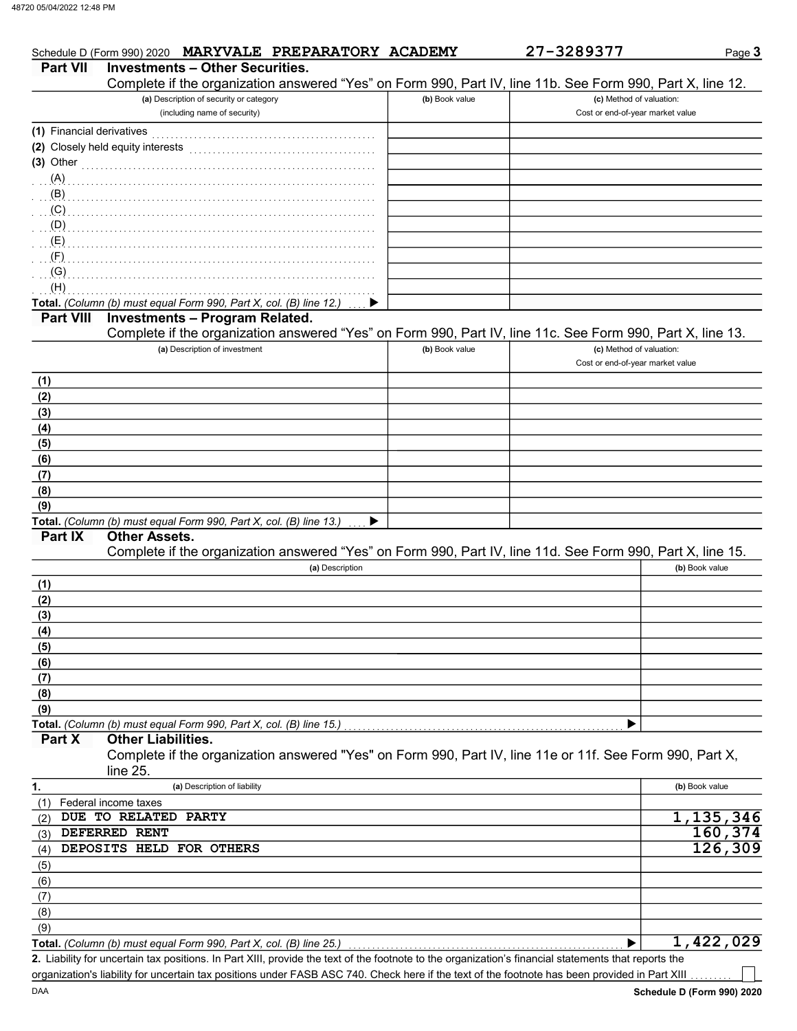Schedule D (Form 990) 2020 **MARYVALE PREPARATORY ACADEMY** **27-3289377** Page **3**

## Part VII Investments – Other Securities.

Complete if the organization answered "Yes" on Form 990, Part IV, line 11b. See Form 990, Part X, line 12.

| (a) Description of security or category (including name of security) | (b) Book value | (c) Method of valuation: Cost or end-of-year market value |
|---|---|---|
| (1) Financial derivatives | | |
| (2) Closely held equity interests | | |
| (3) Other | | |
| (A) | | |
| (B) | | |
| (C) | | |
| (D) | | |
| (E) | | |
| (F) | | |
| (G) | | |
| (H) | | |
| **Total.** *(Column (b) must equal Form 990, Part X, col. (B) line 12.)* ▶ | | |

## Part VIII Investments – Program Related.

Complete if the organization answered "Yes" on Form 990, Part IV, line 11c. See Form 990, Part X, line 13.

| (a) Description of investment | (b) Book value | (c) Method of valuation: Cost or end-of-year market value |
|---|---|---|
| (1) | | |
| (2) | | |
| (3) | | |
| (4) | | |
| (5) | | |
| (6) | | |
| (7) | | |
| (8) | | |
| (9) | | |
| **Total.** *(Column (b) must equal Form 990, Part X, col. (B) line 13.)* ▶ | | |

## Part IX Other Assets.

Complete if the organization answered "Yes" on Form 990, Part IV, line 11d. See Form 990, Part X, line 15.

| (a) Description | (b) Book value |
|---|---|
| (1) | |
| (2) | |
| (3) | |
| (4) | |
| (5) | |
| (6) | |
| (7) | |
| (8) | |
| (9) | |
| **Total.** *(Column (b) must equal Form 990, Part X, col. (B) line 15.)* ▶ | |

## Part X Other Liabilities.

Complete if the organization answered "Yes" on Form 990, Part IV, line 11e or 11f. See Form 990, Part X, line 25.

| 1. (a) Description of liability | (b) Book value |
|---|---|
| (1) Federal income taxes | |
| (2) DUE TO RELATED PARTY | 1,135,346 |
| (3) DEFERRED RENT | 160,374 |
| (4) DEPOSITS HELD FOR OTHERS | 126,309 |
| (5) | |
| (6) | |
| (7) | |
| (8) | |
| (9) | |
| **Total.** *(Column (b) must equal Form 990, Part X, col. (B) line 25.)* ▶ | 1,422,029 |

**2.** Liability for uncertain tax positions. In Part XIII, provide the text of the footnote to the organization's financial statements that reports the organization's liability for uncertain tax positions under FASB ASC 740. Check here if the text of the footnote has been provided in Part XIII ☐

DAA **Schedule D (Form 990) 2020**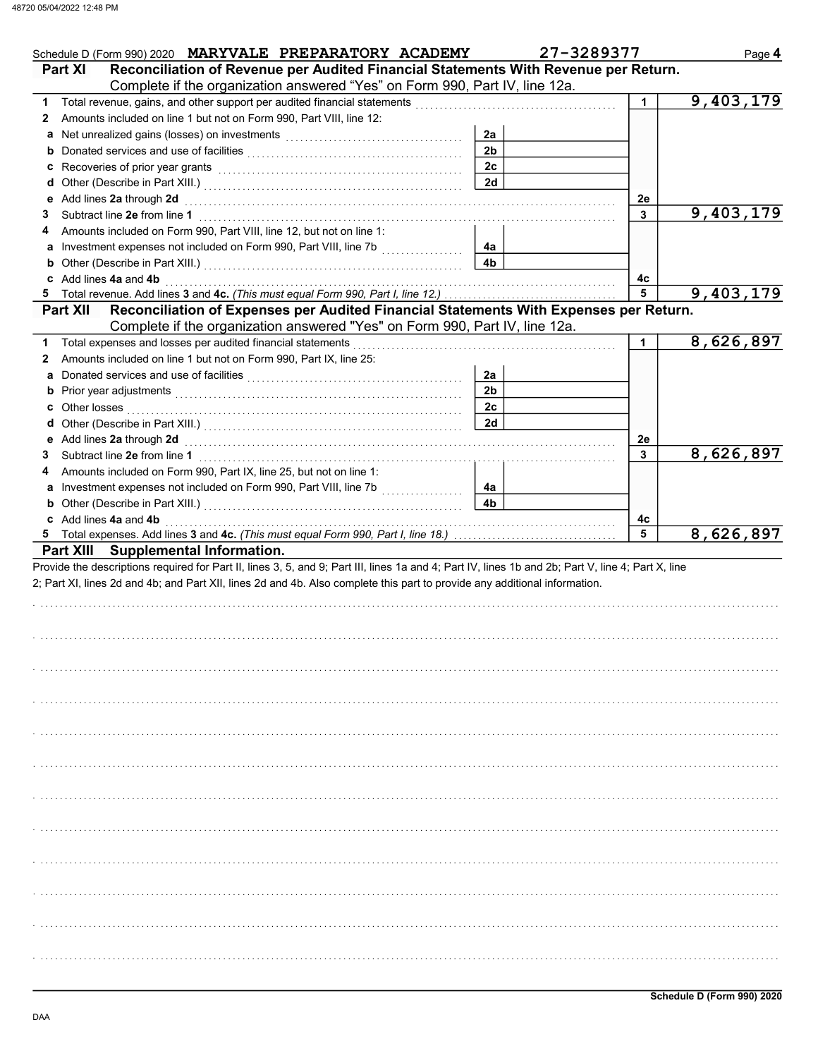Schedule D (Form 990) 2020 MARYVALE PREPARATORY ACADEMY 27-3289377

## Part XI Reconciliation of Revenue per Audited Financial Statements With Revenue per Return.

Complete if the organization answered "Yes" on Form 990, Part IV, line 12a.

| Line | Description | Ref | Amount | Ref | Amount |
|---|---|---|---|---|---|
| 1 | Total revenue, gains, and other support per audited financial statements | | | 1 | 9,403,179 |
| 2 | Amounts included on line 1 but not on Form 990, Part VIII, line 12: | | | | |
| a | Net unrealized gains (losses) on investments | 2a | | | |
| b | Donated services and use of facilities | 2b | | | |
| c | Recoveries of prior year grants | 2c | | | |
| d | Other (Describe in Part XIII.) | 2d | | | |
| e | Add lines **2a** through **2d** | | | 2e | |
| 3 | Subtract line **2e** from line **1** | | | 3 | 9,403,179 |
| 4 | Amounts included on Form 990, Part VIII, line 12, but not on line 1: | | | | |
| a | Investment expenses not included on Form 990, Part VIII, line 7b | 4a | | | |
| b | Other (Describe in Part XIII.) | 4b | | | |
| c | Add lines **4a** and **4b** | | | 4c | |
| 5 | Total revenue. Add lines **3** and **4c.** *(This must equal Form 990, Part I, line 12.)* | | | 5 | 9,403,179 |

## Part XII Reconciliation of Expenses per Audited Financial Statements With Expenses per Return.

Complete if the organization answered "Yes" on Form 990, Part IV, line 12a.

| Line | Description | Ref | Amount | Ref | Amount |
|---|---|---|---|---|---|
| 1 | Total expenses and losses per audited financial statements | | | 1 | 8,626,897 |
| 2 | Amounts included on line 1 but not on Form 990, Part IX, line 25: | | | | |
| a | Donated services and use of facilities | 2a | | | |
| b | Prior year adjustments | 2b | | | |
| c | Other losses | 2c | | | |
| d | Other (Describe in Part XIII.) | 2d | | | |
| e | Add lines **2a** through **2d** | | | 2e | |
| 3 | Subtract line **2e** from line **1** | | | 3 | 8,626,897 |
| 4 | Amounts included on Form 990, Part IX, line 25, but not on line 1: | | | | |
| a | Investment expenses not included on Form 990, Part VIII, line 7b | 4a | | | |
| b | Other (Describe in Part XIII.) | 4b | | | |
| c | Add lines **4a** and **4b** | | | 4c | |
| 5 | Total expenses. Add lines **3** and **4c.** *(This must equal Form 990, Part I, line 18.)* | | | 5 | 8,626,897 |

## Part XIII Supplemental Information.

Provide the descriptions required for Part II, lines 3, 5, and 9; Part III, lines 1a and 4; Part IV, lines 1b and 2b; Part V, line 4; Part X, line 2; Part XI, lines 2d and 4b; and Part XII, lines 2d and 4b. Also complete this part to provide any additional information.

Schedule D (Form 990) 2020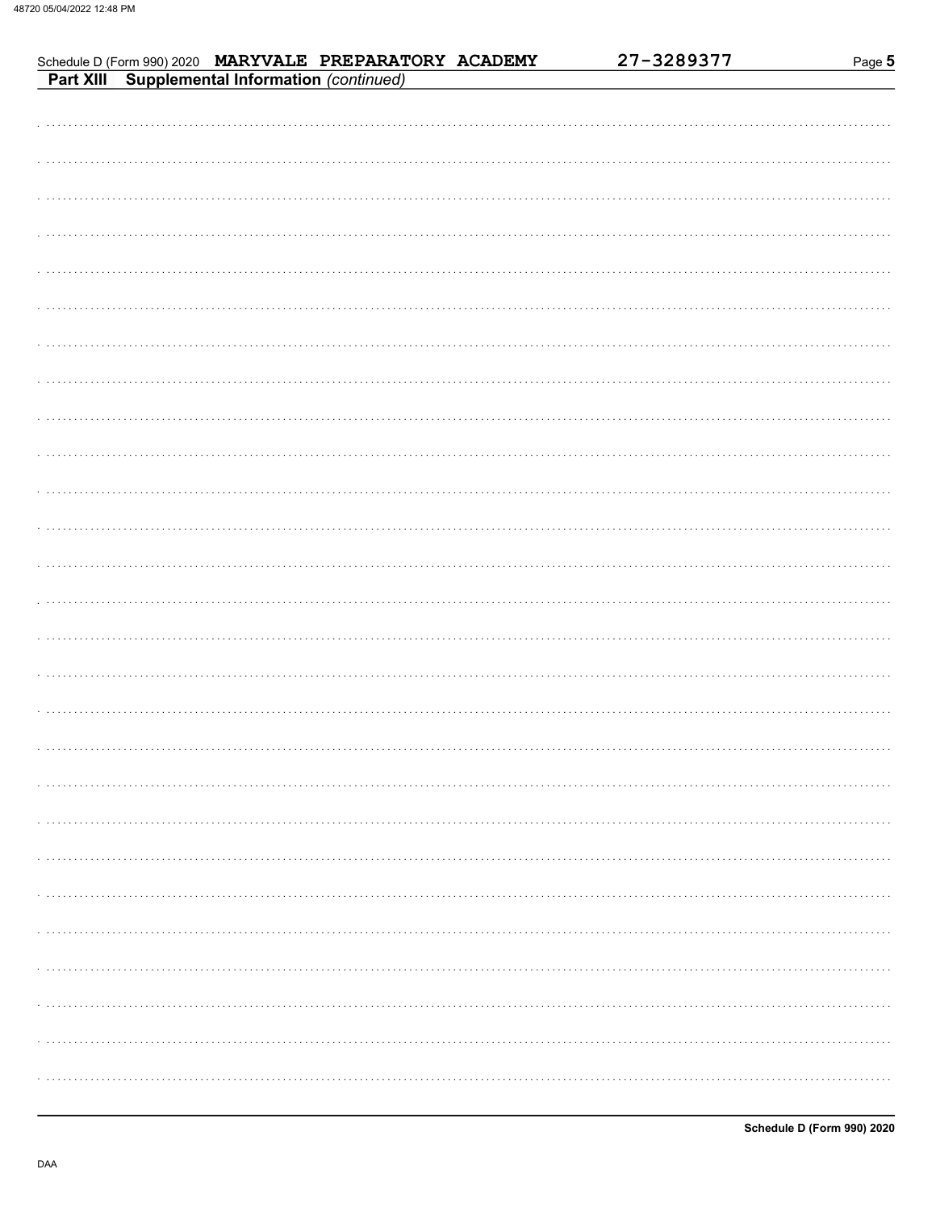Schedule D (Form 990) 2020 **MARYVALE PREPARATORY ACADEMY** 27-3289377

## Part XIII Supplemental Information *(continued)*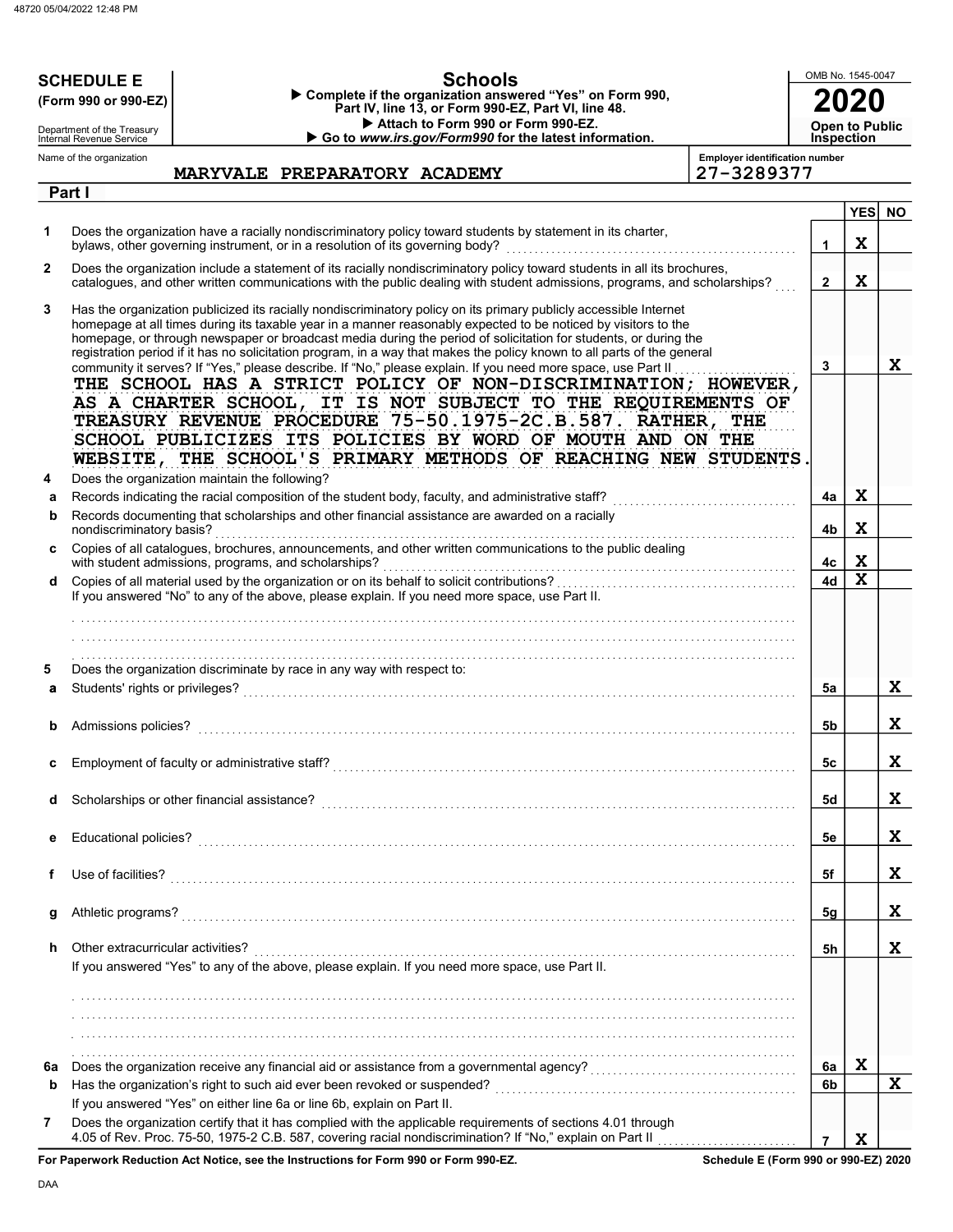**SCHEDULE E**
**(Form 990 or 990-EZ)**

Department of the Treasury
Internal Revenue Service

# Schools

▶ **Complete if the organization answered "Yes" on Form 990, Part IV, line 13, or Form 990-EZ, Part VI, line 48.**
▶ **Attach to Form 990 or Form 990-EZ.**
▶ **Go to *www.irs.gov/Form990* for the latest information.**

OMB No. 1545-0047

**2020**

**Open to Public Inspection**

Name of the organization: **MARYVALE PREPARATORY ACADEMY**

Employer identification number: **27-3289377**

## Part I

| | | | YES | NO |
|---|---|---|---|---|
| **1** | Does the organization have a racially nondiscriminatory policy toward students by statement in its charter, bylaws, other governing instrument, or in a resolution of its governing body? | **1** | X | |
| **2** | Does the organization include a statement of its racially nondiscriminatory policy toward students in all its brochures, catalogues, and other written communications with the public dealing with student admissions, programs, and scholarships? | **2** | X | |
| **3** | Has the organization publicized its racially nondiscriminatory policy on its primary publicly accessible Internet homepage at all times during its taxable year in a manner reasonably expected to be noticed by visitors to the homepage, or through newspaper or broadcast media during the period of solicitation for students, or during the registration period if it has no solicitation program, in a way that makes the policy known to all parts of the general community it serves? If "Yes," please describe. If "No," please explain. If you need more space, use Part II | **3** | | X |

THE SCHOOL HAS A STRICT POLICY OF NON-DISCRIMINATION; HOWEVER, AS A CHARTER SCHOOL, IT IS NOT SUBJECT TO THE REQUIREMENTS OF TREASURY REVENUE PROCEDURE 75-50.1975-2C.B.587. RATHER, THE SCHOOL PUBLICIZES ITS POLICIES BY WORD OF MOUTH AND ON THE WEBSITE, THE SCHOOL'S PRIMARY METHODS OF REACHING NEW STUDENTS.

| | | | YES | NO |
|---|---|---|---|---|
| **4** | Does the organization maintain the following? | | | |
| **a** | Records indicating the racial composition of the student body, faculty, and administrative staff? | **4a** | X | |
| **b** | Records documenting that scholarships and other financial assistance are awarded on a racially nondiscriminatory basis? | **4b** | X | |
| **c** | Copies of all catalogues, brochures, announcements, and other written communications to the public dealing with student admissions, programs, and scholarships? | **4c** | X | |
| **d** | Copies of all material used by the organization or on its behalf to solicit contributions? | **4d** | X | |

If you answered "No" to any of the above, please explain. If you need more space, use Part II.

| | | | YES | NO |
|---|---|---|---|---|
| **5** | Does the organization discriminate by race in any way with respect to: | | | |
| **a** | Students' rights or privileges? | **5a** | | X |
| **b** | Admissions policies? | **5b** | | X |
| **c** | Employment of faculty or administrative staff? | **5c** | | X |
| **d** | Scholarships or other financial assistance? | **5d** | | X |
| **e** | Educational policies? | **5e** | | X |
| **f** | Use of facilities? | **5f** | | X |
| **g** | Athletic programs? | **5g** | | X |
| **h** | Other extracurricular activities? | **5h** | | X |

If you answered "Yes" to any of the above, please explain. If you need more space, use Part II.

| | | | YES | NO |
|---|---|---|---|---|
| **6a** | Does the organization receive any financial aid or assistance from a governmental agency? | **6a** | X | |
| **b** | Has the organization's right to such aid ever been revoked or suspended? | **6b** | | X |
| | If you answered "Yes" on either line 6a or line 6b, explain on Part II. | | | |
| **7** | Does the organization certify that it has complied with the applicable requirements of sections 4.01 through 4.05 of Rev. Proc. 75-50, 1975-2 C.B. 587, covering racial nondiscrimination? If "No," explain on Part II | **7** | X | |

**For Paperwork Reduction Act Notice, see the Instructions for Form 990 or Form 990-EZ.**

**Schedule E (Form 990 or 990-EZ) 2020**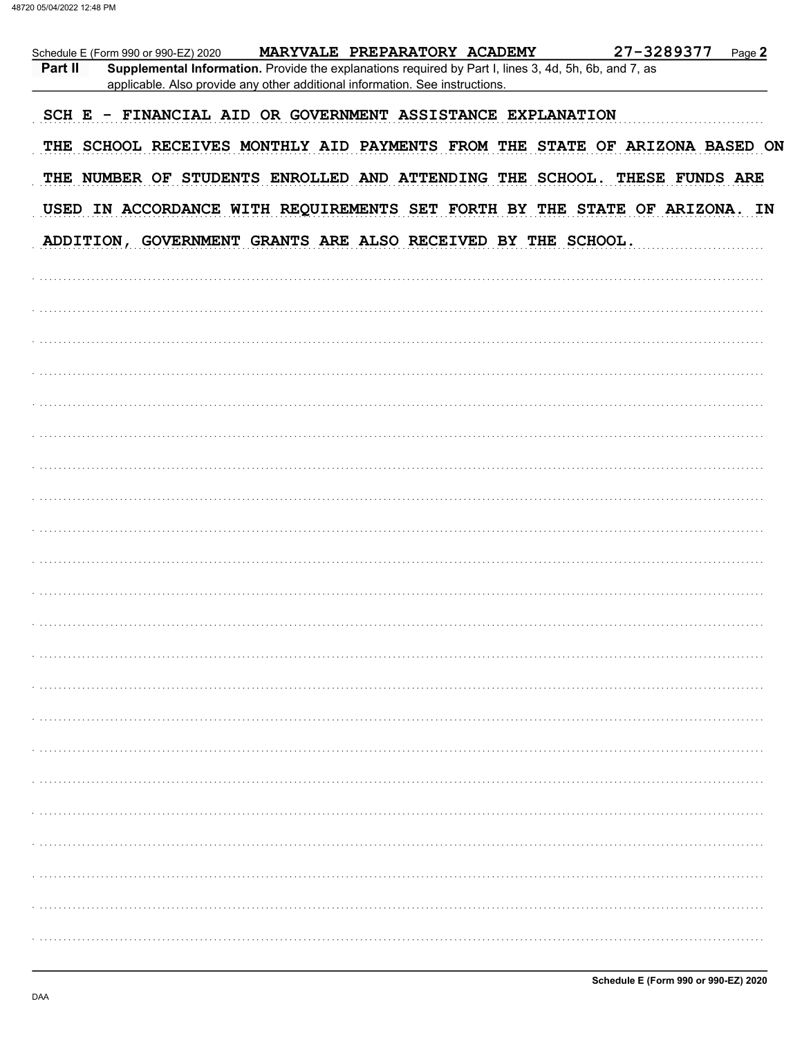Schedule E (Form 990 or 990-EZ) 2020 MARYVALE PREPARATORY ACADEMY 27-3289377 Page **2**

**Part II** **Supplemental Information.** Provide the explanations required by Part I, lines 3, 4d, 5h, 6b, and 7, as applicable. Also provide any other additional information. See instructions.

SCH E - FINANCIAL AID OR GOVERNMENT ASSISTANCE EXPLANATION

THE SCHOOL RECEIVES MONTHLY AID PAYMENTS FROM THE STATE OF ARIZONA BASED ON THE NUMBER OF STUDENTS ENROLLED AND ATTENDING THE SCHOOL. THESE FUNDS ARE USED IN ACCORDANCE WITH REQUIREMENTS SET FORTH BY THE STATE OF ARIZONA. IN ADDITION, GOVERNMENT GRANTS ARE ALSO RECEIVED BY THE SCHOOL.

Schedule E (Form 990 or 990-EZ) 2020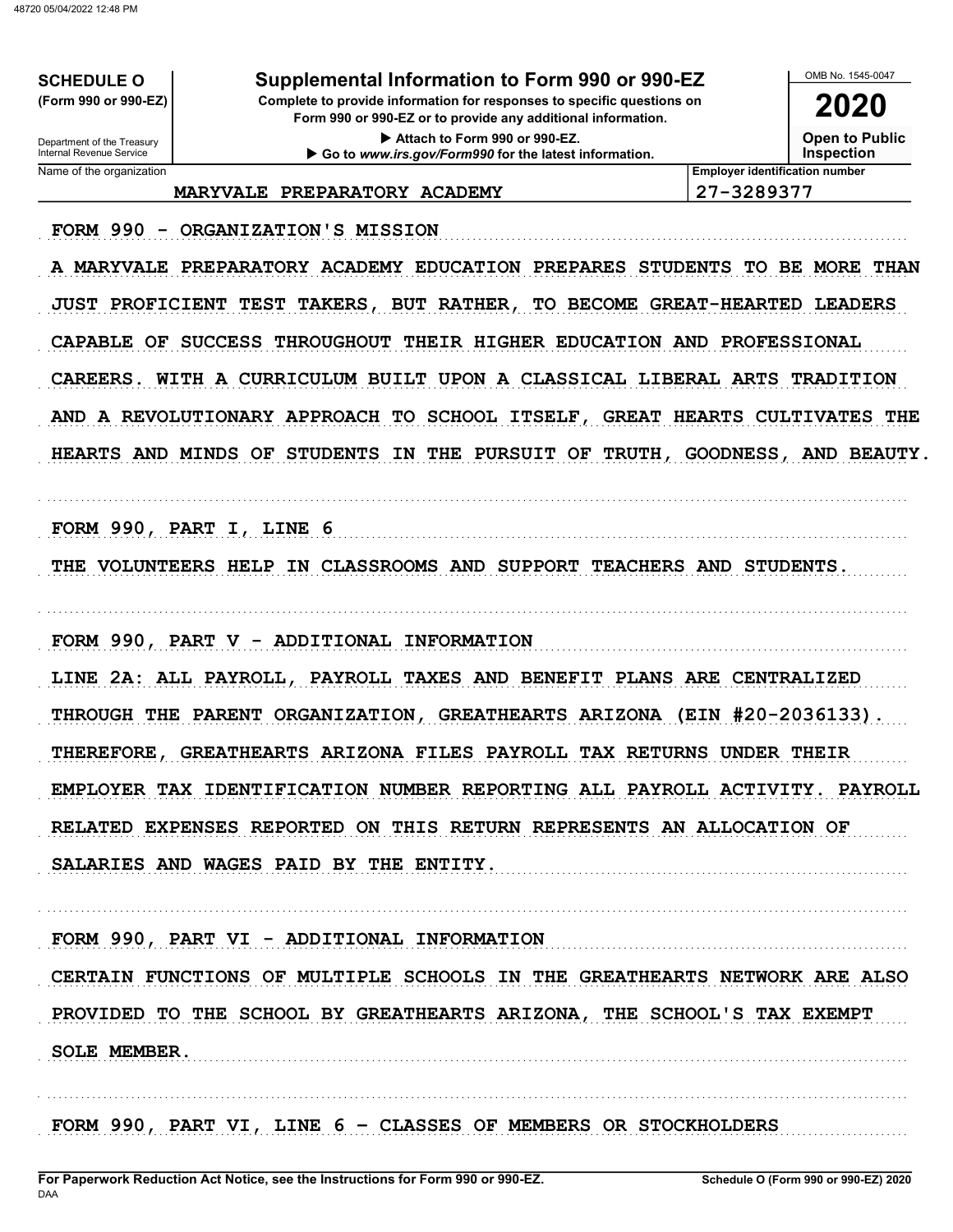**SCHEDULE O**
**(Form 990 or 990-EZ)**

Department of the Treasury
Internal Revenue Service

# Supplemental Information to Form 990 or 990-EZ

**Complete to provide information for responses to specific questions on Form 990 or 990-EZ or to provide any additional information.**

▶ Attach to Form 990 or 990-EZ.

▶ Go to *www.irs.gov/Form990* for the latest information.

OMB No. 1545-0047

**2020**

**Open to Public Inspection**

| Name of the organization | Employer identification number |
|---|---|
| MARYVALE PREPARATORY ACADEMY | 27-3289377 |

FORM 990 - ORGANIZATION'S MISSION

A MARYVALE PREPARATORY ACADEMY EDUCATION PREPARES STUDENTS TO BE MORE THAN JUST PROFICIENT TEST TAKERS, BUT RATHER, TO BECOME GREAT-HEARTED LEADERS CAPABLE OF SUCCESS THROUGHOUT THEIR HIGHER EDUCATION AND PROFESSIONAL CAREERS. WITH A CURRICULUM BUILT UPON A CLASSICAL LIBERAL ARTS TRADITION AND A REVOLUTIONARY APPROACH TO SCHOOL ITSELF, GREAT HEARTS CULTIVATES THE HEARTS AND MINDS OF STUDENTS IN THE PURSUIT OF TRUTH, GOODNESS, AND BEAUTY.

FORM 990, PART I, LINE 6

THE VOLUNTEERS HELP IN CLASSROOMS AND SUPPORT TEACHERS AND STUDENTS.

FORM 990, PART V - ADDITIONAL INFORMATION

LINE 2A: ALL PAYROLL, PAYROLL TAXES AND BENEFIT PLANS ARE CENTRALIZED THROUGH THE PARENT ORGANIZATION, GREATHEARTS ARIZONA (EIN #20-2036133). THEREFORE, GREATHEARTS ARIZONA FILES PAYROLL TAX RETURNS UNDER THEIR EMPLOYER TAX IDENTIFICATION NUMBER REPORTING ALL PAYROLL ACTIVITY. PAYROLL RELATED EXPENSES REPORTED ON THIS RETURN REPRESENTS AN ALLOCATION OF SALARIES AND WAGES PAID BY THE ENTITY.

FORM 990, PART VI - ADDITIONAL INFORMATION

CERTAIN FUNCTIONS OF MULTIPLE SCHOOLS IN THE GREATHEARTS NETWORK ARE ALSO PROVIDED TO THE SCHOOL BY GREATHEARTS ARIZONA, THE SCHOOL'S TAX EXEMPT SOLE MEMBER.

FORM 990, PART VI, LINE 6 - CLASSES OF MEMBERS OR STOCKHOLDERS

**For Paperwork Reduction Act Notice, see the Instructions for Form 990 or 990-EZ.**

**Schedule O (Form 990 or 990-EZ) 2020**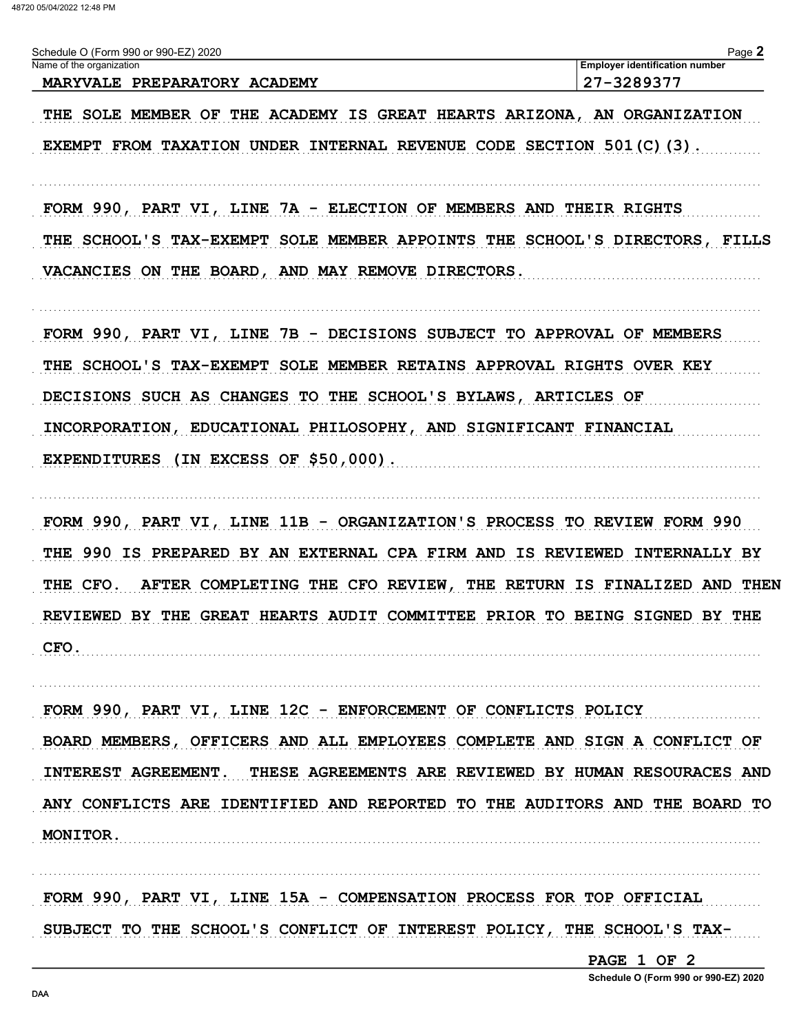Schedule O (Form 990 or 990-EZ) 2020

| Name of the organization | Employer identification number |
| --- | --- |
| MARYVALE PREPARATORY ACADEMY | 27-3289377 |

THE SOLE MEMBER OF THE ACADEMY IS GREAT HEARTS ARIZONA, AN ORGANIZATION EXEMPT FROM TAXATION UNDER INTERNAL REVENUE CODE SECTION 501(C)(3).

FORM 990, PART VI, LINE 7A - ELECTION OF MEMBERS AND THEIR RIGHTS
THE SCHOOL'S TAX-EXEMPT SOLE MEMBER APPOINTS THE SCHOOL'S DIRECTORS, FILLS VACANCIES ON THE BOARD, AND MAY REMOVE DIRECTORS.

FORM 990, PART VI, LINE 7B - DECISIONS SUBJECT TO APPROVAL OF MEMBERS
THE SCHOOL'S TAX-EXEMPT SOLE MEMBER RETAINS APPROVAL RIGHTS OVER KEY DECISIONS SUCH AS CHANGES TO THE SCHOOL'S BYLAWS, ARTICLES OF INCORPORATION, EDUCATIONAL PHILOSOPHY, AND SIGNIFICANT FINANCIAL EXPENDITURES (IN EXCESS OF $50,000).

FORM 990, PART VI, LINE 11B - ORGANIZATION'S PROCESS TO REVIEW FORM 990
THE 990 IS PREPARED BY AN EXTERNAL CPA FIRM AND IS REVIEWED INTERNALLY BY THE CFO. AFTER COMPLETING THE CFO REVIEW, THE RETURN IS FINALIZED AND THEN REVIEWED BY THE GREAT HEARTS AUDIT COMMITTEE PRIOR TO BEING SIGNED BY THE CFO.

FORM 990, PART VI, LINE 12C - ENFORCEMENT OF CONFLICTS POLICY
BOARD MEMBERS, OFFICERS AND ALL EMPLOYEES COMPLETE AND SIGN A CONFLICT OF INTEREST AGREEMENT. THESE AGREEMENTS ARE REVIEWED BY HUMAN RESOURACES AND ANY CONFLICTS ARE IDENTIFIED AND REPORTED TO THE AUDITORS AND THE BOARD TO MONITOR.

FORM 990, PART VI, LINE 15A - COMPENSATION PROCESS FOR TOP OFFICIAL
SUBJECT TO THE SCHOOL'S CONFLICT OF INTEREST POLICY, THE SCHOOL'S TAX-

PAGE 1 OF 2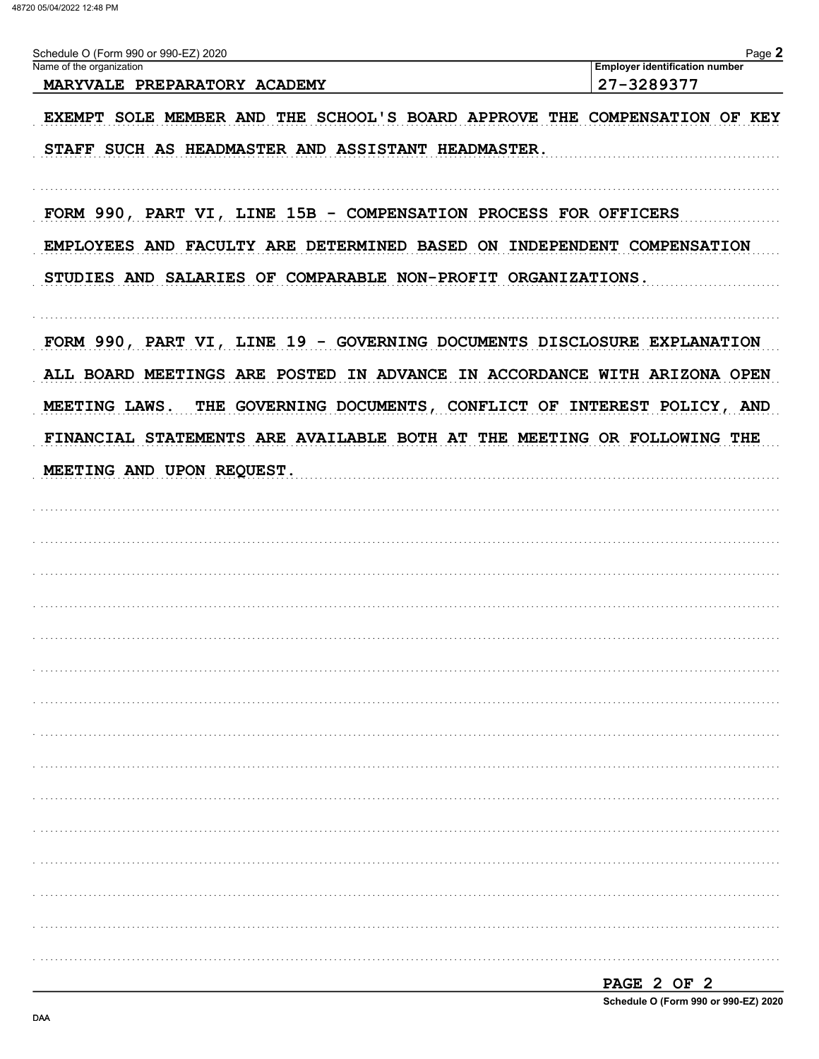Schedule O (Form 990 or 990-EZ) 2020

| Name of the organization | Employer identification number |
|---|---|
| MARYVALE PREPARATORY ACADEMY | 27-3289377 |

EXEMPT SOLE MEMBER AND THE SCHOOL'S BOARD APPROVE THE COMPENSATION OF KEY STAFF SUCH AS HEADMASTER AND ASSISTANT HEADMASTER.

FORM 990, PART VI, LINE 15B - COMPENSATION PROCESS FOR OFFICERS EMPLOYEES AND FACULTY ARE DETERMINED BASED ON INDEPENDENT COMPENSATION STUDIES AND SALARIES OF COMPARABLE NON-PROFIT ORGANIZATIONS.

FORM 990, PART VI, LINE 19 - GOVERNING DOCUMENTS DISCLOSURE EXPLANATION ALL BOARD MEETINGS ARE POSTED IN ADVANCE IN ACCORDANCE WITH ARIZONA OPEN MEETING LAWS. THE GOVERNING DOCUMENTS, CONFLICT OF INTEREST POLICY, AND FINANCIAL STATEMENTS ARE AVAILABLE BOTH AT THE MEETING OR FOLLOWING THE MEETING AND UPON REQUEST.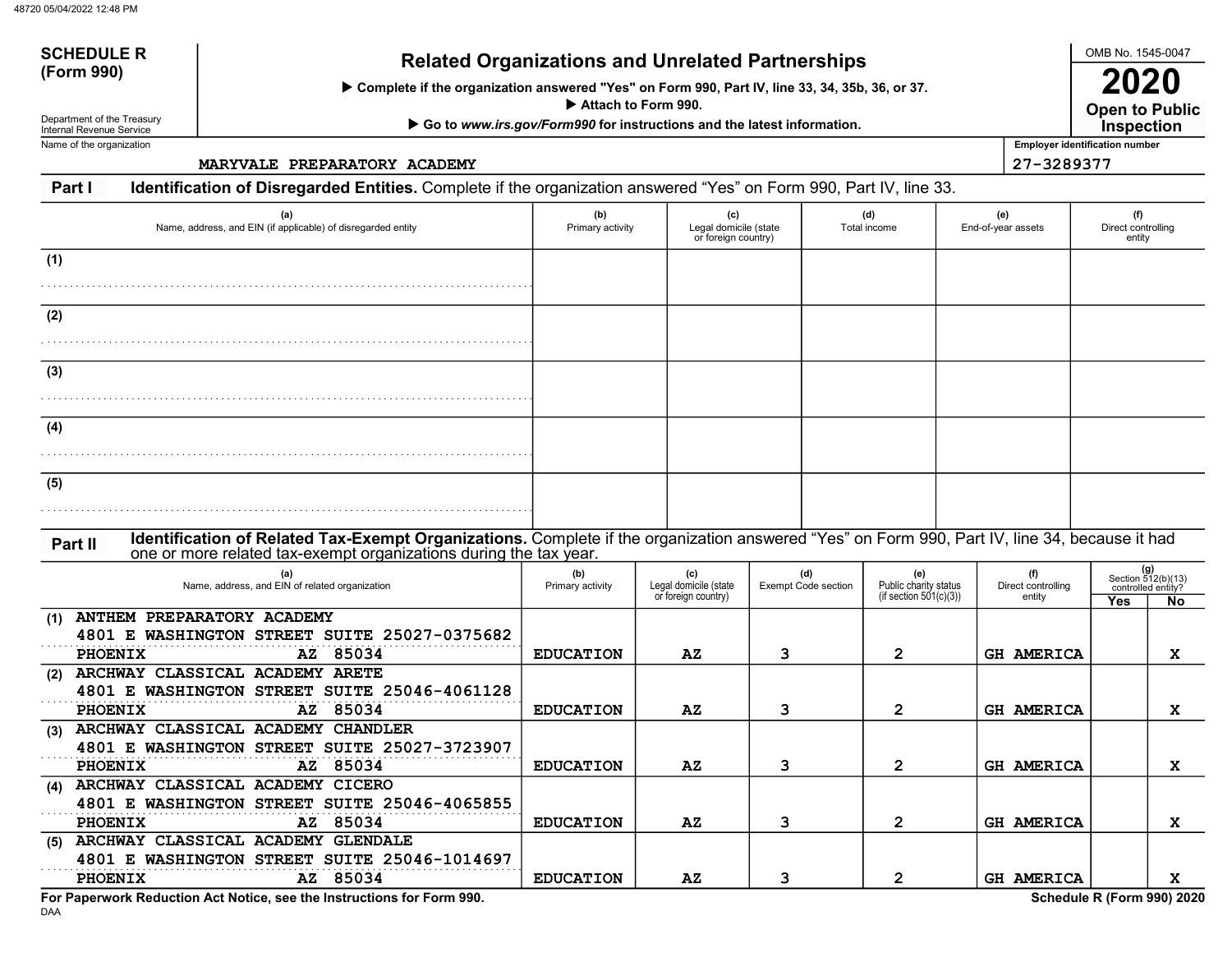# SCHEDULE R (Form 990)

Department of the Treasury
Internal Revenue Service

## Related Organizations and Unrelated Partnerships

▶ Complete if the organization answered "Yes" on Form 990, Part IV, line 33, 34, 35b, 36, or 37.
▶ Attach to Form 990.
▶ Go to *www.irs.gov/Form990* for instructions and the latest information.

OMB No. 1545-0047

**2020**

**Open to Public Inspection**

Name of the organization: MARYVALE PREPARATORY ACADEMY

Employer identification number: 27-3289377

**Part I Identification of Disregarded Entities.** Complete if the organization answered "Yes" on Form 990, Part IV, line 33.

| | (a) Name, address, and EIN (if applicable) of disregarded entity | (b) Primary activity | (c) Legal domicile (state or foreign country) | (d) Total income | (e) End-of-year assets | (f) Direct controlling entity |
|---|---|---|---|---|---|---|
| (1) | | | | | | |
| (2) | | | | | | |
| (3) | | | | | | |
| (4) | | | | | | |
| (5) | | | | | | |

**Part II Identification of Related Tax-Exempt Organizations.** Complete if the organization answered "Yes" on Form 990, Part IV, line 34, because it had one or more related tax-exempt organizations during the tax year.

| | (a) Name, address, and EIN of related organization | (b) Primary activity | (c) Legal domicile (state or foreign country) | (d) Exempt Code section | (e) Public charity status (if section 501(c)(3)) | (f) Direct controlling entity | (g) Section 512(b)(13) controlled entity? Yes | No |
|---|---|---|---|---|---|---|---|---|
| (1) | ANTHEM PREPARATORY ACADEMY<br>4801 E WASHINGTON STREET SUITE 25027-0375682<br>PHOENIX AZ 85034 | EDUCATION | AZ | 3 | 2 | GH AMERICA | | X |
| (2) | ARCHWAY CLASSICAL ACADEMY ARETE<br>4801 E WASHINGTON STREET SUITE 25046-4061128<br>PHOENIX AZ 85034 | EDUCATION | AZ | 3 | 2 | GH AMERICA | | X |
| (3) | ARCHWAY CLASSICAL ACADEMY CHANDLER<br>4801 E WASHINGTON STREET SUITE 25027-3723907<br>PHOENIX AZ 85034 | EDUCATION | AZ | 3 | 2 | GH AMERICA | | X |
| (4) | ARCHWAY CLASSICAL ACADEMY CICERO<br>4801 E WASHINGTON STREET SUITE 25046-4065855<br>PHOENIX AZ 85034 | EDUCATION | AZ | 3 | 2 | GH AMERICA | | X |
| (5) | ARCHWAY CLASSICAL ACADEMY GLENDALE<br>4801 E WASHINGTON STREET SUITE 25046-1014697<br>PHOENIX AZ 85034 | EDUCATION | AZ | 3 | 2 | GH AMERICA | | X |

**For Paperwork Reduction Act Notice, see the Instructions for Form 990.**

**Schedule R (Form 990) 2020**

DAA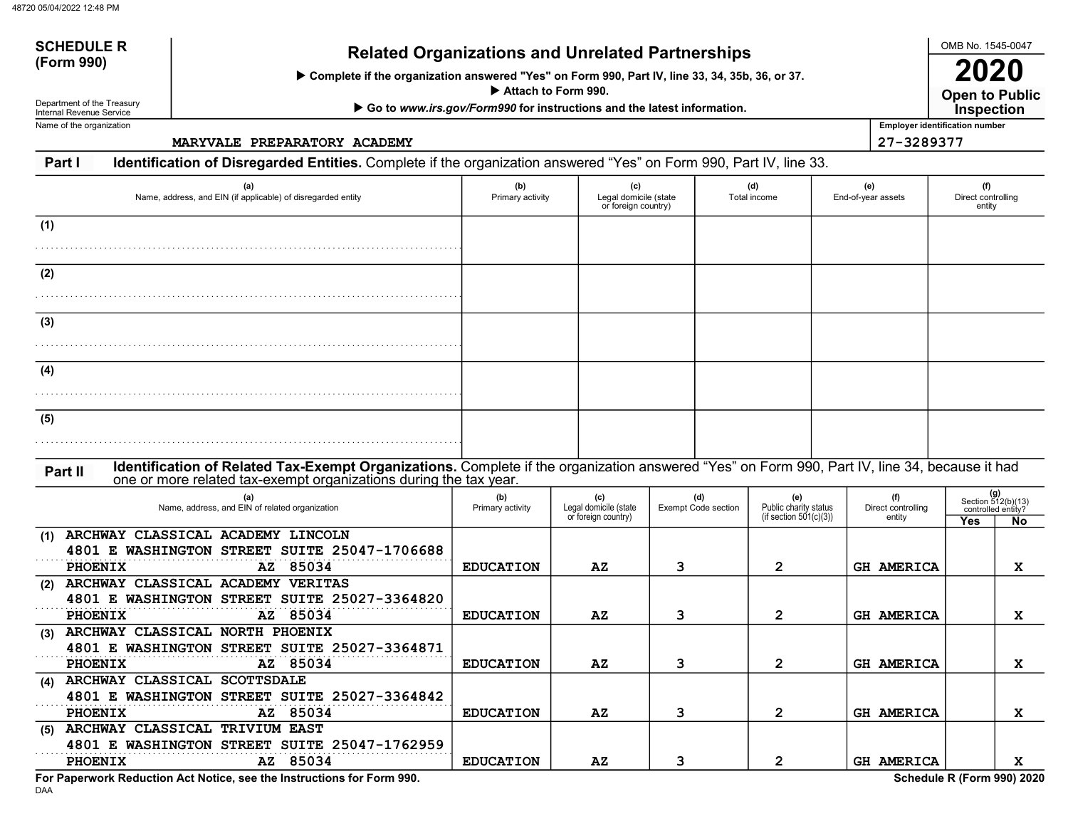**SCHEDULE R (Form 990)**

Department of the Treasury
Internal Revenue Service

# Related Organizations and Unrelated Partnerships

▶ Complete if the organization answered "Yes" on Form 990, Part IV, line 33, 34, 35b, 36, or 37.
▶ Attach to Form 990.
▶ Go to *www.irs.gov/Form990* for instructions and the latest information.

OMB No. 1545-0047

**2020**

**Open to Public Inspection**

Name of the organization: MARYVALE PREPARATORY ACADEMY

Employer identification number: 27-3289377

## Part I Identification of Disregarded Entities. 
Complete if the organization answered "Yes" on Form 990, Part IV, line 33.

| | (a) Name, address, and EIN (if applicable) of disregarded entity | (b) Primary activity | (c) Legal domicile (state or foreign country) | (d) Total income | (e) End-of-year assets | (f) Direct controlling entity |
|---|---|---|---|---|---|---|
| (1) | | | | | | |
| (2) | | | | | | |
| (3) | | | | | | |
| (4) | | | | | | |
| (5) | | | | | | |

## Part II Identification of Related Tax-Exempt Organizations. 
Complete if the organization answered "Yes" on Form 990, Part IV, line 34, because it had one or more related tax-exempt organizations during the tax year.

| | (a) Name, address, and EIN of related organization | (b) Primary activity | (c) Legal domicile (state or foreign country) | (d) Exempt Code section | (e) Public charity status (if section 501(c)(3)) | (f) Direct controlling entity | (g) Section 512(b)(13) controlled entity? Yes | No |
|---|---|---|---|---|---|---|---|---|
| (1) | ARCHWAY CLASSICAL ACADEMY LINCOLN 4801 E WASHINGTON STREET SUITE 25047-1706688 PHOENIX AZ 85034 | EDUCATION | AZ | 3 | 2 | GH AMERICA | | X |
| (2) | ARCHWAY CLASSICAL ACADEMY VERITAS 4801 E WASHINGTON STREET SUITE 25027-3364820 PHOENIX AZ 85034 | EDUCATION | AZ | 3 | 2 | GH AMERICA | | X |
| (3) | ARCHWAY CLASSICAL NORTH PHOENIX 4801 E WASHINGTON STREET SUITE 25027-3364871 PHOENIX AZ 85034 | EDUCATION | AZ | 3 | 2 | GH AMERICA | | X |
| (4) | ARCHWAY CLASSICAL SCOTTSDALE 4801 E WASHINGTON STREET SUITE 25027-3364842 PHOENIX AZ 85034 | EDUCATION | AZ | 3 | 2 | GH AMERICA | | X |
| (5) | ARCHWAY CLASSICAL TRIVIUM EAST 4801 E WASHINGTON STREET SUITE 25047-1762959 PHOENIX AZ 85034 | EDUCATION | AZ | 3 | 2 | GH AMERICA | | X |

**For Paperwork Reduction Act Notice, see the Instructions for Form 990.**

DAA

**Schedule R (Form 990) 2020**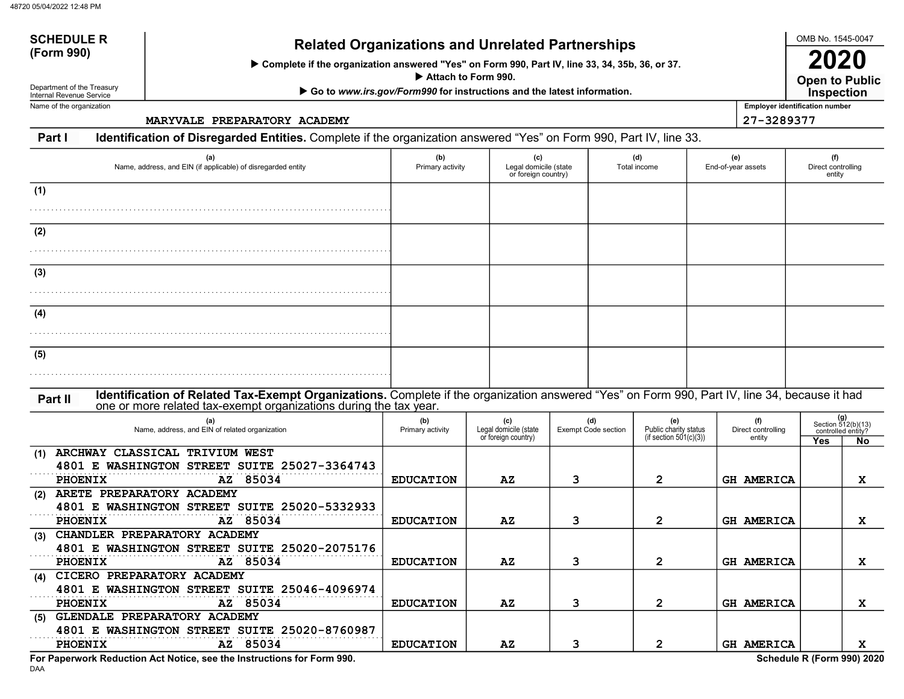**SCHEDULE R (Form 990)**

Department of the Treasury
Internal Revenue Service

# Related Organizations and Unrelated Partnerships

▶ Complete if the organization answered "Yes" on Form 990, Part IV, line 33, 34, 35b, 36, or 37.
▶ Attach to Form 990.
▶ Go to *www.irs.gov/Form990* for instructions and the latest information.

OMB No. 1545-0047

**2020**

**Open to Public Inspection**

Name of the organization: MARYVALE PREPARATORY ACADEMY

Employer identification number: 27-3289377

## Part I — Identification of Disregarded Entities. Complete if the organization answered "Yes" on Form 990, Part IV, line 33.

| | (a) Name, address, and EIN (if applicable) of disregarded entity | (b) Primary activity | (c) Legal domicile (state or foreign country) | (d) Total income | (e) End-of-year assets | (f) Direct controlling entity |
|---|---|---|---|---|---|---|
| (1) | | | | | | |
| (2) | | | | | | |
| (3) | | | | | | |
| (4) | | | | | | |
| (5) | | | | | | |

## Part II — Identification of Related Tax-Exempt Organizations. Complete if the organization answered "Yes" on Form 990, Part IV, line 34, because it had one or more related tax-exempt organizations during the tax year.

| | (a) Name, address, and EIN of related organization | (b) Primary activity | (c) Legal domicile (state or foreign country) | (d) Exempt Code section | (e) Public charity status (if section 501(c)(3)) | (f) Direct controlling entity | (g) Section 512(b)(13) controlled entity? Yes | No |
|---|---|---|---|---|---|---|---|---|
| (1) | ARCHWAY CLASSICAL TRIVIUM WEST<br>4801 E WASHINGTON STREET SUITE 25027-3364743<br>PHOENIX AZ 85034 | EDUCATION | AZ | 3 | 2 | GH AMERICA | | X |
| (2) | ARETE PREPARATORY ACADEMY<br>4801 E WASHINGTON STREET SUITE 25020-5332933<br>PHOENIX AZ 85034 | EDUCATION | AZ | 3 | 2 | GH AMERICA | | X |
| (3) | CHANDLER PREPARATORY ACADEMY<br>4801 E WASHINGTON STREET SUITE 25020-2075176<br>PHOENIX AZ 85034 | EDUCATION | AZ | 3 | 2 | GH AMERICA | | X |
| (4) | CICERO PREPARATORY ACADEMY<br>4801 E WASHINGTON STREET SUITE 25046-4096974<br>PHOENIX AZ 85034 | EDUCATION | AZ | 3 | 2 | GH AMERICA | | X |
| (5) | GLENDALE PREPARATORY ACADEMY<br>4801 E WASHINGTON STREET SUITE 25020-8760987<br>PHOENIX AZ 85034 | EDUCATION | AZ | 3 | 2 | GH AMERICA | | X |

**For Paperwork Reduction Act Notice, see the Instructions for Form 990.**

**Schedule R (Form 990) 2020**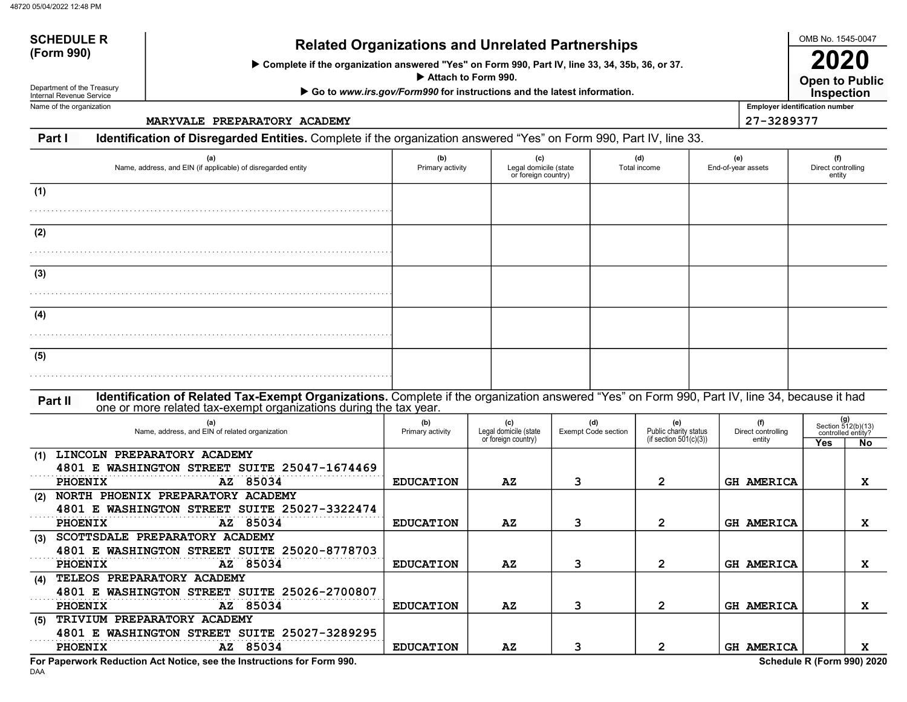48720 05/04/2022 12:48 PM

**SCHEDULE R (Form 990)**

Department of the Treasury
Internal Revenue Service

# Related Organizations and Unrelated Partnerships

▶ Complete if the organization answered "Yes" on Form 990, Part IV, line 33, 34, 35b, 36, or 37.
▶ Attach to Form 990.
▶ Go to *www.irs.gov/Form990* for instructions and the latest information.

OMB No. 1545-0047

**2020**

**Open to Public Inspection**

Name of the organization: MARYVALE PREPARATORY ACADEMY

Employer identification number: 27-3289377

## Part I — Identification of Disregarded Entities. Complete if the organization answered "Yes" on Form 990, Part IV, line 33.

| | (a) Name, address, and EIN (if applicable) of disregarded entity | (b) Primary activity | (c) Legal domicile (state or foreign country) | (d) Total income | (e) End-of-year assets | (f) Direct controlling entity |
|---|---|---|---|---|---|---|
| (1) | | | | | | |
| (2) | | | | | | |
| (3) | | | | | | |
| (4) | | | | | | |
| (5) | | | | | | |

## Part II — Identification of Related Tax-Exempt Organizations. Complete if the organization answered "Yes" on Form 990, Part IV, line 34, because it had one or more related tax-exempt organizations during the tax year.

| | (a) Name, address, and EIN of related organization | (b) Primary activity | (c) Legal domicile (state or foreign country) | (d) Exempt Code section | (e) Public charity status (if section 501(c)(3)) | (f) Direct controlling entity | (g) Section 512(b)(13) controlled entity? Yes | No |
|---|---|---|---|---|---|---|---|---|
| (1) | LINCOLN PREPARATORY ACADEMY 4801 E WASHINGTON STREET SUITE 250 PHOENIX AZ 85034 47-1674469 | EDUCATION | AZ | 3 | 2 | GH AMERICA | | X |
| (2) | NORTH PHOENIX PREPARATORY ACADEMY 4801 E WASHINGTON STREET SUITE 250 PHOENIX AZ 85034 27-3322474 | EDUCATION | AZ | 3 | 2 | GH AMERICA | | X |
| (3) | SCOTTSDALE PREPARATORY ACADEMY 4801 E WASHINGTON STREET SUITE 250 PHOENIX AZ 85034 20-8778703 | EDUCATION | AZ | 3 | 2 | GH AMERICA | | X |
| (4) | TELEOS PREPARATORY ACADEMY 4801 E WASHINGTON STREET SUITE 250 PHOENIX AZ 85034 26-2700807 | EDUCATION | AZ | 3 | 2 | GH AMERICA | | X |
| (5) | TRIVIUM PREPARATORY ACADEMY 4801 E WASHINGTON STREET SUITE 250 PHOENIX AZ 85034 27-3289295 | EDUCATION | AZ | 3 | 2 | GH AMERICA | | X |

**For Paperwork Reduction Act Notice, see the Instructions for Form 990.**

DAA

**Schedule R (Form 990) 2020**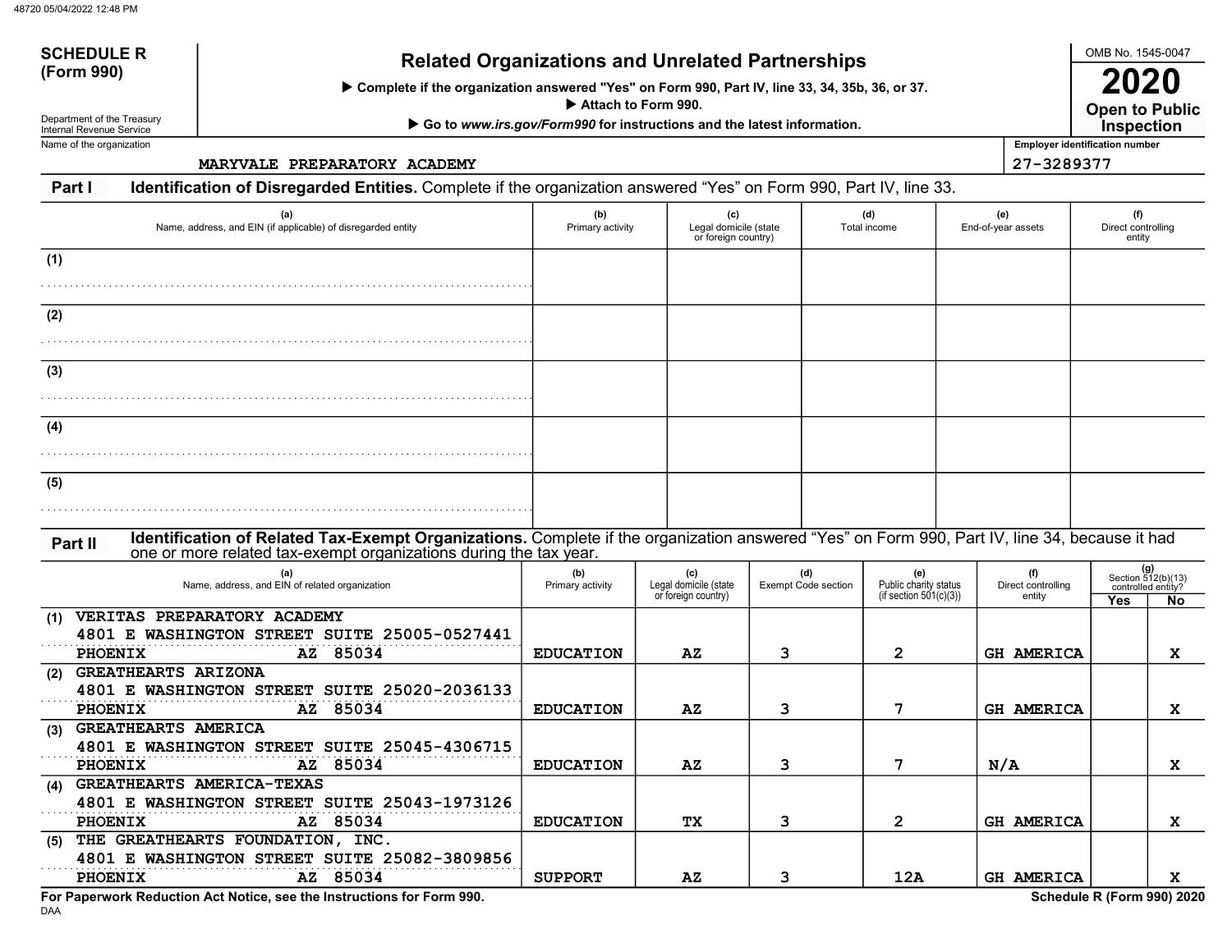**SCHEDULE R (Form 990)**

Department of the Treasury
Internal Revenue Service

# Related Organizations and Unrelated Partnerships

▶ Complete if the organization answered "Yes" on Form 990, Part IV, line 33, 34, 35b, 36, or 37.
▶ Attach to Form 990.
▶ Go to *www.irs.gov/Form990* for instructions and the latest information.

OMB No. 1545-0047

**2020**

**Open to Public Inspection**

Name of the organization: MARYVALE PREPARATORY ACADEMY

Employer identification number: 27-3289377

## Part I — Identification of Disregarded Entities.

Complete if the organization answered "Yes" on Form 990, Part IV, line 33.

| | (a) Name, address, and EIN (if applicable) of disregarded entity | (b) Primary activity | (c) Legal domicile (state or foreign country) | (d) Total income | (e) End-of-year assets | (f) Direct controlling entity |
|---|---|---|---|---|---|---|
| (1) | | | | | | |
| (2) | | | | | | |
| (3) | | | | | | |
| (4) | | | | | | |
| (5) | | | | | | |

## Part II — Identification of Related Tax-Exempt Organizations.

Complete if the organization answered "Yes" on Form 990, Part IV, line 34, because it had one or more related tax-exempt organizations during the tax year.

| | (a) Name, address, and EIN of related organization | (b) Primary activity | (c) Legal domicile (state or foreign country) | (d) Exempt Code section | (e) Public charity status (if section 501(c)(3)) | (f) Direct controlling entity | (g) Section 512(b)(13) controlled entity? Yes | No |
|---|---|---|---|---|---|---|---|---|
| (1) | VERITAS PREPARATORY ACADEMY 4801 E WASHINGTON STREET SUITE 250 05-0527441 PHOENIX AZ 85034 | EDUCATION | AZ | 3 | 2 | GH AMERICA | | X |
| (2) | GREATHEARTS ARIZONA 4801 E WASHINGTON STREET SUITE 250 20-2036133 PHOENIX AZ 85034 | EDUCATION | AZ | 3 | 7 | GH AMERICA | | X |
| (3) | GREATHEARTS AMERICA 4801 E WASHINGTON STREET SUITE 250 45-4306715 PHOENIX AZ 85034 | EDUCATION | AZ | 3 | 7 | N/A | | X |
| (4) | GREATHEARTS AMERICA-TEXAS 4801 E WASHINGTON STREET SUITE 250 43-1973126 PHOENIX AZ 85034 | EDUCATION | TX | 3 | 2 | GH AMERICA | | X |
| (5) | THE GREATHEARTS FOUNDATION, INC. 4801 E WASHINGTON STREET SUITE 250 82-3809856 PHOENIX AZ 85034 | SUPPORT | AZ | 3 | 12A | GH AMERICA | | X |

For Paperwork Reduction Act Notice, see the Instructions for Form 990.

Schedule R (Form 990) 2020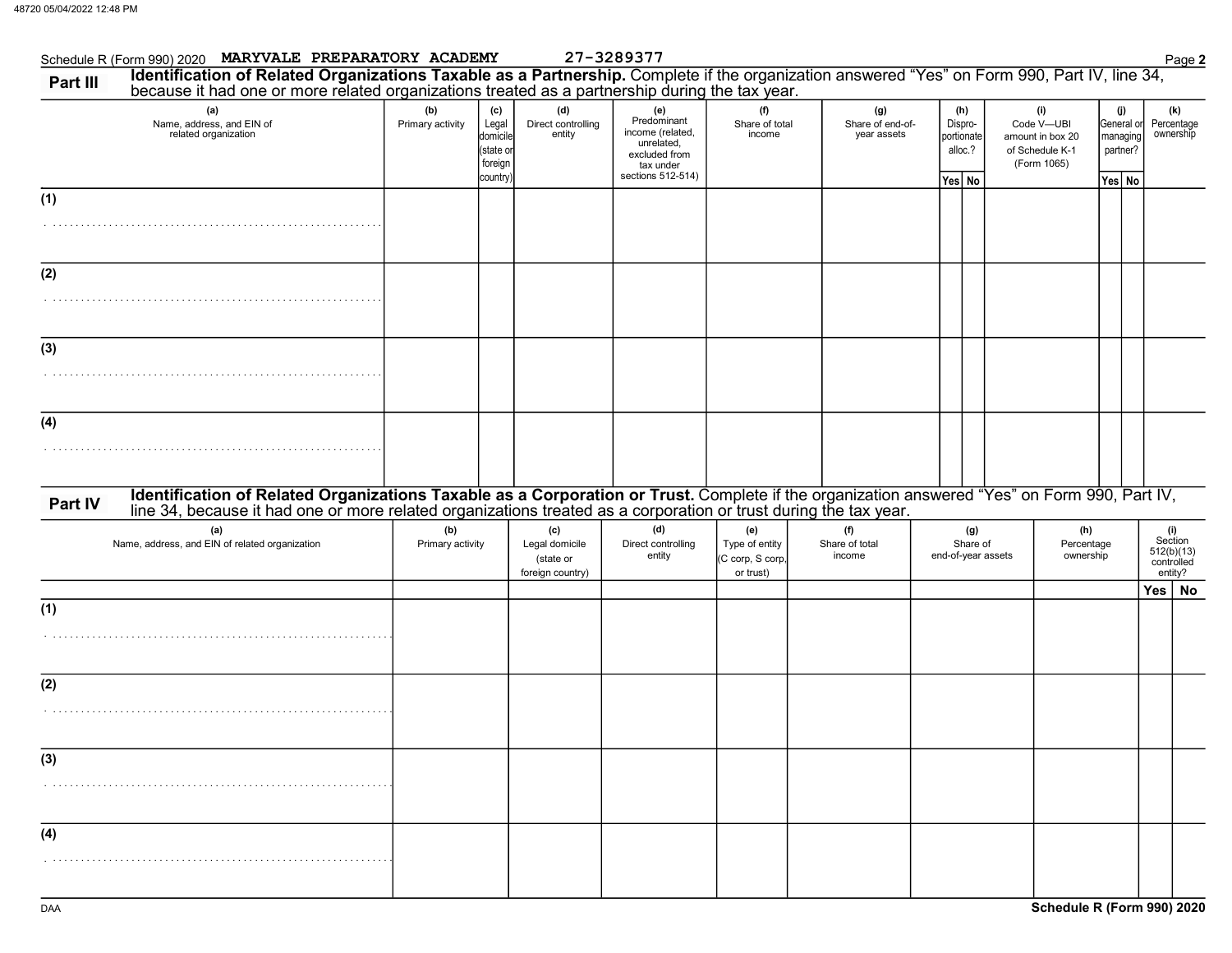Schedule R (Form 990) 2020 MARYVALE PREPARATORY ACADEMY 27-3289377

## Part III Identification of Related Organizations Taxable as a Partnership.

Complete if the organization answered "Yes" on Form 990, Part IV, line 34, because it had one or more related organizations treated as a partnership during the tax year.

| (a) Name, address, and EIN of related organization | (b) Primary activity | (c) Legal domicile (state or foreign country) | (d) Direct controlling entity | (e) Predominant income (related, unrelated, excluded from tax under sections 512-514) | (f) Share of total income | (g) Share of end-of-year assets | (h) Dispro-portionate alloc.? Yes | (h) No | (i) Code V—UBI amount in box 20 of Schedule K-1 (Form 1065) | (j) General or managing partner? Yes | (j) No | (k) Percentage ownership |
|---|---|---|---|---|---|---|---|---|---|---|---|---|
| (1) | | | | | | | | | | | | |
| (2) | | | | | | | | | | | | |
| (3) | | | | | | | | | | | | |
| (4) | | | | | | | | | | | | |

## Part IV Identification of Related Organizations Taxable as a Corporation or Trust.

Complete if the organization answered "Yes" on Form 990, Part IV, line 34, because it had one or more related organizations treated as a corporation or trust during the tax year.

| (a) Name, address, and EIN of related organization | (b) Primary activity | (c) Legal domicile (state or foreign country) | (d) Direct controlling entity | (e) Type of entity (C corp, S corp, or trust) | (f) Share of total income | (g) Share of end-of-year assets | (h) Percentage ownership | (i) Section 512(b)(13) controlled entity? Yes | (i) No |
|---|---|---|---|---|---|---|---|---|---|
| (1) | | | | | | | | | |
| (2) | | | | | | | | | |
| (3) | | | | | | | | | |
| (4) | | | | | | | | | |

DAA Schedule R (Form 990) 2020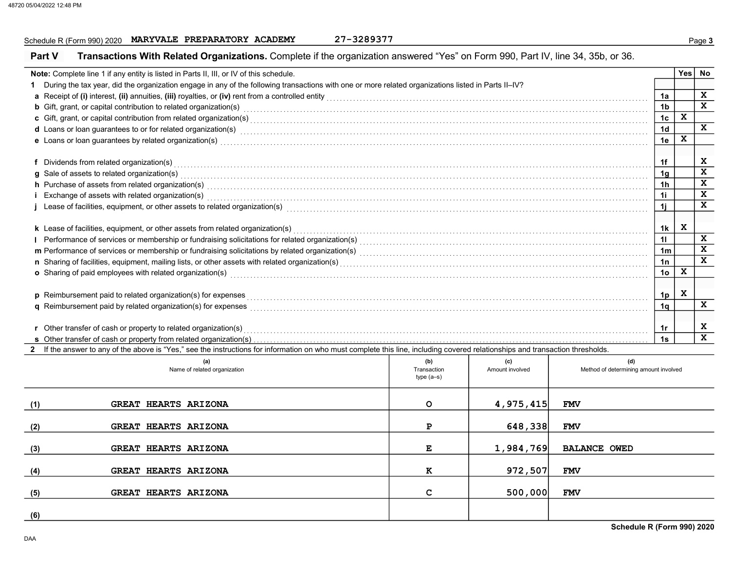Schedule R (Form 990) 2020 MARYVALE PREPARATORY ACADEMY 27-3289377

## Part V Transactions With Related Organizations.

Complete if the organization answered "Yes" on Form 990, Part IV, line 34, 35b, or 36.

**Note:** Complete line 1 if any entity is listed in Parts II, III, or IV of this schedule.

| | | | Yes | No |
|---|---|---|---|---|
| **1** | During the tax year, did the organization engage in any of the following transactions with one or more related organizations listed in Parts II–IV? | | | |
| **a** | Receipt of **(i)** interest, **(ii)** annuities, **(iii)** royalties, or **(iv)** rent from a controlled entity | 1a | | X |
| **b** | Gift, grant, or capital contribution to related organization(s) | 1b | | X |
| **c** | Gift, grant, or capital contribution from related organization(s) | 1c | X | |
| **d** | Loans or loan guarantees to or for related organization(s) | 1d | | X |
| **e** | Loans or loan guarantees by related organization(s) | 1e | X | |
| **f** | Dividends from related organization(s) | 1f | | X |
| **g** | Sale of assets to related organization(s) | 1g | | X |
| **h** | Purchase of assets from related organization(s) | 1h | | X |
| **i** | Exchange of assets with related organization(s) | 1i | | X |
| **j** | Lease of facilities, equipment, or other assets to related organization(s) | 1j | | X |
| **k** | Lease of facilities, equipment, or other assets from related organization(s) | 1k | X | |
| **l** | Performance of services or membership or fundraising solicitations for related organization(s) | 1l | | X |
| **m** | Performance of services or membership or fundraising solicitations by related organization(s) | 1m | | X |
| **n** | Sharing of facilities, equipment, mailing lists, or other assets with related organization(s) | 1n | | X |
| **o** | Sharing of paid employees with related organization(s) | 1o | X | |
| **p** | Reimbursement paid to related organization(s) for expenses | 1p | X | |
| **q** | Reimbursement paid by related organization(s) for expenses | 1q | | X |
| **r** | Other transfer of cash or property to related organization(s) | 1r | | X |
| **s** | Other transfer of cash or property from related organization(s) | 1s | | X |

**2** If the answer to any of the above is "Yes," see the instructions for information on who must complete this line, including covered relationships and transaction thresholds.

| | (a) Name of related organization | (b) Transaction type (a–s) | (c) Amount involved | (d) Method of determining amount involved |
|---|---|---|---|---|
| (1) | GREAT HEARTS ARIZONA | O | 4,975,415 | FMV |
| (2) | GREAT HEARTS ARIZONA | P | 648,338 | FMV |
| (3) | GREAT HEARTS ARIZONA | E | 1,984,769 | BALANCE OWED |
| (4) | GREAT HEARTS ARIZONA | K | 972,507 | FMV |
| (5) | GREAT HEARTS ARIZONA | C | 500,000 | FMV |
| (6) | | | | |

Schedule R (Form 990) 2020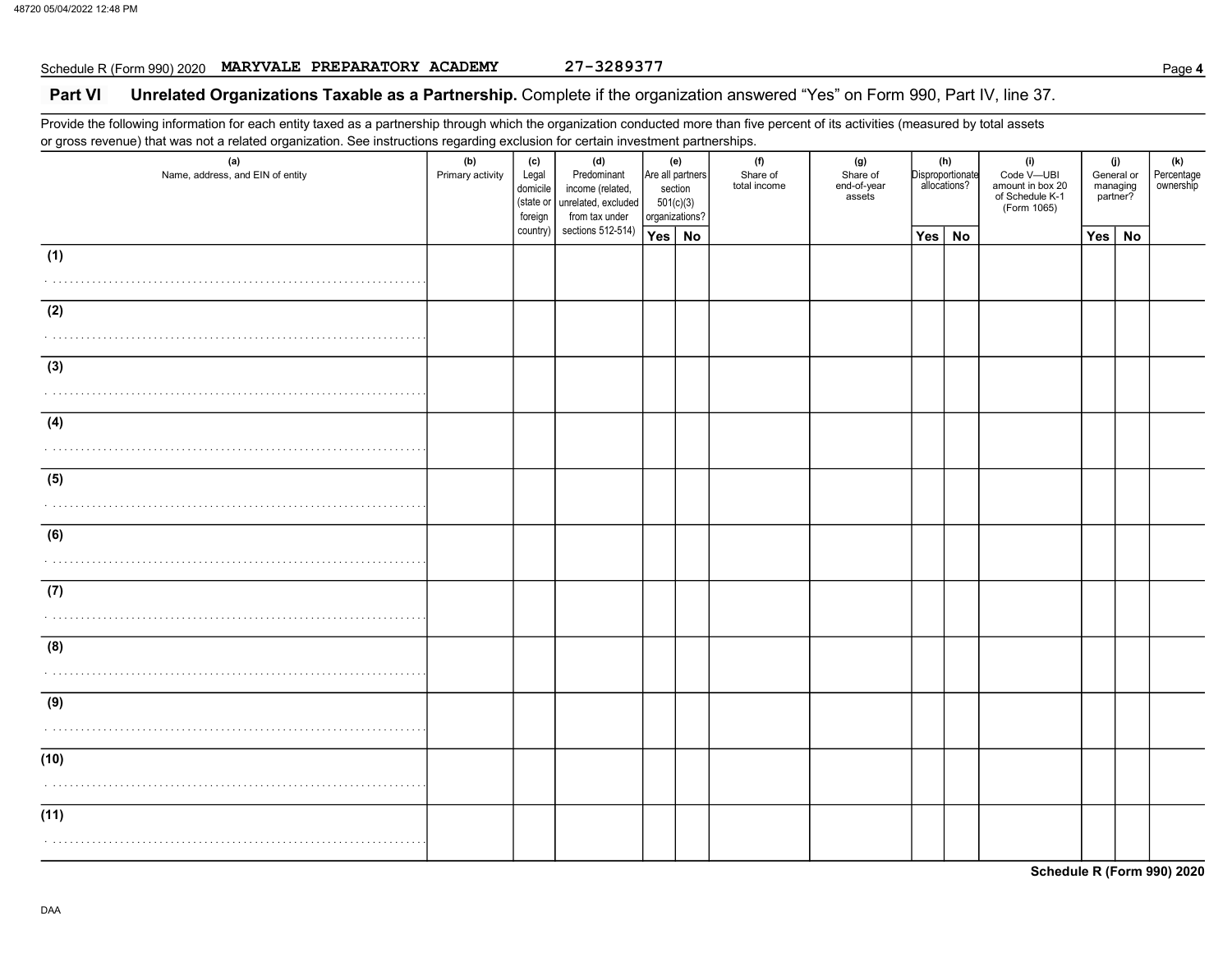Schedule R (Form 990) 2020 **MARYVALE PREPARATORY ACADEMY** 27-3289377 Page **4**

## Part VI Unrelated Organizations Taxable as a Partnership. Complete if the organization answered "Yes" on Form 990, Part IV, line 37.

Provide the following information for each entity taxed as a partnership through which the organization conducted more than five percent of its activities (measured by total assets or gross revenue) that was not a related organization. See instructions regarding exclusion for certain investment partnerships.

| (a) Name, address, and EIN of entity | (b) Primary activity | (c) Legal domicile (state or foreign country) | (d) Predominant income (related, unrelated, excluded from tax under sections 512-514) | (e) Are all partners section 501(c)(3) organizations? | | (f) Share of total income | (g) Share of end-of-year assets | (h) Disproportionate allocations? | | (i) Code V—UBI amount in box 20 of Schedule K-1 (Form 1065) | (j) General or managing partner? | | (k) Percentage ownership |
|---|---|---|---|---|---|---|---|---|---|---|---|---|---|
| | | | | Yes | No | | | Yes | No | | Yes | No | |
| (1) | | | | | | | | | | | | | |
| (2) | | | | | | | | | | | | | |
| (3) | | | | | | | | | | | | | |
| (4) | | | | | | | | | | | | | |
| (5) | | | | | | | | | | | | | |
| (6) | | | | | | | | | | | | | |
| (7) | | | | | | | | | | | | | |
| (8) | | | | | | | | | | | | | |
| (9) | | | | | | | | | | | | | |
| (10) | | | | | | | | | | | | | |
| (11) | | | | | | | | | | | | | |

**Schedule R (Form 990) 2020**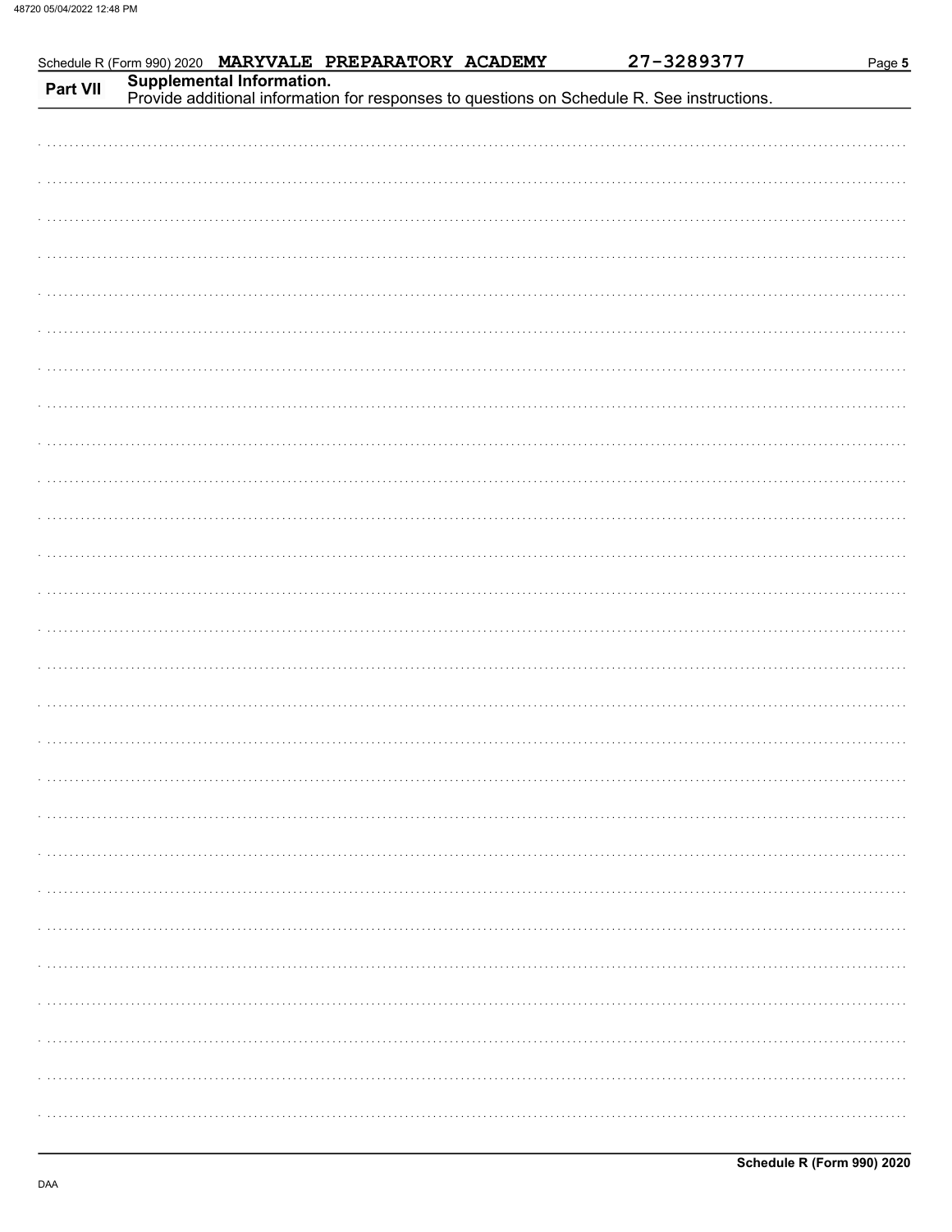Schedule R (Form 990) 2020 MARYVALE PREPARATORY ACADEMY 27-3289377

**Part VII** **Supplemental Information.**
Provide additional information for responses to questions on Schedule R. See instructions.

**Schedule R (Form 990) 2020**

DAA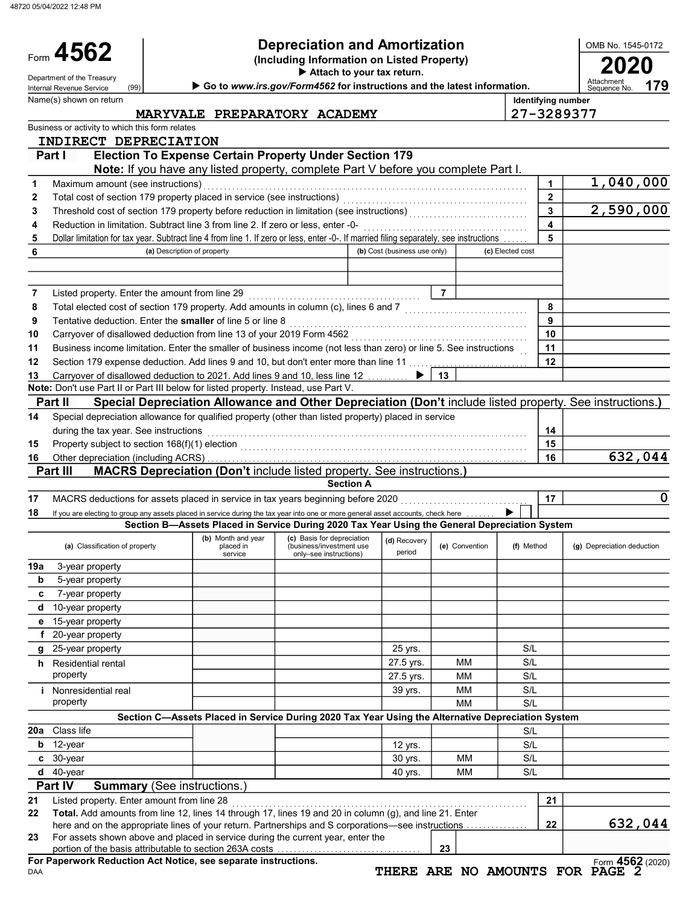48720 05/04/2022 12:48 PM

# Form 4562

## Depreciation and Amortization

**(Including Information on Listed Property)**

▶ Attach to your tax return.

▶ Go to *www.irs.gov/Form4562* for instructions and the latest information.

Department of the Treasury Internal Revenue Service (99)

OMB No. 1545-0172

**2020**

Attachment Sequence No. 179

Name(s) shown on return: MARYVALE PREPARATORY ACADEMY

Identifying number: 27-3289377

Business or activity to which this form relates: INDIRECT DEPRECIATION

### Part I — Election To Expense Certain Property Under Section 179

**Note:** If you have any listed property, complete Part V before you complete Part I.

| Line | Description | Line No. | Amount |
|---|---|---|---|
| 1 | Maximum amount (see instructions) | 1 | 1,040,000 |
| 2 | Total cost of section 179 property placed in service (see instructions) | 2 | |
| 3 | Threshold cost of section 179 property before reduction in limitation (see instructions) | 3 | 2,590,000 |
| 4 | Reduction in limitation. Subtract line 3 from line 2. If zero or less, enter -0- | 4 | |
| 5 | Dollar limitation for tax year. Subtract line 4 from line 1. If zero or less, enter -0-. If married filing separately, see instructions | 5 | |

| 6 (a) Description of property | (b) Cost (business use only) | (c) Elected cost |
|---|---|---|
| | | |
| | | |

| Line | Description | Line No. | Amount |
|---|---|---|---|
| 7 | Listed property. Enter the amount from line 29 | 7 | |
| 8 | Total elected cost of section 179 property. Add amounts in column (c), lines 6 and 7 | 8 | |
| 9 | Tentative deduction. Enter the **smaller** of line 5 or line 8 | 9 | |
| 10 | Carryover of disallowed deduction from line 13 of your 2019 Form 4562 | 10 | |
| 11 | Business income limitation. Enter the smaller of business income (not less than zero) or line 5. See instructions | 11 | |
| 12 | Section 179 expense deduction. Add lines 9 and 10, but don't enter more than line 11 | 12 | |
| 13 | Carryover of disallowed deduction to 2021. Add lines 9 and 10, less line 12 ▶ | 13 | |

**Note:** Don't use Part II or Part III below for listed property. Instead, use Part V.

### Part II — Special Depreciation Allowance and Other Depreciation (Don't include listed property. See instructions.)

| Line | Description | Line No. | Amount |
|---|---|---|---|
| 14 | Special depreciation allowance for qualified property (other than listed property) placed in service during the tax year. See instructions | 14 | |
| 15 | Property subject to section 168(f)(1) election | 15 | |
| 16 | Other depreciation (including ACRS) | 16 | 632,044 |

### Part III — MACRS Depreciation (Don't include listed property. See instructions.)

**Section A**

| Line | Description | Line No. | Amount |
|---|---|---|---|
| 17 | MACRS deductions for assets placed in service in tax years beginning before 2020 | 17 | 0 |
| 18 | If you are electing to group any assets placed in service during the tax year into one or more general asset accounts, check here ▶ ☐ | | |

**Section B—Assets Placed in Service During 2020 Tax Year Using the General Depreciation System**

| (a) Classification of property | (b) Month and year placed in service | (c) Basis for depreciation (business/investment use only–see instructions) | (d) Recovery period | (e) Convention | (f) Method | (g) Depreciation deduction |
|---|---|---|---|---|---|---|
| 19a 3-year property | | | | | | |
| b 5-year property | | | | | | |
| c 7-year property | | | | | | |
| d 10-year property | | | | | | |
| e 15-year property | | | | | | |
| f 20-year property | | | | | | |
| g 25-year property | | | 25 yrs. | | S/L | |
| h Residential rental property | | | 27.5 yrs. | MM | S/L | |
| | | | 27.5 yrs. | MM | S/L | |
| i Nonresidential real property | | | 39 yrs. | MM | S/L | |
| | | | | MM | S/L | |

**Section C—Assets Placed in Service During 2020 Tax Year Using the Alternative Depreciation System**

| (a) Classification of property | (b) Month and year placed in service | (c) Basis for depreciation | (d) Recovery period | (e) Convention | (f) Method | (g) Depreciation deduction |
|---|---|---|---|---|---|---|
| 20a Class life | | | | | S/L | |
| b 12-year | | | 12 yrs. | | S/L | |
| c 30-year | | | 30 yrs. | MM | S/L | |
| d 40-year | | | 40 yrs. | MM | S/L | |

### Part IV — Summary (See instructions.)

| Line | Description | Line No. | Amount |
|---|---|---|---|
| 21 | Listed property. Enter amount from line 28 | 21 | |
| 22 | **Total.** Add amounts from line 12, lines 14 through 17, lines 19 and 20 in column (g), and line 21. Enter here and on the appropriate lines of your return. Partnerships and S corporations—see instructions | 22 | 632,044 |
| 23 | For assets shown above and placed in service during the current year, enter the portion of the basis attributable to section 263A costs | 23 | |

**For Paperwork Reduction Act Notice, see separate instructions.**

DAA

Form **4562** (2020)

THERE ARE NO AMOUNTS FOR PAGE 2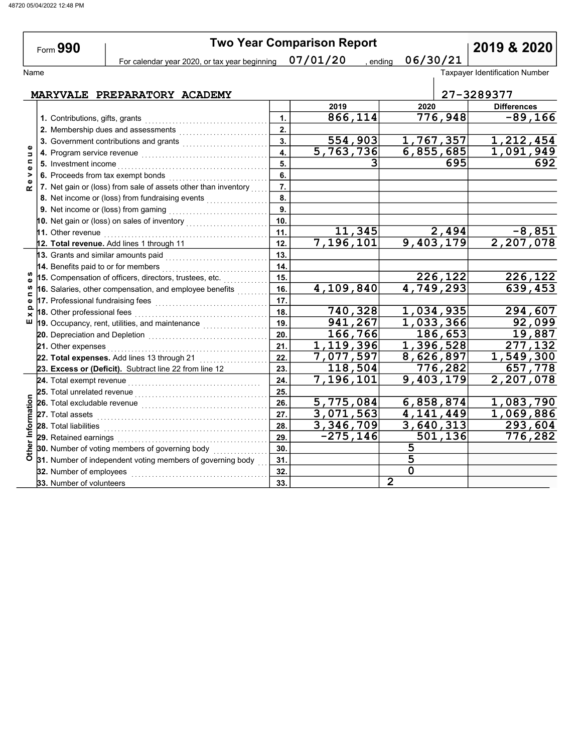# Form 990 — Two Year Comparison Report — 2019 & 2020

For calendar year 2020, or tax year beginning 07/01/20, ending 06/30/21

Name: MARYVALE PREPARATORY ACADEMY

Taxpayer Identification Number: 27-3289377

| Section | Line | | 2019 | 2020 | Differences |
|---|---|---|---|---|---|
| Revenue | 1. Contributions, gifts, grants | 1. | 866,114 | 776,948 | -89,166 |
| | 2. Membership dues and assessments | 2. | | | |
| | 3. Government contributions and grants | 3. | 554,903 | 1,767,357 | 1,212,454 |
| | 4. Program service revenue | 4. | 5,763,736 | 6,855,685 | 1,091,949 |
| | 5. Investment income | 5. | 3 | 695 | 692 |
| | 6. Proceeds from tax exempt bonds | 6. | | | |
| | 7. Net gain or (loss) from sale of assets other than inventory | 7. | | | |
| | 8. Net income or (loss) from fundraising events | 8. | | | |
| | 9. Net income or (loss) from gaming | 9. | | | |
| | 10. Net gain or (loss) on sales of inventory | 10. | | | |
| | 11. Other revenue | 11. | 11,345 | 2,494 | -8,851 |
| | **12. Total revenue.** Add lines 1 through 11 | 12. | 7,196,101 | 9,403,179 | 2,207,078 |
| Expenses | 13. Grants and similar amounts paid | 13. | | | |
| | 14. Benefits paid to or for members | 14. | | | |
| | 15. Compensation of officers, directors, trustees, etc. | 15. | | 226,122 | 226,122 |
| | 16. Salaries, other compensation, and employee benefits | 16. | 4,109,840 | 4,749,293 | 639,453 |
| | 17. Professional fundraising fees | 17. | | | |
| | 18. Other professional fees | 18. | 740,328 | 1,034,935 | 294,607 |
| | 19. Occupancy, rent, utilities, and maintenance | 19. | 941,267 | 1,033,366 | 92,099 |
| | 20. Depreciation and Depletion | 20. | 166,766 | 186,653 | 19,887 |
| | 21. Other expenses | 21. | 1,119,396 | 1,396,528 | 277,132 |
| | **22. Total expenses.** Add lines 13 through 21 | 22. | 7,077,597 | 8,626,897 | 1,549,300 |
| | **23. Excess or (Deficit).** Subtract line 22 from line 12 | 23. | 118,504 | 776,282 | 657,778 |
| Other Information | 24. Total exempt revenue | 24. | 7,196,101 | 9,403,179 | 2,207,078 |
| | 25. Total unrelated revenue | 25. | | | |
| | 26. Total excludable revenue | 26. | 5,775,084 | 6,858,874 | 1,083,790 |
| | 27. Total assets | 27. | 3,071,563 | 4,141,449 | 1,069,886 |
| | 28. Total liabilities | 28. | 3,346,709 | 3,640,313 | 293,604 |
| | 29. Retained earnings | 29. | -275,146 | 501,136 | 776,282 |
| | 30. Number of voting members of governing body | 30. | | 5 | |
| | 31. Number of independent voting members of governing body | 31. | | 5 | |
| | 32. Number of employees | 32. | | 0 | |
| | 33. Number of volunteers | 33. | | 2 | |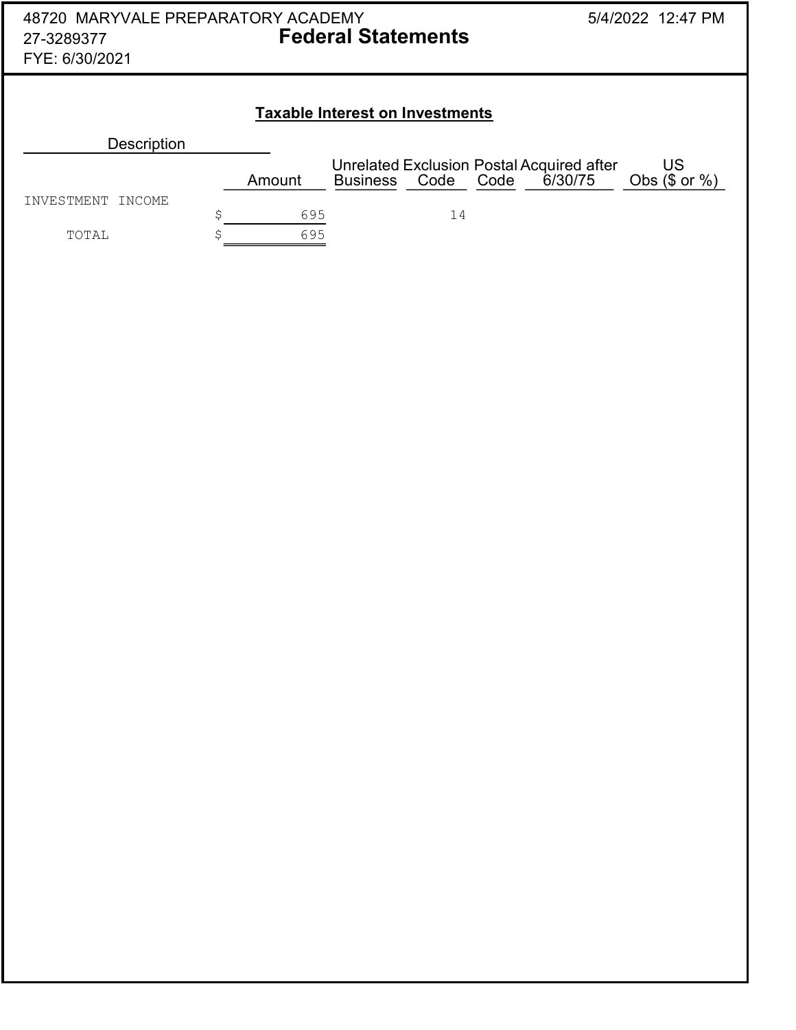48720 MARYVALE PREPARATORY ACADEMY
27-3289377
FYE: 6/30/2021

# Federal Statements

## Taxable Interest on Investments

| Description | Amount | Unrelated Business | Exclusion Code | Postal Code | Acquired after 6/30/75 | US Obs ($ or %) |
|---|---|---|---|---|---|---|
| INVESTMENT INCOME | $ 695 | | 14 | | | |
| TOTAL | $ 695 | | | | | |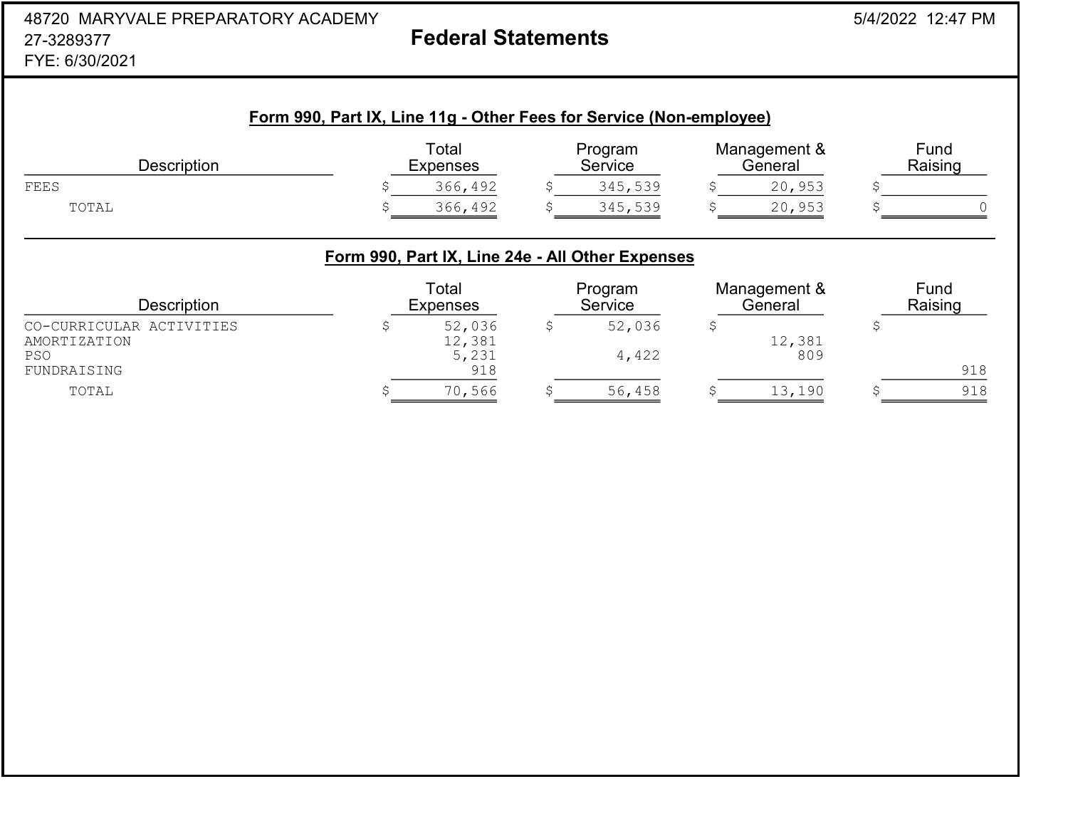48720 MARYVALE PREPARATORY ACADEMY
27-3289377
FYE: 6/30/2021

# Federal Statements

5/4/2022 12:47 PM

## Form 990, Part IX, Line 11g - Other Fees for Service (Non-employee)

| Description | Total Expenses | Program Service | Management & General | Fund Raising |
|---|---|---|---|---|
| FEES | $ 366,492 | $ 345,539 | $ 20,953 | $ |
| TOTAL | $ 366,492 | $ 345,539 | $ 20,953 | $ 0 |

## Form 990, Part IX, Line 24e - All Other Expenses

| Description | Total Expenses | Program Service | Management & General | Fund Raising |
|---|---|---|---|---|
| CO-CURRICULAR ACTIVITIES | $ 52,036 | $ 52,036 | $ | $ |
| AMORTIZATION | 12,381 | | 12,381 | |
| PSO | 5,231 | 4,422 | 809 | |
| FUNDRAISING | 918 | | | 918 |
| TOTAL | $ 70,566 | $ 56,458 | $ 13,190 | $ 918 |